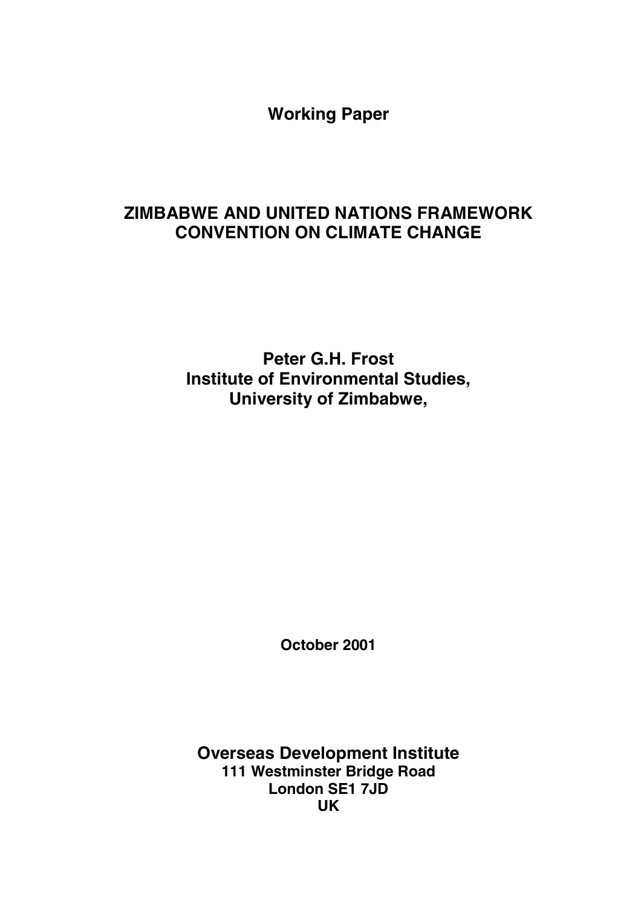**Working Paper**

# ZIMBABWE AND UNITED NATIONS FRAMEWORK CONVENTION ON CLIMATE CHANGE

**Peter G.H. Frost**
**Institute of Environmental Studies,**
**University of Zimbabwe,**

**October 2001**

**Overseas Development Institute**
**111 Westminster Bridge Road**
**London SE1 7JD**
**UK**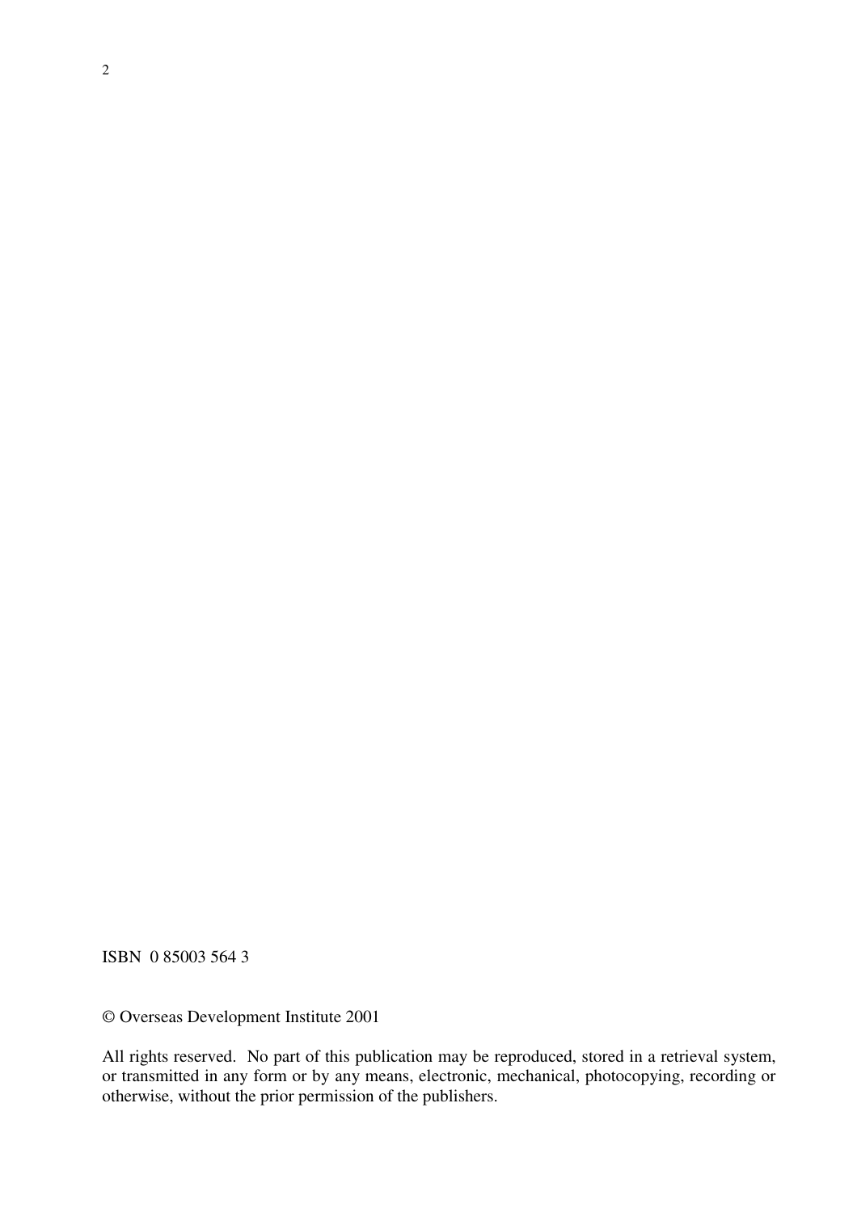ISBN 0 85003 564 3

© Overseas Development Institute 2001

All rights reserved. No part of this publication may be reproduced, stored in a retrieval system, or transmitted in any form or by any means, electronic, mechanical, photocopying, recording or otherwise, without the prior permission of the publishers.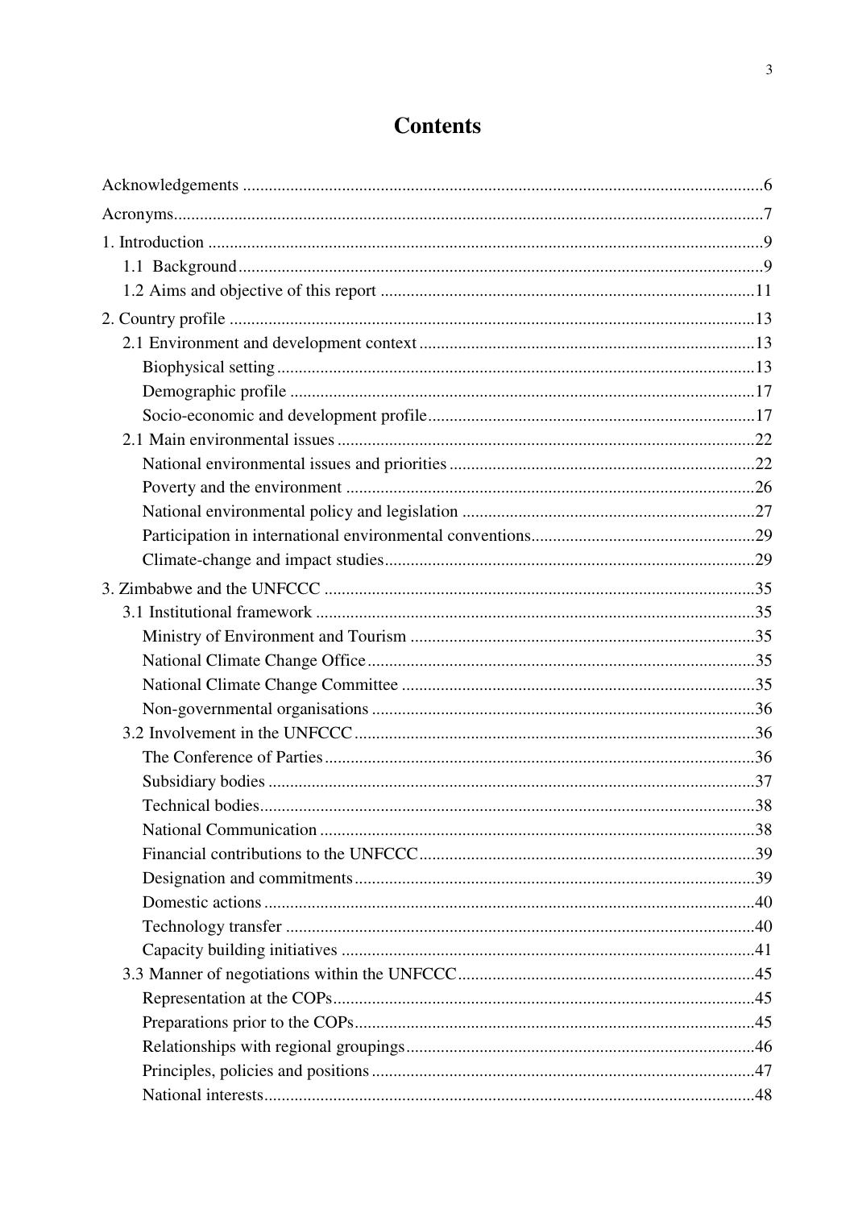# Contents

Acknowledgements ....................................................................................................................6

Acronyms.....................................................................................................................................7

1. Introduction ..............................................................................................................................9
   - 1.1 Background.......................................................................................................................9
   - 1.2 Aims and objective of this report .....................................................................................11

2. Country profile .........................................................................................................................13
   - 2.1 Environment and development context ............................................................................13
     - Biophysical setting .............................................................................................................13
     - Demographic profile ..........................................................................................................17
     - Socio-economic and development profile..........................................................................17
   - 2.1 Main environmental issues ...............................................................................................22
     - National environmental issues and priorities .....................................................................22
     - Poverty and the environment .............................................................................................26
     - National environmental policy and legislation ...................................................................27
     - Participation in international environmental conventions...................................................29
     - Climate-change and impact studies....................................................................................29

3. Zimbabwe and the UNFCCC ..................................................................................................35
   - 3.1 Institutional framework ....................................................................................................35
     - Ministry of Environment and Tourism ...............................................................................35
     - National Climate Change Office........................................................................................35
     - National Climate Change Committee ................................................................................35
     - Non-governmental organisations .......................................................................................36
   - 3.2 Involvement in the UNFCCC...........................................................................................36
     - The Conference of Parties..................................................................................................36
     - Subsidiary bodies ...............................................................................................................37
     - Technical bodies.................................................................................................................38
     - National Communication ...................................................................................................38
     - Financial contributions to the UNFCCC............................................................................39
     - Designation and commitments...........................................................................................39
     - Domestic actions ................................................................................................................40
     - Technology transfer ...........................................................................................................40
     - Capacity building initiatives ..............................................................................................41
   - 3.3 Manner of negotiations within the UNFCCC....................................................................45
     - Representation at the COPs................................................................................................45
     - Preparations prior to the COPs...........................................................................................45
     - Relationships with regional groupings...............................................................................46
     - Principles, policies and positions .......................................................................................47
     - National interests................................................................................................................48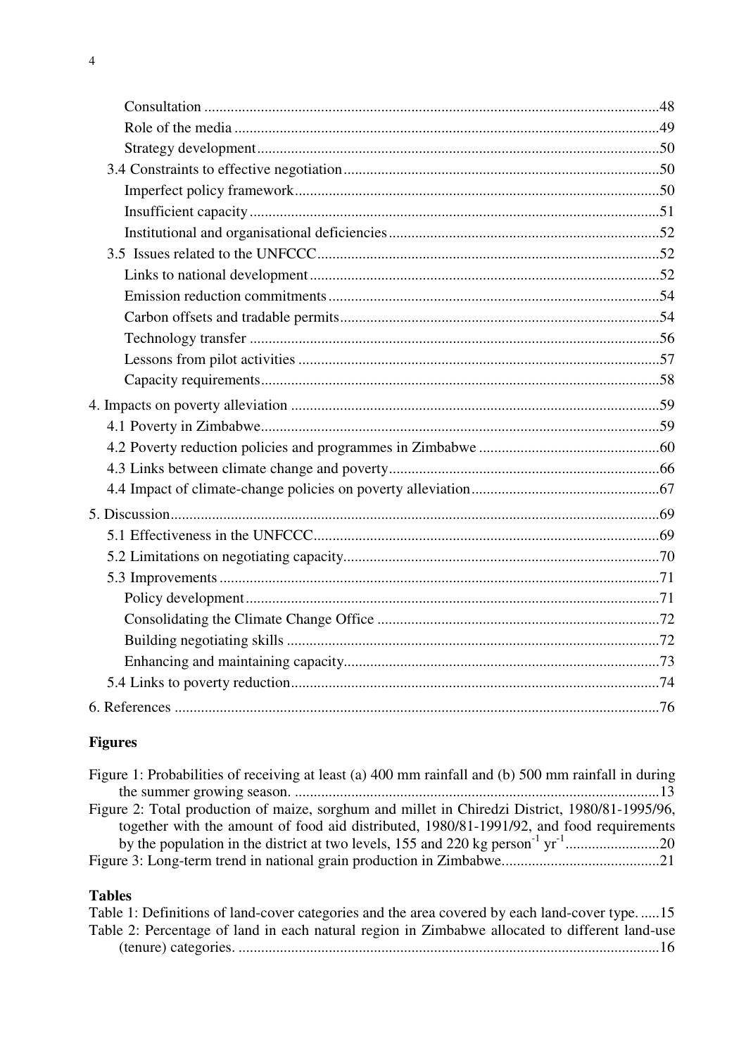Consultation .......................................................................................................48
Role of the media ................................................................................................49
Strategy development..........................................................................................50

3.4 Constraints to effective negotiation...................................................................50
Imperfect policy framework................................................................................50
Insufficient capacity............................................................................................51
Institutional and organisational deficiencies.......................................................52

3.5 Issues related to the UNFCCC..........................................................................52
Links to national development............................................................................52
Emission reduction commitments.......................................................................54
Carbon offsets and tradable permits....................................................................54
Technology transfer ............................................................................................56
Lessons from pilot activities ...............................................................................57
Capacity requirements.........................................................................................58

4. Impacts on poverty alleviation .................................................................................59
4.1 Poverty in Zimbabwe.........................................................................................59
4.2 Poverty reduction policies and programmes in Zimbabwe ................................60
4.3 Links between climate change and poverty.......................................................66
4.4 Impact of climate-change policies on poverty alleviation..................................67

5. Discussion.................................................................................................................69
5.1 Effectiveness in the UNFCCC...........................................................................69
5.2 Limitations on negotiating capacity...................................................................70
5.3 Improvements ....................................................................................................71
Policy development.............................................................................................71
Consolidating the Climate Change Office ..........................................................72
Building negotiating skills ..................................................................................72
Enhancing and maintaining capacity...................................................................73
5.4 Links to poverty reduction.................................................................................74

6. References ................................................................................................................76

## Figures

Figure 1: Probabilities of receiving at least (a) 400 mm rainfall and (b) 500 mm rainfall in during the summer growing season. ................................................................................................13
Figure 2: Total production of maize, sorghum and millet in Chiredzi District, 1980/81-1995/96, together with the amount of food aid distributed, 1980/81-1991/92, and food requirements by the population in the district at two levels, 155 and 220 kg person$^{-1}$ yr$^{-1}$.........................20
Figure 3: Long-term trend in national grain production in Zimbabwe..........................................21

## Tables

Table 1: Definitions of land-cover categories and the area covered by each land-cover type. .....15
Table 2: Percentage of land in each natural region in Zimbabwe allocated to different land-use (tenure) categories. ..............................................................................................................16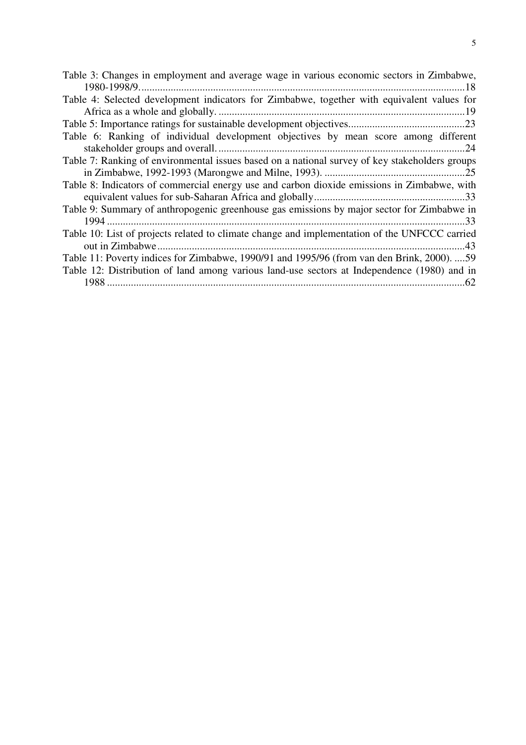Table 3: Changes in employment and average wage in various economic sectors in Zimbabwe, 1980-1998/9. ....18

Table 4: Selected development indicators for Zimbabwe, together with equivalent values for Africa as a whole and globally. ....19

Table 5: Importance ratings for sustainable development objectives. ....23

Table 6: Ranking of individual development objectives by mean score among different stakeholder groups and overall. ....24

Table 7: Ranking of environmental issues based on a national survey of key stakeholders groups in Zimbabwe, 1992-1993 (Marongwe and Milne, 1993). ....25

Table 8: Indicators of commercial energy use and carbon dioxide emissions in Zimbabwe, with equivalent values for sub-Saharan Africa and globally ....33

Table 9: Summary of anthropogenic greenhouse gas emissions by major sector for Zimbabwe in 1994 ....33

Table 10: List of projects related to climate change and implementation of the UNFCCC carried out in Zimbabwe ....43

Table 11: Poverty indices for Zimbabwe, 1990/91 and 1995/96 (from van den Brink, 2000). ....59

Table 12: Distribution of land among various land-use sectors at Independence (1980) and in 1988 ....62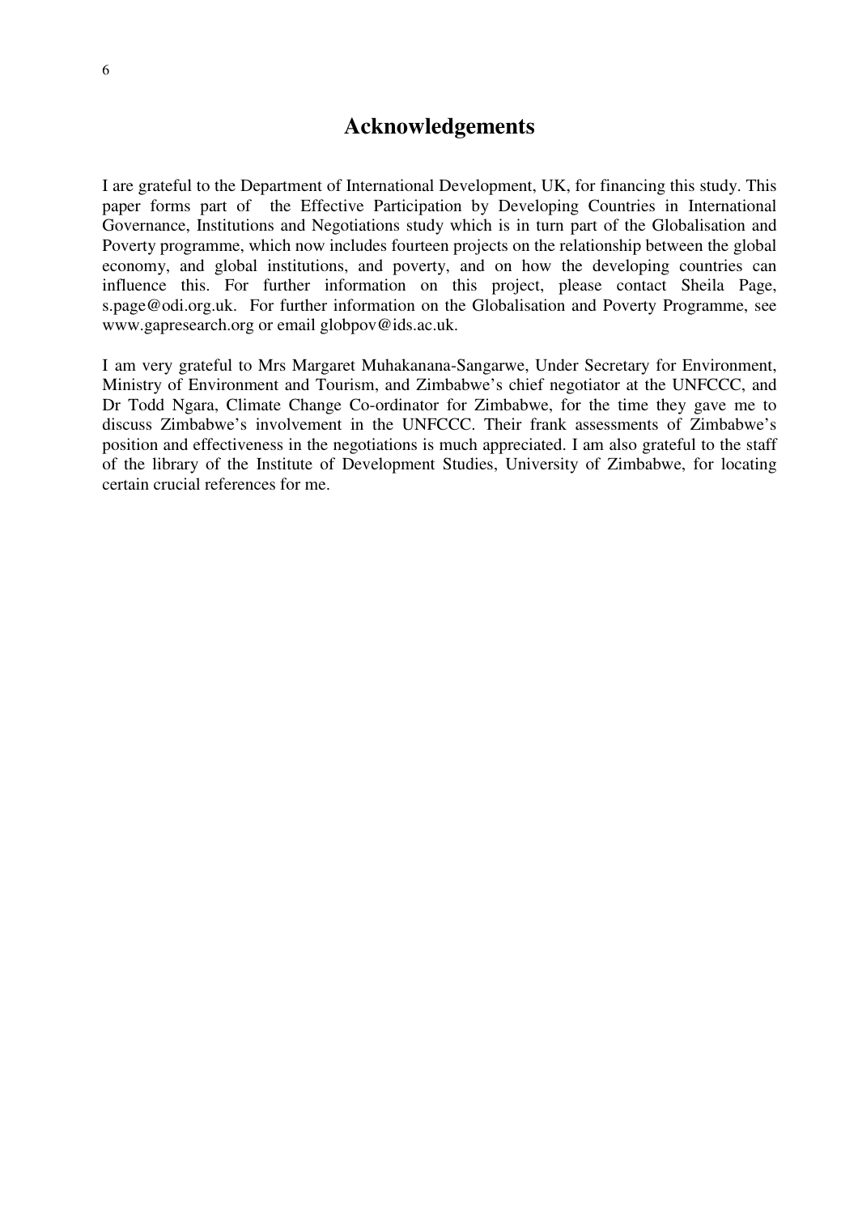# Acknowledgements

I are grateful to the Department of International Development, UK, for financing this study. This paper forms part of the Effective Participation by Developing Countries in International Governance, Institutions and Negotiations study which is in turn part of the Globalisation and Poverty programme, which now includes fourteen projects on the relationship between the global economy, and global institutions, and poverty, and on how the developing countries can influence this. For further information on this project, please contact Sheila Page, s.page@odi.org.uk. For further information on the Globalisation and Poverty Programme, see www.gapresearch.org or email globpov@ids.ac.uk.

I am very grateful to Mrs Margaret Muhakanana-Sangarwe, Under Secretary for Environment, Ministry of Environment and Tourism, and Zimbabwe's chief negotiator at the UNFCCC, and Dr Todd Ngara, Climate Change Co-ordinator for Zimbabwe, for the time they gave me to discuss Zimbabwe's involvement in the UNFCCC. Their frank assessments of Zimbabwe's position and effectiveness in the negotiations is much appreciated. I am also grateful to the staff of the library of the Institute of Development Studies, University of Zimbabwe, for locating certain crucial references for me.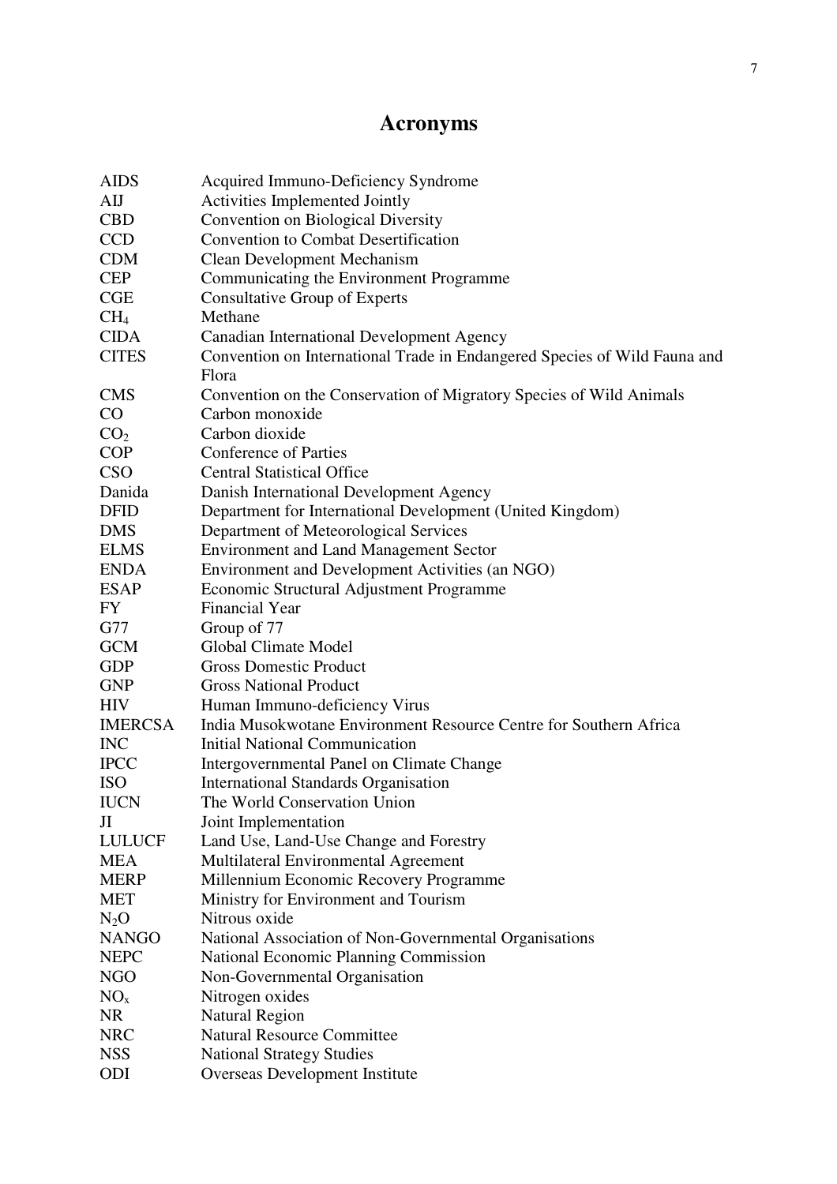# Acronyms

| | |
|---|---|
| AIDS | Acquired Immuno-Deficiency Syndrome |
| AIJ | Activities Implemented Jointly |
| CBD | Convention on Biological Diversity |
| CCD | Convention to Combat Desertification |
| CDM | Clean Development Mechanism |
| CEP | Communicating the Environment Programme |
| CGE | Consultative Group of Experts |
| $CH_4$ | Methane |
| CIDA | Canadian International Development Agency |
| CITES | Convention on International Trade in Endangered Species of Wild Fauna and Flora |
| CMS | Convention on the Conservation of Migratory Species of Wild Animals |
| CO | Carbon monoxide |
| $CO_2$ | Carbon dioxide |
| COP | Conference of Parties |
| CSO | Central Statistical Office |
| Danida | Danish International Development Agency |
| DFID | Department for International Development (United Kingdom) |
| DMS | Department of Meteorological Services |
| ELMS | Environment and Land Management Sector |
| ENDA | Environment and Development Activities (an NGO) |
| ESAP | Economic Structural Adjustment Programme |
| FY | Financial Year |
| G77 | Group of 77 |
| GCM | Global Climate Model |
| GDP | Gross Domestic Product |
| GNP | Gross National Product |
| HIV | Human Immuno-deficiency Virus |
| IMERCSA | India Musokwotane Environment Resource Centre for Southern Africa |
| INC | Initial National Communication |
| IPCC | Intergovernmental Panel on Climate Change |
| ISO | International Standards Organisation |
| IUCN | The World Conservation Union |
| JI | Joint Implementation |
| LULUCF | Land Use, Land-Use Change and Forestry |
| MEA | Multilateral Environmental Agreement |
| MERP | Millennium Economic Recovery Programme |
| MET | Ministry for Environment and Tourism |
| $N_2O$ | Nitrous oxide |
| NANGO | National Association of Non-Governmental Organisations |
| NEPC | National Economic Planning Commission |
| NGO | Non-Governmental Organisation |
| $NO_x$ | Nitrogen oxides |
| NR | Natural Region |
| NRC | Natural Resource Committee |
| NSS | National Strategy Studies |
| ODI | Overseas Development Institute |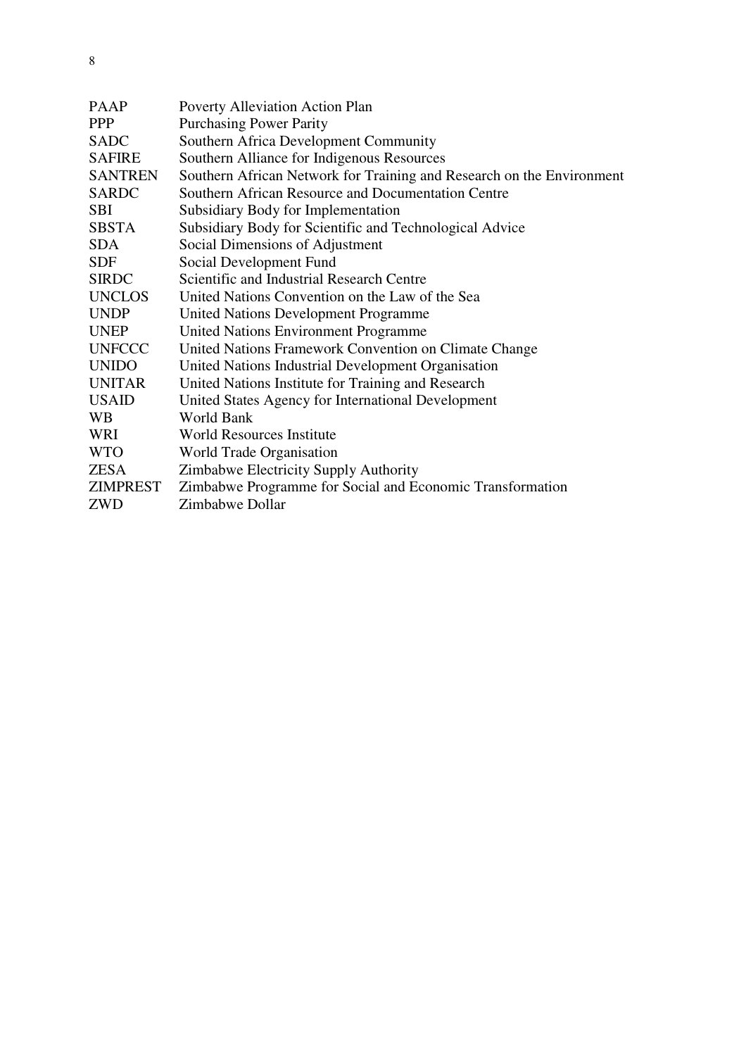| | |
|---|---|
| PAAP | Poverty Alleviation Action Plan |
| PPP | Purchasing Power Parity |
| SADC | Southern Africa Development Community |
| SAFIRE | Southern Alliance for Indigenous Resources |
| SANTREN | Southern African Network for Training and Research on the Environment |
| SARDC | Southern African Resource and Documentation Centre |
| SBI | Subsidiary Body for Implementation |
| SBSTA | Subsidiary Body for Scientific and Technological Advice |
| SDA | Social Dimensions of Adjustment |
| SDF | Social Development Fund |
| SIRDC | Scientific and Industrial Research Centre |
| UNCLOS | United Nations Convention on the Law of the Sea |
| UNDP | United Nations Development Programme |
| UNEP | United Nations Environment Programme |
| UNFCCC | United Nations Framework Convention on Climate Change |
| UNIDO | United Nations Industrial Development Organisation |
| UNITAR | United Nations Institute for Training and Research |
| USAID | United States Agency for International Development |
| WB | World Bank |
| WRI | World Resources Institute |
| WTO | World Trade Organisation |
| ZESA | Zimbabwe Electricity Supply Authority |
| ZIMPREST | Zimbabwe Programme for Social and Economic Transformation |
| ZWD | Zimbabwe Dollar |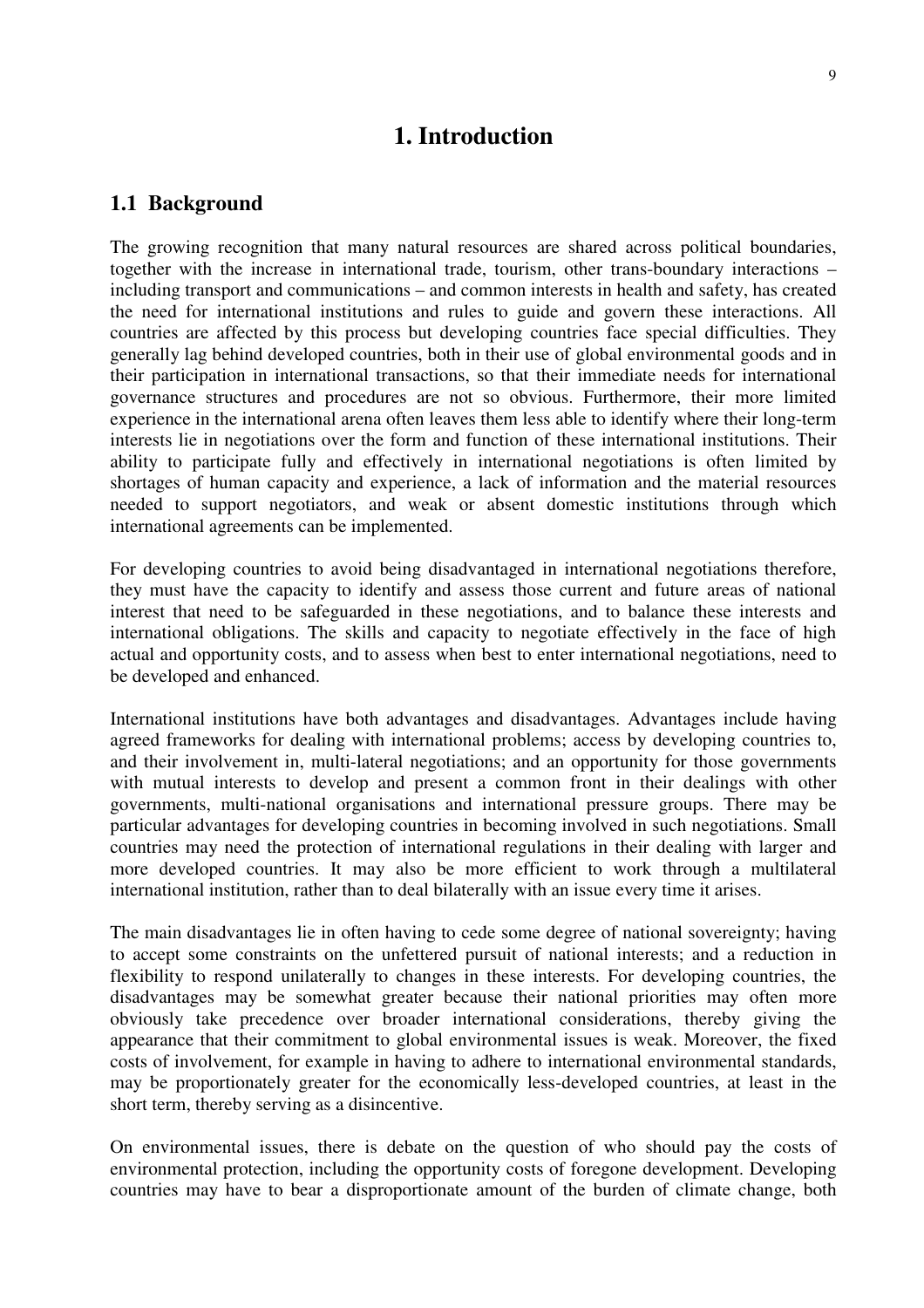# 1. Introduction

## 1.1 Background

The growing recognition that many natural resources are shared across political boundaries, together with the increase in international trade, tourism, other trans-boundary interactions – including transport and communications – and common interests in health and safety, has created the need for international institutions and rules to guide and govern these interactions. All countries are affected by this process but developing countries face special difficulties. They generally lag behind developed countries, both in their use of global environmental goods and in their participation in international transactions, so that their immediate needs for international governance structures and procedures are not so obvious. Furthermore, their more limited experience in the international arena often leaves them less able to identify where their long-term interests lie in negotiations over the form and function of these international institutions. Their ability to participate fully and effectively in international negotiations is often limited by shortages of human capacity and experience, a lack of information and the material resources needed to support negotiators, and weak or absent domestic institutions through which international agreements can be implemented.

For developing countries to avoid being disadvantaged in international negotiations therefore, they must have the capacity to identify and assess those current and future areas of national interest that need to be safeguarded in these negotiations, and to balance these interests and international obligations. The skills and capacity to negotiate effectively in the face of high actual and opportunity costs, and to assess when best to enter international negotiations, need to be developed and enhanced.

International institutions have both advantages and disadvantages. Advantages include having agreed frameworks for dealing with international problems; access by developing countries to, and their involvement in, multi-lateral negotiations; and an opportunity for those governments with mutual interests to develop and present a common front in their dealings with other governments, multi-national organisations and international pressure groups. There may be particular advantages for developing countries in becoming involved in such negotiations. Small countries may need the protection of international regulations in their dealing with larger and more developed countries. It may also be more efficient to work through a multilateral international institution, rather than to deal bilaterally with an issue every time it arises.

The main disadvantages lie in often having to cede some degree of national sovereignty; having to accept some constraints on the unfettered pursuit of national interests; and a reduction in flexibility to respond unilaterally to changes in these interests. For developing countries, the disadvantages may be somewhat greater because their national priorities may often more obviously take precedence over broader international considerations, thereby giving the appearance that their commitment to global environmental issues is weak. Moreover, the fixed costs of involvement, for example in having to adhere to international environmental standards, may be proportionately greater for the economically less-developed countries, at least in the short term, thereby serving as a disincentive.

On environmental issues, there is debate on the question of who should pay the costs of environmental protection, including the opportunity costs of foregone development. Developing countries may have to bear a disproportionate amount of the burden of climate change, both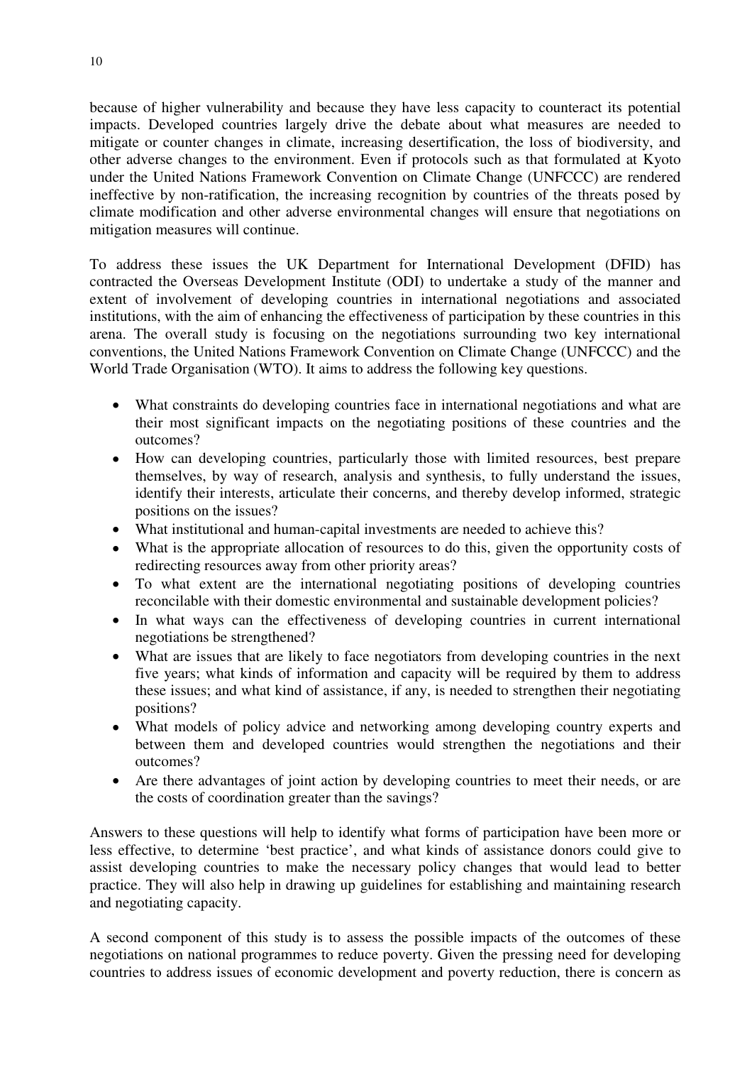because of higher vulnerability and because they have less capacity to counteract its potential impacts. Developed countries largely drive the debate about what measures are needed to mitigate or counter changes in climate, increasing desertification, the loss of biodiversity, and other adverse changes to the environment. Even if protocols such as that formulated at Kyoto under the United Nations Framework Convention on Climate Change (UNFCCC) are rendered ineffective by non-ratification, the increasing recognition by countries of the threats posed by climate modification and other adverse environmental changes will ensure that negotiations on mitigation measures will continue.

To address these issues the UK Department for International Development (DFID) has contracted the Overseas Development Institute (ODI) to undertake a study of the manner and extent of involvement of developing countries in international negotiations and associated institutions, with the aim of enhancing the effectiveness of participation by these countries in this arena. The overall study is focusing on the negotiations surrounding two key international conventions, the United Nations Framework Convention on Climate Change (UNFCCC) and the World Trade Organisation (WTO). It aims to address the following key questions.

- What constraints do developing countries face in international negotiations and what are their most significant impacts on the negotiating positions of these countries and the outcomes?
- How can developing countries, particularly those with limited resources, best prepare themselves, by way of research, analysis and synthesis, to fully understand the issues, identify their interests, articulate their concerns, and thereby develop informed, strategic positions on the issues?
- What institutional and human-capital investments are needed to achieve this?
- What is the appropriate allocation of resources to do this, given the opportunity costs of redirecting resources away from other priority areas?
- To what extent are the international negotiating positions of developing countries reconcilable with their domestic environmental and sustainable development policies?
- In what ways can the effectiveness of developing countries in current international negotiations be strengthened?
- What are issues that are likely to face negotiators from developing countries in the next five years; what kinds of information and capacity will be required by them to address these issues; and what kind of assistance, if any, is needed to strengthen their negotiating positions?
- What models of policy advice and networking among developing country experts and between them and developed countries would strengthen the negotiations and their outcomes?
- Are there advantages of joint action by developing countries to meet their needs, or are the costs of coordination greater than the savings?

Answers to these questions will help to identify what forms of participation have been more or less effective, to determine 'best practice', and what kinds of assistance donors could give to assist developing countries to make the necessary policy changes that would lead to better practice. They will also help in drawing up guidelines for establishing and maintaining research and negotiating capacity.

A second component of this study is to assess the possible impacts of the outcomes of these negotiations on national programmes to reduce poverty. Given the pressing need for developing countries to address issues of economic development and poverty reduction, there is concern as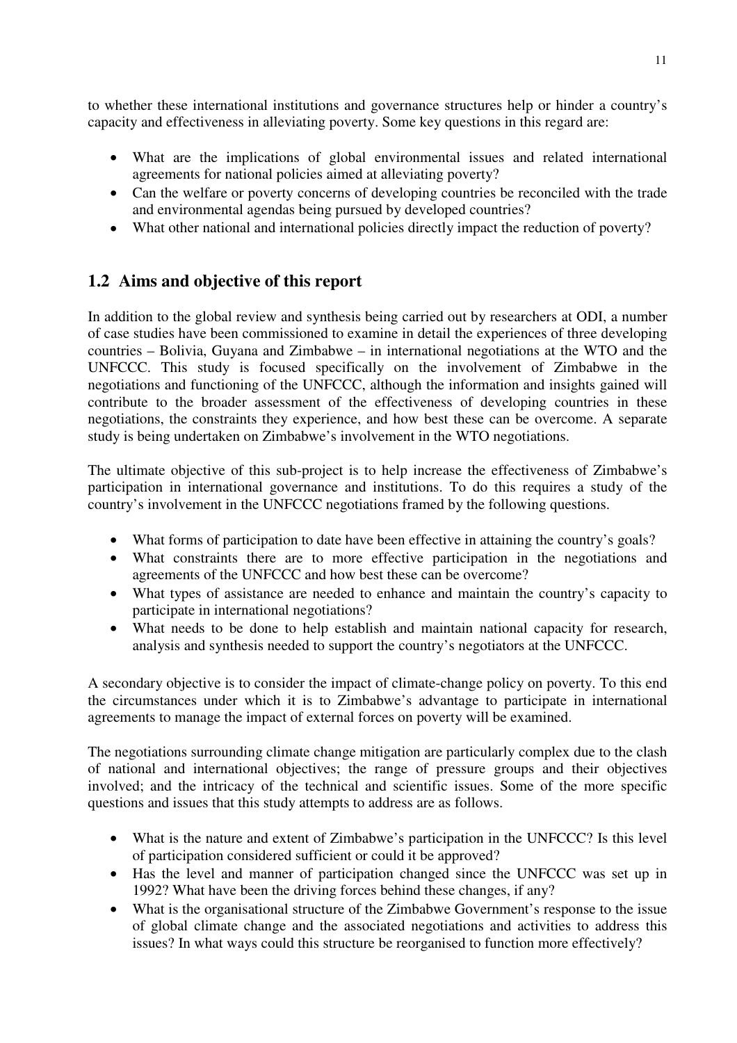to whether these international institutions and governance structures help or hinder a country's capacity and effectiveness in alleviating poverty. Some key questions in this regard are:

- What are the implications of global environmental issues and related international agreements for national policies aimed at alleviating poverty?
- Can the welfare or poverty concerns of developing countries be reconciled with the trade and environmental agendas being pursued by developed countries?
- What other national and international policies directly impact the reduction of poverty?

## 1.2 Aims and objective of this report

In addition to the global review and synthesis being carried out by researchers at ODI, a number of case studies have been commissioned to examine in detail the experiences of three developing countries – Bolivia, Guyana and Zimbabwe – in international negotiations at the WTO and the UNFCCC. This study is focused specifically on the involvement of Zimbabwe in the negotiations and functioning of the UNFCCC, although the information and insights gained will contribute to the broader assessment of the effectiveness of developing countries in these negotiations, the constraints they experience, and how best these can be overcome. A separate study is being undertaken on Zimbabwe's involvement in the WTO negotiations.

The ultimate objective of this sub-project is to help increase the effectiveness of Zimbabwe's participation in international governance and institutions. To do this requires a study of the country's involvement in the UNFCCC negotiations framed by the following questions.

- What forms of participation to date have been effective in attaining the country's goals?
- What constraints there are to more effective participation in the negotiations and agreements of the UNFCCC and how best these can be overcome?
- What types of assistance are needed to enhance and maintain the country's capacity to participate in international negotiations?
- What needs to be done to help establish and maintain national capacity for research, analysis and synthesis needed to support the country's negotiators at the UNFCCC.

A secondary objective is to consider the impact of climate-change policy on poverty. To this end the circumstances under which it is to Zimbabwe's advantage to participate in international agreements to manage the impact of external forces on poverty will be examined.

The negotiations surrounding climate change mitigation are particularly complex due to the clash of national and international objectives; the range of pressure groups and their objectives involved; and the intricacy of the technical and scientific issues. Some of the more specific questions and issues that this study attempts to address are as follows.

- What is the nature and extent of Zimbabwe's participation in the UNFCCC? Is this level of participation considered sufficient or could it be approved?
- Has the level and manner of participation changed since the UNFCCC was set up in 1992? What have been the driving forces behind these changes, if any?
- What is the organisational structure of the Zimbabwe Government's response to the issue of global climate change and the associated negotiations and activities to address this issues? In what ways could this structure be reorganised to function more effectively?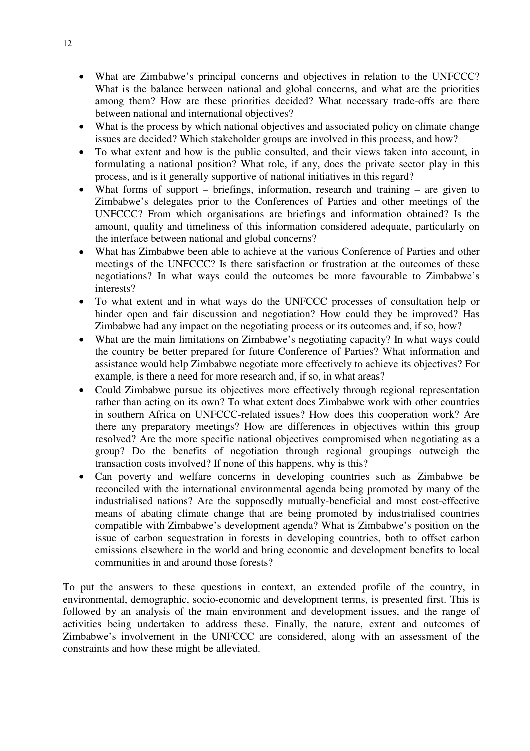- What are Zimbabwe's principal concerns and objectives in relation to the UNFCCC? What is the balance between national and global concerns, and what are the priorities among them? How are these priorities decided? What necessary trade-offs are there between national and international objectives?
- What is the process by which national objectives and associated policy on climate change issues are decided? Which stakeholder groups are involved in this process, and how?
- To what extent and how is the public consulted, and their views taken into account, in formulating a national position? What role, if any, does the private sector play in this process, and is it generally supportive of national initiatives in this regard?
- What forms of support – briefings, information, research and training – are given to Zimbabwe's delegates prior to the Conferences of Parties and other meetings of the UNFCCC? From which organisations are briefings and information obtained? Is the amount, quality and timeliness of this information considered adequate, particularly on the interface between national and global concerns?
- What has Zimbabwe been able to achieve at the various Conference of Parties and other meetings of the UNFCCC? Is there satisfaction or frustration at the outcomes of these negotiations? In what ways could the outcomes be more favourable to Zimbabwe's interests?
- To what extent and in what ways do the UNFCCC processes of consultation help or hinder open and fair discussion and negotiation? How could they be improved? Has Zimbabwe had any impact on the negotiating process or its outcomes and, if so, how?
- What are the main limitations on Zimbabwe's negotiating capacity? In what ways could the country be better prepared for future Conference of Parties? What information and assistance would help Zimbabwe negotiate more effectively to achieve its objectives? For example, is there a need for more research and, if so, in what areas?
- Could Zimbabwe pursue its objectives more effectively through regional representation rather than acting on its own? To what extent does Zimbabwe work with other countries in southern Africa on UNFCCC-related issues? How does this cooperation work? Are there any preparatory meetings? How are differences in objectives within this group resolved? Are the more specific national objectives compromised when negotiating as a group? Do the benefits of negotiation through regional groupings outweigh the transaction costs involved? If none of this happens, why is this?
- Can poverty and welfare concerns in developing countries such as Zimbabwe be reconciled with the international environmental agenda being promoted by many of the industrialised nations? Are the supposedly mutually-beneficial and most cost-effective means of abating climate change that are being promoted by industrialised countries compatible with Zimbabwe's development agenda? What is Zimbabwe's position on the issue of carbon sequestration in forests in developing countries, both to offset carbon emissions elsewhere in the world and bring economic and development benefits to local communities in and around those forests?

To put the answers to these questions in context, an extended profile of the country, in environmental, demographic, socio-economic and development terms, is presented first. This is followed by an analysis of the main environment and development issues, and the range of activities being undertaken to address these. Finally, the nature, extent and outcomes of Zimbabwe's involvement in the UNFCCC are considered, along with an assessment of the constraints and how these might be alleviated.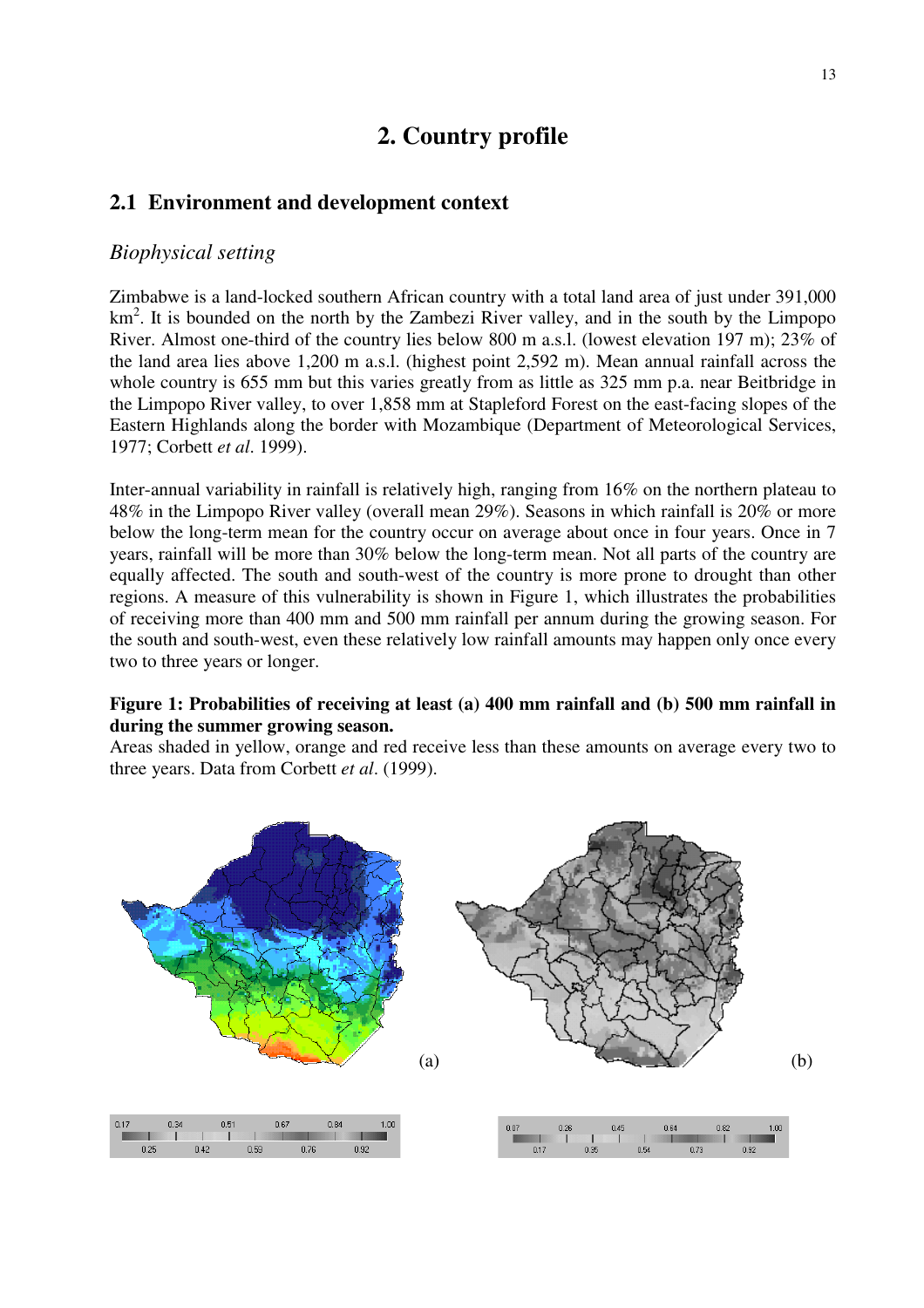# 2. Country profile

## 2.1 Environment and development context

### *Biophysical setting*

Zimbabwe is a land-locked southern African country with a total land area of just under 391,000 km$^2$. It is bounded on the north by the Zambezi River valley, and in the south by the Limpopo River. Almost one-third of the country lies below 800 m a.s.l. (lowest elevation 197 m); 23% of the land area lies above 1,200 m a.s.l. (highest point 2,592 m). Mean annual rainfall across the whole country is 655 mm but this varies greatly from as little as 325 mm p.a. near Beitbridge in the Limpopo River valley, to over 1,858 mm at Stapleford Forest on the east-facing slopes of the Eastern Highlands along the border with Mozambique (Department of Meteorological Services, 1977; Corbett *et al*. 1999).

Inter-annual variability in rainfall is relatively high, ranging from 16% on the northern plateau to 48% in the Limpopo River valley (overall mean 29%). Seasons in which rainfall is 20% or more below the long-term mean for the country occur on average about once in four years. Once in 7 years, rainfall will be more than 30% below the long-term mean. Not all parts of the country are equally affected. The south and south-west of the country is more prone to drought than other regions. A measure of this vulnerability is shown in Figure 1, which illustrates the probabilities of receiving more than 400 mm and 500 mm rainfall per annum during the growing season. For the south and south-west, even these relatively low rainfall amounts may happen only once every two to three years or longer.

**Figure 1: Probabilities of receiving at least (a) 400 mm rainfall and (b) 500 mm rainfall in during the summer growing season.**

Areas shaded in yellow, orange and red receive less than these amounts on average every two to three years. Data from Corbett *et al*. (1999).

(a)

0.17 0.25 0.34 0.42 0.51 0.59 0.67 0.76 0.84 0.92 1.00

(b)

0.07 0.17 0.26 0.35 0.45 0.54 0.64 0.73 0.82 0.92 1.00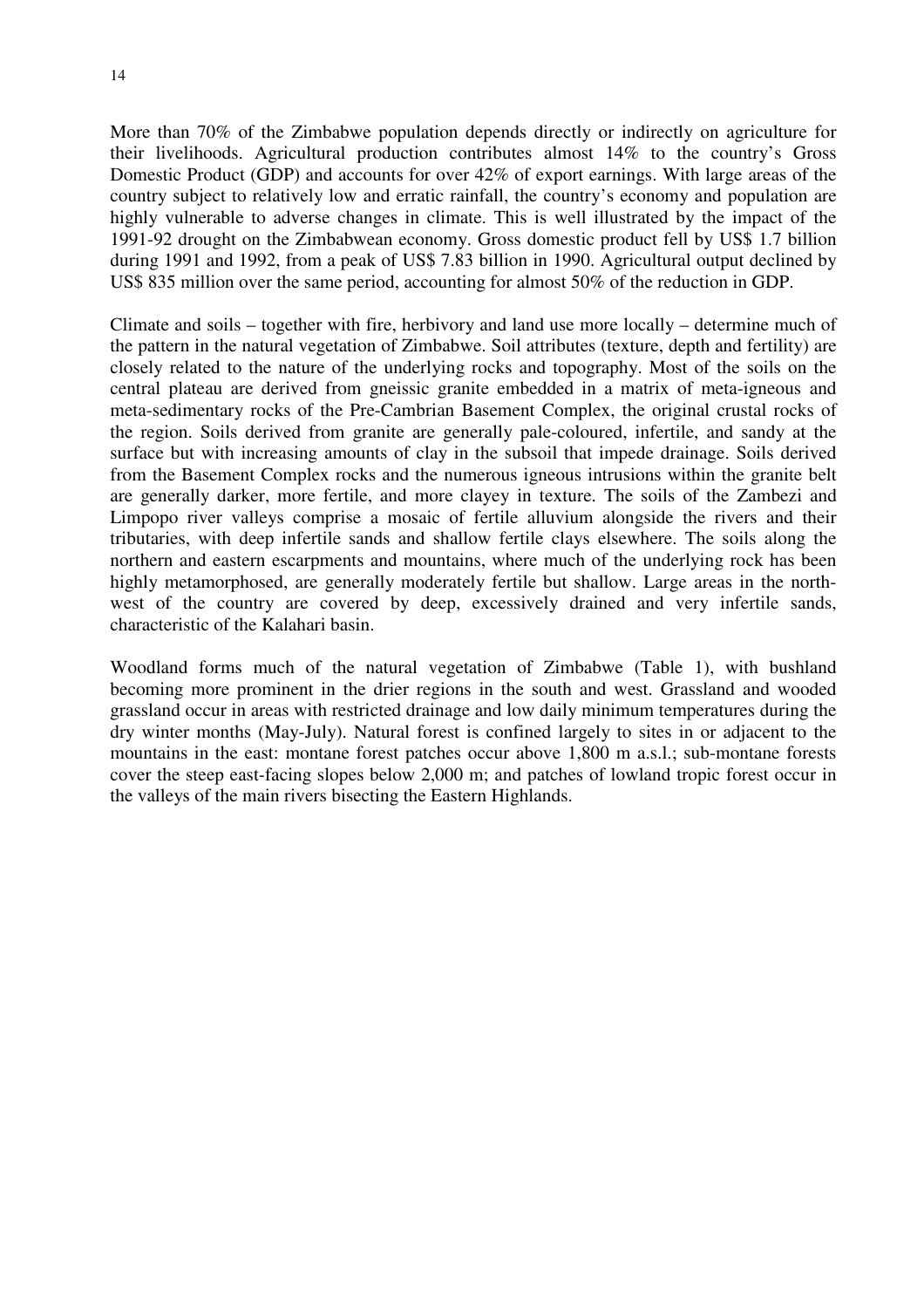More than 70% of the Zimbabwe population depends directly or indirectly on agriculture for their livelihoods. Agricultural production contributes almost 14% to the country's Gross Domestic Product (GDP) and accounts for over 42% of export earnings. With large areas of the country subject to relatively low and erratic rainfall, the country's economy and population are highly vulnerable to adverse changes in climate. This is well illustrated by the impact of the 1991-92 drought on the Zimbabwean economy. Gross domestic product fell by US$ 1.7 billion during 1991 and 1992, from a peak of US$ 7.83 billion in 1990. Agricultural output declined by US$ 835 million over the same period, accounting for almost 50% of the reduction in GDP.

Climate and soils – together with fire, herbivory and land use more locally – determine much of the pattern in the natural vegetation of Zimbabwe. Soil attributes (texture, depth and fertility) are closely related to the nature of the underlying rocks and topography. Most of the soils on the central plateau are derived from gneissic granite embedded in a matrix of meta-igneous and meta-sedimentary rocks of the Pre-Cambrian Basement Complex, the original crustal rocks of the region. Soils derived from granite are generally pale-coloured, infertile, and sandy at the surface but with increasing amounts of clay in the subsoil that impede drainage. Soils derived from the Basement Complex rocks and the numerous igneous intrusions within the granite belt are generally darker, more fertile, and more clayey in texture. The soils of the Zambezi and Limpopo river valleys comprise a mosaic of fertile alluvium alongside the rivers and their tributaries, with deep infertile sands and shallow fertile clays elsewhere. The soils along the northern and eastern escarpments and mountains, where much of the underlying rock has been highly metamorphosed, are generally moderately fertile but shallow. Large areas in the north-west of the country are covered by deep, excessively drained and very infertile sands, characteristic of the Kalahari basin.

Woodland forms much of the natural vegetation of Zimbabwe (Table 1), with bushland becoming more prominent in the drier regions in the south and west. Grassland and wooded grassland occur in areas with restricted drainage and low daily minimum temperatures during the dry winter months (May-July). Natural forest is confined largely to sites in or adjacent to the mountains in the east: montane forest patches occur above 1,800 m a.s.l.; sub-montane forests cover the steep east-facing slopes below 2,000 m; and patches of lowland tropic forest occur in the valleys of the main rivers bisecting the Eastern Highlands.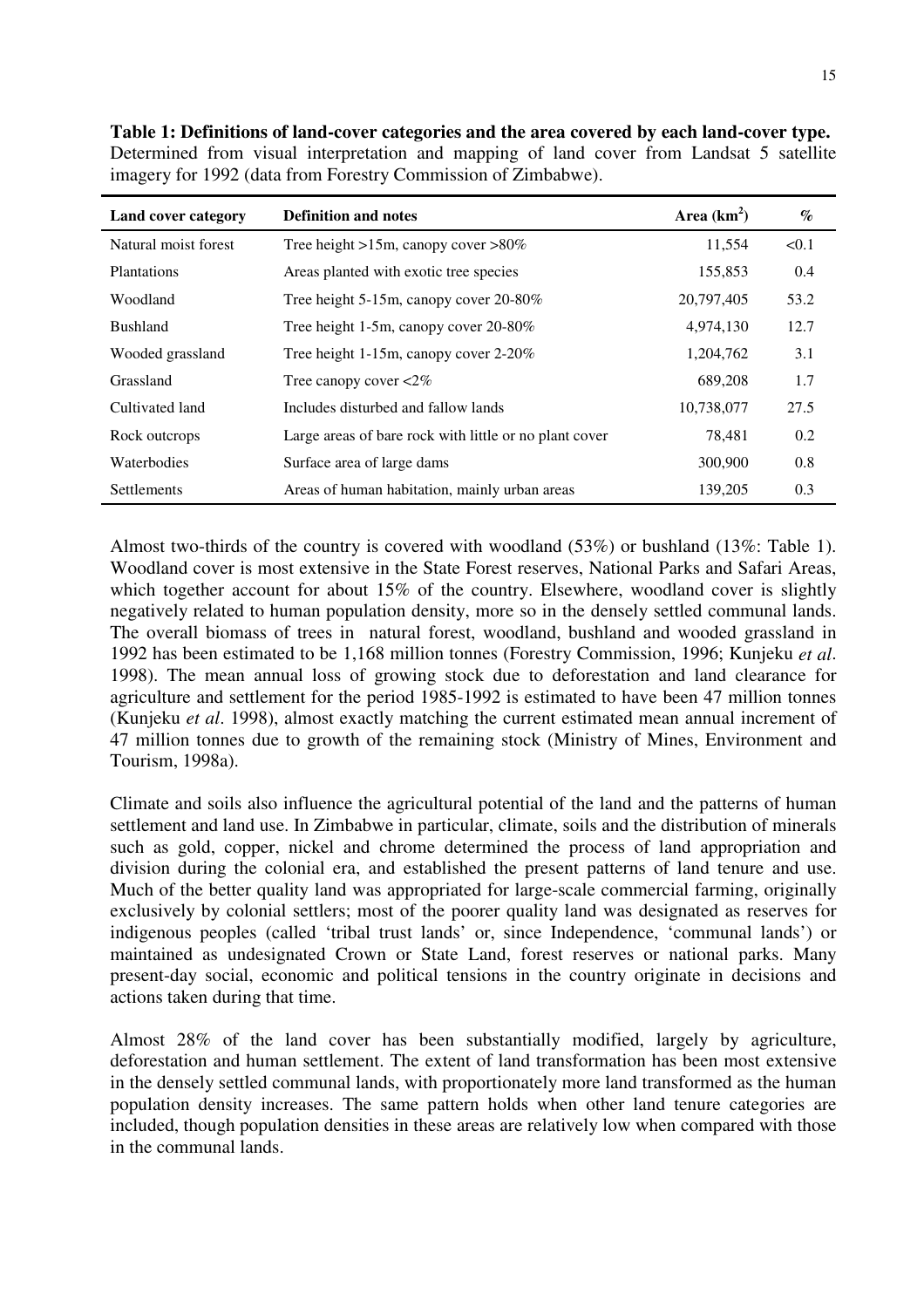**Table 1: Definitions of land-cover categories and the area covered by each land-cover type.** Determined from visual interpretation and mapping of land cover from Landsat 5 satellite imagery for 1992 (data from Forestry Commission of Zimbabwe).

| Land cover category | Definition and notes | Area ($km^2$) | % |
|---|---|---|---|
| Natural moist forest | Tree height >15m, canopy cover >80% | 11,554 | <0.1 |
| Plantations | Areas planted with exotic tree species | 155,853 | 0.4 |
| Woodland | Tree height 5-15m, canopy cover 20-80% | 20,797,405 | 53.2 |
| Bushland | Tree height 1-5m, canopy cover 20-80% | 4,974,130 | 12.7 |
| Wooded grassland | Tree height 1-15m, canopy cover 2-20% | 1,204,762 | 3.1 |
| Grassland | Tree canopy cover <2% | 689,208 | 1.7 |
| Cultivated land | Includes disturbed and fallow lands | 10,738,077 | 27.5 |
| Rock outcrops | Large areas of bare rock with little or no plant cover | 78,481 | 0.2 |
| Waterbodies | Surface area of large dams | 300,900 | 0.8 |
| Settlements | Areas of human habitation, mainly urban areas | 139,205 | 0.3 |

Almost two-thirds of the country is covered with woodland (53%) or bushland (13%: Table 1). Woodland cover is most extensive in the State Forest reserves, National Parks and Safari Areas, which together account for about 15% of the country. Elsewhere, woodland cover is slightly negatively related to human population density, more so in the densely settled communal lands. The overall biomass of trees in natural forest, woodland, bushland and wooded grassland in 1992 has been estimated to be 1,168 million tonnes (Forestry Commission, 1996; Kunjeku *et al*. 1998). The mean annual loss of growing stock due to deforestation and land clearance for agriculture and settlement for the period 1985-1992 is estimated to have been 47 million tonnes (Kunjeku *et al*. 1998), almost exactly matching the current estimated mean annual increment of 47 million tonnes due to growth of the remaining stock (Ministry of Mines, Environment and Tourism, 1998a).

Climate and soils also influence the agricultural potential of the land and the patterns of human settlement and land use. In Zimbabwe in particular, climate, soils and the distribution of minerals such as gold, copper, nickel and chrome determined the process of land appropriation and division during the colonial era, and established the present patterns of land tenure and use. Much of the better quality land was appropriated for large-scale commercial farming, originally exclusively by colonial settlers; most of the poorer quality land was designated as reserves for indigenous peoples (called 'tribal trust lands' or, since Independence, 'communal lands') or maintained as undesignated Crown or State Land, forest reserves or national parks. Many present-day social, economic and political tensions in the country originate in decisions and actions taken during that time.

Almost 28% of the land cover has been substantially modified, largely by agriculture, deforestation and human settlement. The extent of land transformation has been most extensive in the densely settled communal lands, with proportionately more land transformed as the human population density increases. The same pattern holds when other land tenure categories are included, though population densities in these areas are relatively low when compared with those in the communal lands.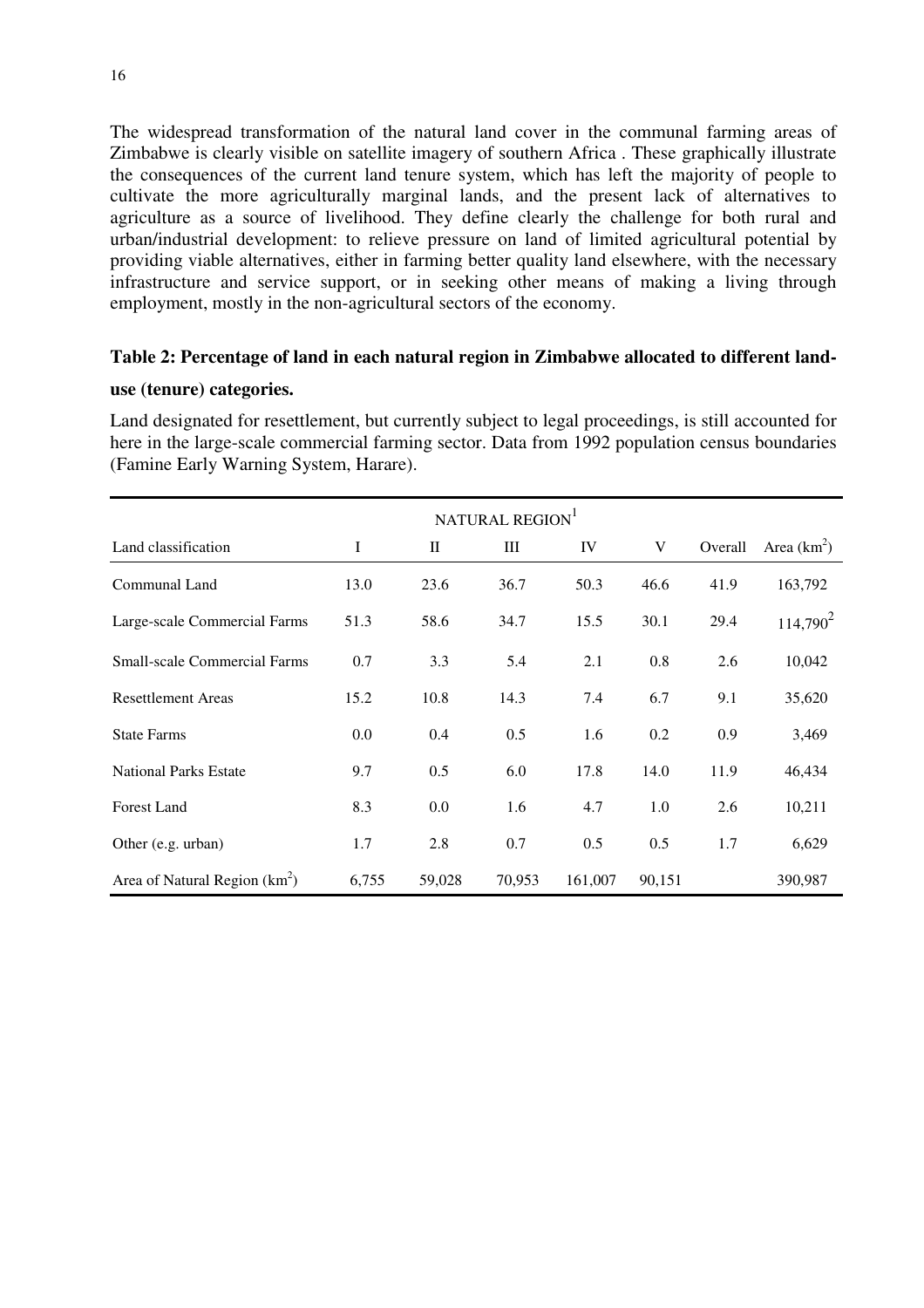The widespread transformation of the natural land cover in the communal farming areas of Zimbabwe is clearly visible on satellite imagery of southern Africa . These graphically illustrate the consequences of the current land tenure system, which has left the majority of people to cultivate the more agriculturally marginal lands, and the present lack of alternatives to agriculture as a source of livelihood. They define clearly the challenge for both rural and urban/industrial development: to relieve pressure on land of limited agricultural potential by providing viable alternatives, either in farming better quality land elsewhere, with the necessary infrastructure and service support, or in seeking other means of making a living through employment, mostly in the non-agricultural sectors of the economy.

**Table 2: Percentage of land in each natural region in Zimbabwe allocated to different land-use (tenure) categories.**

Land designated for resettlement, but currently subject to legal proceedings, is still accounted for here in the large-scale commercial farming sector. Data from 1992 population census boundaries (Famine Early Warning System, Harare).

| | NATURAL REGION[1] | | | | | | |
|---|---|---|---|---|---|---|---|
| Land classification | I | II | III | IV | V | Overall | Area ($km^2$) |
| Communal Land | 13.0 | 23.6 | 36.7 | 50.3 | 46.6 | 41.9 | 163,792 |
| Large-scale Commercial Farms | 51.3 | 58.6 | 34.7 | 15.5 | 30.1 | 29.4 | 114,790[2] |
| Small-scale Commercial Farms | 0.7 | 3.3 | 5.4 | 2.1 | 0.8 | 2.6 | 10,042 |
| Resettlement Areas | 15.2 | 10.8 | 14.3 | 7.4 | 6.7 | 9.1 | 35,620 |
| State Farms | 0.0 | 0.4 | 0.5 | 1.6 | 0.2 | 0.9 | 3,469 |
| National Parks Estate | 9.7 | 0.5 | 6.0 | 17.8 | 14.0 | 11.9 | 46,434 |
| Forest Land | 8.3 | 0.0 | 1.6 | 4.7 | 1.0 | 2.6 | 10,211 |
| Other (e.g. urban) | 1.7 | 2.8 | 0.7 | 0.5 | 0.5 | 1.7 | 6,629 |
| Area of Natural Region ($km^2$) | 6,755 | 59,028 | 70,953 | 161,007 | 90,151 | | 390,987 |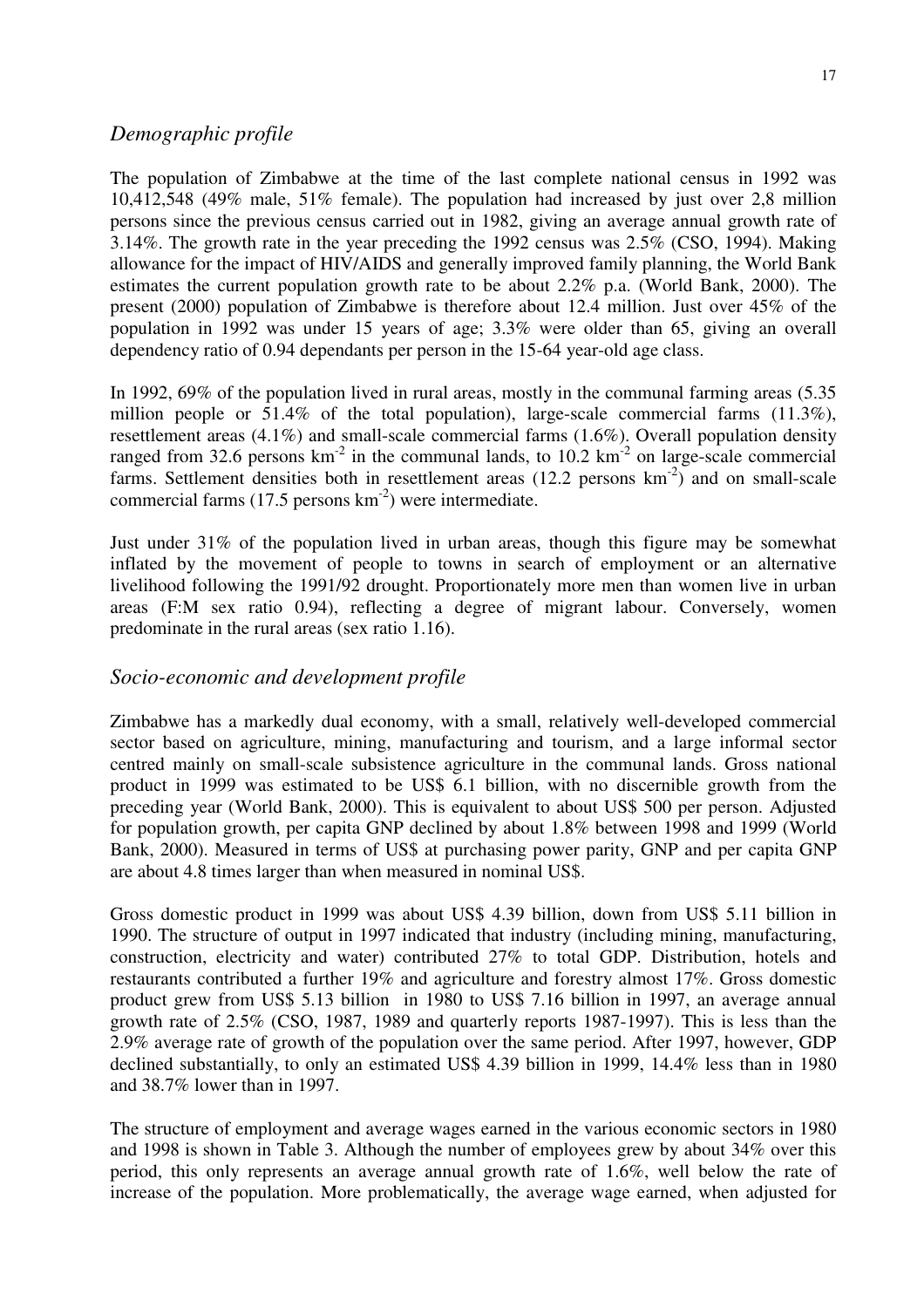## *Demographic profile*

The population of Zimbabwe at the time of the last complete national census in 1992 was 10,412,548 (49% male, 51% female). The population had increased by just over 2,8 million persons since the previous census carried out in 1982, giving an average annual growth rate of 3.14%. The growth rate in the year preceding the 1992 census was 2.5% (CSO, 1994). Making allowance for the impact of HIV/AIDS and generally improved family planning, the World Bank estimates the current population growth rate to be about 2.2% p.a. (World Bank, 2000). The present (2000) population of Zimbabwe is therefore about 12.4 million. Just over 45% of the population in 1992 was under 15 years of age; 3.3% were older than 65, giving an overall dependency ratio of 0.94 dependants per person in the 15-64 year-old age class.

In 1992, 69% of the population lived in rural areas, mostly in the communal farming areas (5.35 million people or 51.4% of the total population), large-scale commercial farms (11.3%), resettlement areas (4.1%) and small-scale commercial farms (1.6%). Overall population density ranged from 32.6 persons km$^{-2}$ in the communal lands, to 10.2 km$^{-2}$ on large-scale commercial farms. Settlement densities both in resettlement areas (12.2 persons km$^{-2}$) and on small-scale commercial farms (17.5 persons km$^{-2}$) were intermediate.

Just under 31% of the population lived in urban areas, though this figure may be somewhat inflated by the movement of people to towns in search of employment or an alternative livelihood following the 1991/92 drought. Proportionately more men than women live in urban areas (F:M sex ratio 0.94), reflecting a degree of migrant labour. Conversely, women predominate in the rural areas (sex ratio 1.16).

## *Socio-economic and development profile*

Zimbabwe has a markedly dual economy, with a small, relatively well-developed commercial sector based on agriculture, mining, manufacturing and tourism, and a large informal sector centred mainly on small-scale subsistence agriculture in the communal lands. Gross national product in 1999 was estimated to be US$ 6.1 billion, with no discernible growth from the preceding year (World Bank, 2000). This is equivalent to about US$ 500 per person. Adjusted for population growth, per capita GNP declined by about 1.8% between 1998 and 1999 (World Bank, 2000). Measured in terms of US$ at purchasing power parity, GNP and per capita GNP are about 4.8 times larger than when measured in nominal US$.

Gross domestic product in 1999 was about US$ 4.39 billion, down from US$ 5.11 billion in 1990. The structure of output in 1997 indicated that industry (including mining, manufacturing, construction, electricity and water) contributed 27% to total GDP. Distribution, hotels and restaurants contributed a further 19% and agriculture and forestry almost 17%. Gross domestic product grew from US$ 5.13 billion in 1980 to US$ 7.16 billion in 1997, an average annual growth rate of 2.5% (CSO, 1987, 1989 and quarterly reports 1987-1997). This is less than the 2.9% average rate of growth of the population over the same period. After 1997, however, GDP declined substantially, to only an estimated US$ 4.39 billion in 1999, 14.4% less than in 1980 and 38.7% lower than in 1997.

The structure of employment and average wages earned in the various economic sectors in 1980 and 1998 is shown in Table 3. Although the number of employees grew by about 34% over this period, this only represents an average annual growth rate of 1.6%, well below the rate of increase of the population. More problematically, the average wage earned, when adjusted for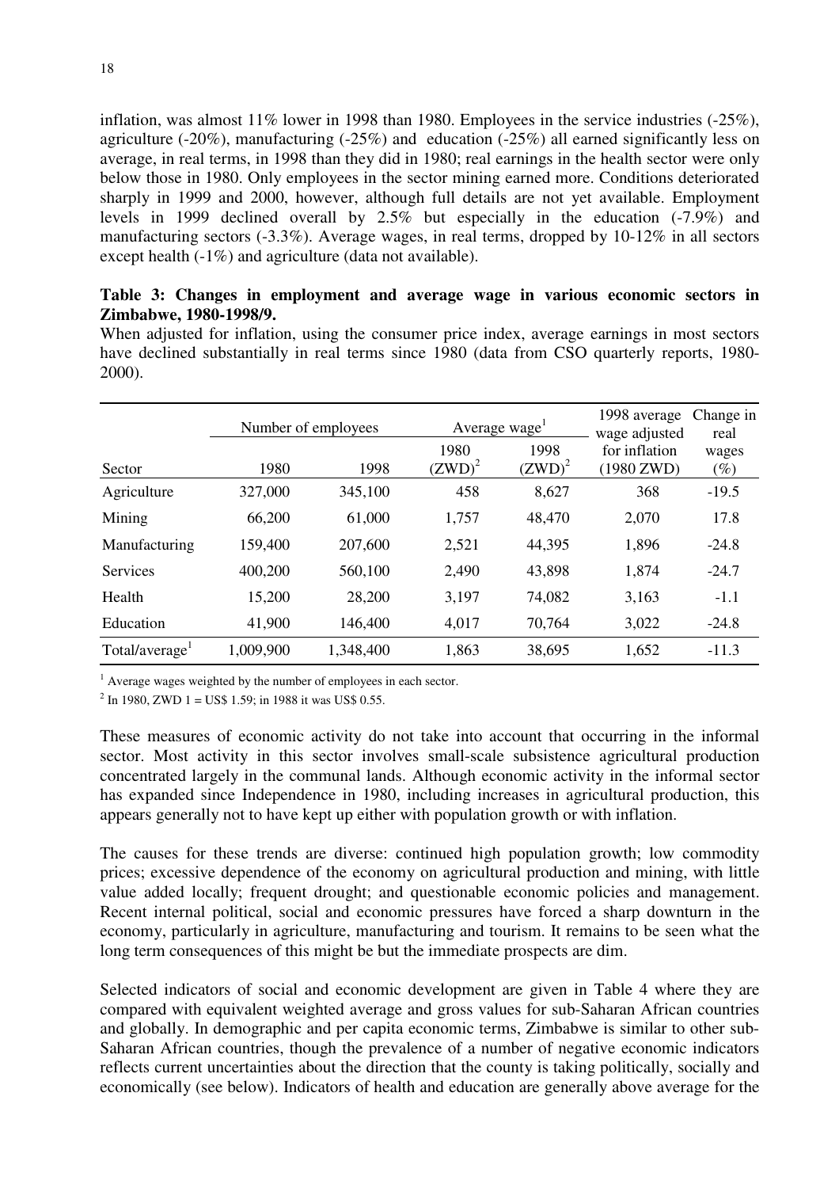inflation, was almost 11% lower in 1998 than 1980. Employees in the service industries (-25%), agriculture (-20%), manufacturing (-25%) and education (-25%) all earned significantly less on average, in real terms, in 1998 than they did in 1980; real earnings in the health sector were only below those in 1980. Only employees in the sector mining earned more. Conditions deteriorated sharply in 1999 and 2000, however, although full details are not yet available. Employment levels in 1999 declined overall by 2.5% but especially in the education (-7.9%) and manufacturing sectors (-3.3%). Average wages, in real terms, dropped by 10-12% in all sectors except health (-1%) and agriculture (data not available).

**Table 3: Changes in employment and average wage in various economic sectors in Zimbabwe, 1980-1998/9.**

When adjusted for inflation, using the consumer price index, average earnings in most sectors have declined substantially in real terms since 1980 (data from CSO quarterly reports, 1980-2000).

| Sector | Number of employees | | Average wage[1] | | 1998 average wage adjusted for inflation (1980 ZWD) | Change in real wages (%) |
|---|---|---|---|---|---|---|
| | 1980 | 1998 | 1980 (ZWD)[2] | 1998 (ZWD)[2] | | |
| Agriculture | 327,000 | 345,100 | 458 | 8,627 | 368 | -19.5 |
| Mining | 66,200 | 61,000 | 1,757 | 48,470 | 2,070 | 17.8 |
| Manufacturing | 159,400 | 207,600 | 2,521 | 44,395 | 1,896 | -24.8 |
| Services | 400,200 | 560,100 | 2,490 | 43,898 | 1,874 | -24.7 |
| Health | 15,200 | 28,200 | 3,197 | 74,082 | 3,163 | -1.1 |
| Education | 41,900 | 146,400 | 4,017 | 70,764 | 3,022 | -24.8 |
| Total/average[1] | 1,009,900 | 1,348,400 | 1,863 | 38,695 | 1,652 | -11.3 |

[1] Average wages weighted by the number of employees in each sector.

[2] In 1980, ZWD 1 = US$ 1.59; in 1988 it was US$ 0.55.

These measures of economic activity do not take into account that occurring in the informal sector. Most activity in this sector involves small-scale subsistence agricultural production concentrated largely in the communal lands. Although economic activity in the informal sector has expanded since Independence in 1980, including increases in agricultural production, this appears generally not to have kept up either with population growth or with inflation.

The causes for these trends are diverse: continued high population growth; low commodity prices; excessive dependence of the economy on agricultural production and mining, with little value added locally; frequent drought; and questionable economic policies and management. Recent internal political, social and economic pressures have forced a sharp downturn in the economy, particularly in agriculture, manufacturing and tourism. It remains to be seen what the long term consequences of this might be but the immediate prospects are dim.

Selected indicators of social and economic development are given in Table 4 where they are compared with equivalent weighted average and gross values for sub-Saharan African countries and globally. In demographic and per capita economic terms, Zimbabwe is similar to other sub-Saharan African countries, though the prevalence of a number of negative economic indicators reflects current uncertainties about the direction that the county is taking politically, socially and economically (see below). Indicators of health and education are generally above average for the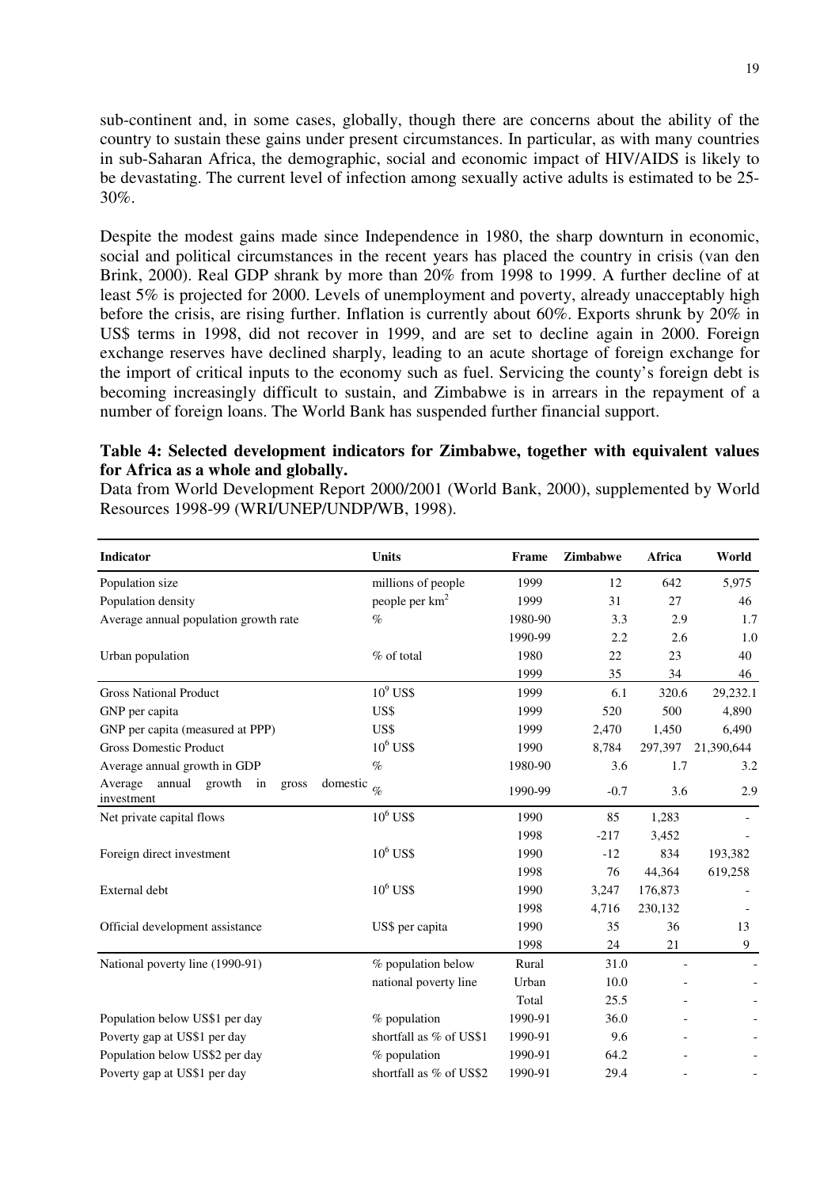sub-continent and, in some cases, globally, though there are concerns about the ability of the country to sustain these gains under present circumstances. In particular, as with many countries in sub-Saharan Africa, the demographic, social and economic impact of HIV/AIDS is likely to be devastating. The current level of infection among sexually active adults is estimated to be 25-30%.

Despite the modest gains made since Independence in 1980, the sharp downturn in economic, social and political circumstances in the recent years has placed the country in crisis (van den Brink, 2000). Real GDP shrank by more than 20% from 1998 to 1999. A further decline of at least 5% is projected for 2000. Levels of unemployment and poverty, already unacceptably high before the crisis, are rising further. Inflation is currently about 60%. Exports shrunk by 20% in US$ terms in 1998, did not recover in 1999, and are set to decline again in 2000. Foreign exchange reserves have declined sharply, leading to an acute shortage of foreign exchange for the import of critical inputs to the economy such as fuel. Servicing the county's foreign debt is becoming increasingly difficult to sustain, and Zimbabwe is in arrears in the repayment of a number of foreign loans. The World Bank has suspended further financial support.

**Table 4: Selected development indicators for Zimbabwe, together with equivalent values for Africa as a whole and globally.**

Data from World Development Report 2000/2001 (World Bank, 2000), supplemented by World Resources 1998-99 (WRI/UNEP/UNDP/WB, 1998).

| Indicator | Units | Frame | Zimbabwe | Africa | World |
|---|---|---|---|---|---|
| Population size | millions of people | 1999 | 12 | 642 | 5,975 |
| Population density | people per km$^2$ | 1999 | 31 | 27 | 46 |
| Average annual population growth rate | % | 1980-90 | 3.3 | 2.9 | 1.7 |
| | | 1990-99 | 2.2 | 2.6 | 1.0 |
| Urban population | % of total | 1980 | 22 | 23 | 40 |
| | | 1999 | 35 | 34 | 46 |
| Gross National Product | $10^9$ US$ | 1999 | 6.1 | 320.6 | 29,232.1 |
| GNP per capita | US$ | 1999 | 520 | 500 | 4,890 |
| GNP per capita (measured at PPP) | US$ | 1999 | 2,470 | 1,450 | 6,490 |
| Gross Domestic Product | $10^6$ US$ | 1990 | 8,784 | 297,397 | 21,390,644 |
| Average annual growth in GDP | % | 1980-90 | 3.6 | 1.7 | 3.2 |
| Average annual growth in gross domestic investment | % | 1990-99 | -0.7 | 3.6 | 2.9 |
| Net private capital flows | $10^6$ US$ | 1990 | 85 | 1,283 | - |
| | | 1998 | -217 | 3,452 | - |
| Foreign direct investment | $10^6$ US$ | 1990 | -12 | 834 | 193,382 |
| | | 1998 | 76 | 44,364 | 619,258 |
| External debt | $10^6$ US$ | 1990 | 3,247 | 176,873 | - |
| | | 1998 | 4,716 | 230,132 | - |
| Official development assistance | US$ per capita | 1990 | 35 | 36 | 13 |
| | | 1998 | 24 | 21 | 9 |
| National poverty line (1990-91) | % population below | Rural | 31.0 | - | - |
| | national poverty line | Urban | 10.0 | - | - |
| | | Total | 25.5 | - | - |
| Population below US$1 per day | % population | 1990-91 | 36.0 | - | - |
| Poverty gap at US$1 per day | shortfall as % of US$1 | 1990-91 | 9.6 | - | - |
| Population below US$2 per day | % population | 1990-91 | 64.2 | - | - |
| Poverty gap at US$1 per day | shortfall as % of US$2 | 1990-91 | 29.4 | - | - |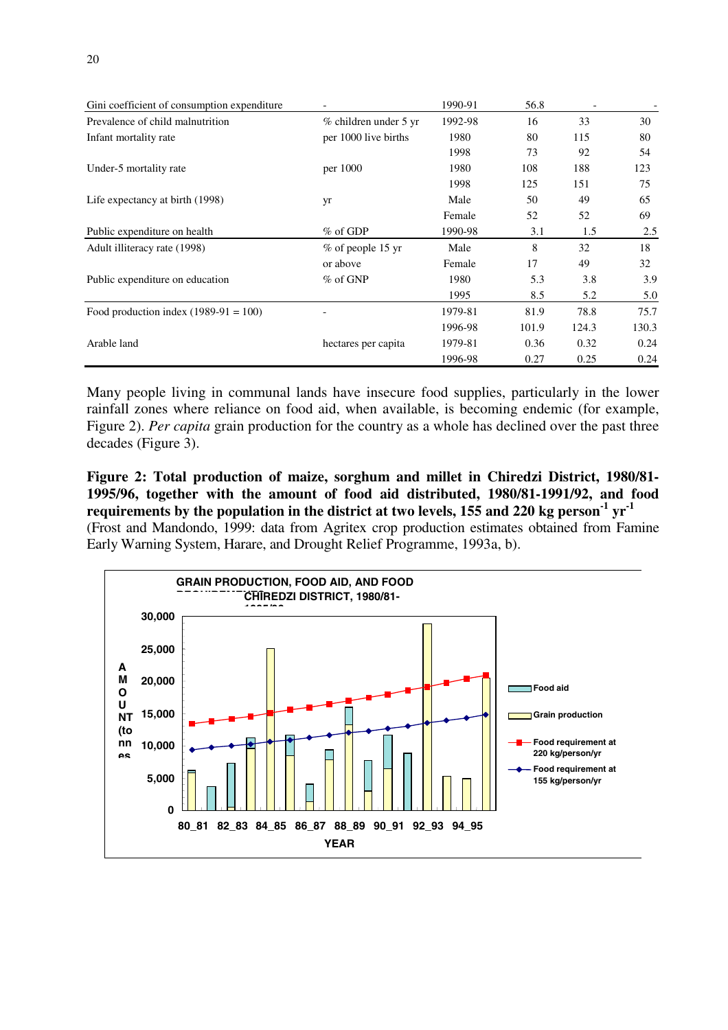| | | | | | |
|---|---|---|---|---|---|
| Gini coefficient of consumption expenditure | - | 1990-91 | 56.8 | - | - |
| Prevalence of child malnutrition | % children under 5 yr | 1992-98 | 16 | 33 | 30 |
| Infant mortality rate | per 1000 live births | 1980 | 80 | 115 | 80 |
| | | 1998 | 73 | 92 | 54 |
| Under-5 mortality rate | per 1000 | 1980 | 108 | 188 | 123 |
| | | 1998 | 125 | 151 | 75 |
| Life expectancy at birth (1998) | yr | Male | 50 | 49 | 65 |
| | | Female | 52 | 52 | 69 |
| Public expenditure on health | % of GDP | 1990-98 | 3.1 | 1.5 | 2.5 |
| Adult illiteracy rate (1998) | % of people 15 yr or above | Male | 8 | 32 | 18 |
| | | Female | 17 | 49 | 32 |
| Public expenditure on education | % of GNP | 1980 | 5.3 | 3.8 | 3.9 |
| | | 1995 | 8.5 | 5.2 | 5.0 |
| Food production index (1989-91 = 100) | - | 1979-81 | 81.9 | 78.8 | 75.7 |
| | | 1996-98 | 101.9 | 124.3 | 130.3 |
| Arable land | hectares per capita | 1979-81 | 0.36 | 0.32 | 0.24 |
| | | 1996-98 | 0.27 | 0.25 | 0.24 |

Many people living in communal lands have insecure food supplies, particularly in the lower rainfall zones where reliance on food aid, when available, is becoming endemic (for example, Figure 2). *Per capita* grain production for the country as a whole has declined over the past three decades (Figure 3).

**Figure 2: Total production of maize, sorghum and millet in Chiredzi District, 1980/81-1995/96, together with the amount of food aid distributed, 1980/81-1991/92, and food requirements by the population in the district at two levels, 155 and 220 kg person$^{-1}$ yr$^{-1}$** (Frost and Mandondo, 1999: data from Agritex crop production estimates obtained from Famine Early Warning System, Harare, and Drought Relief Programme, 1993a, b).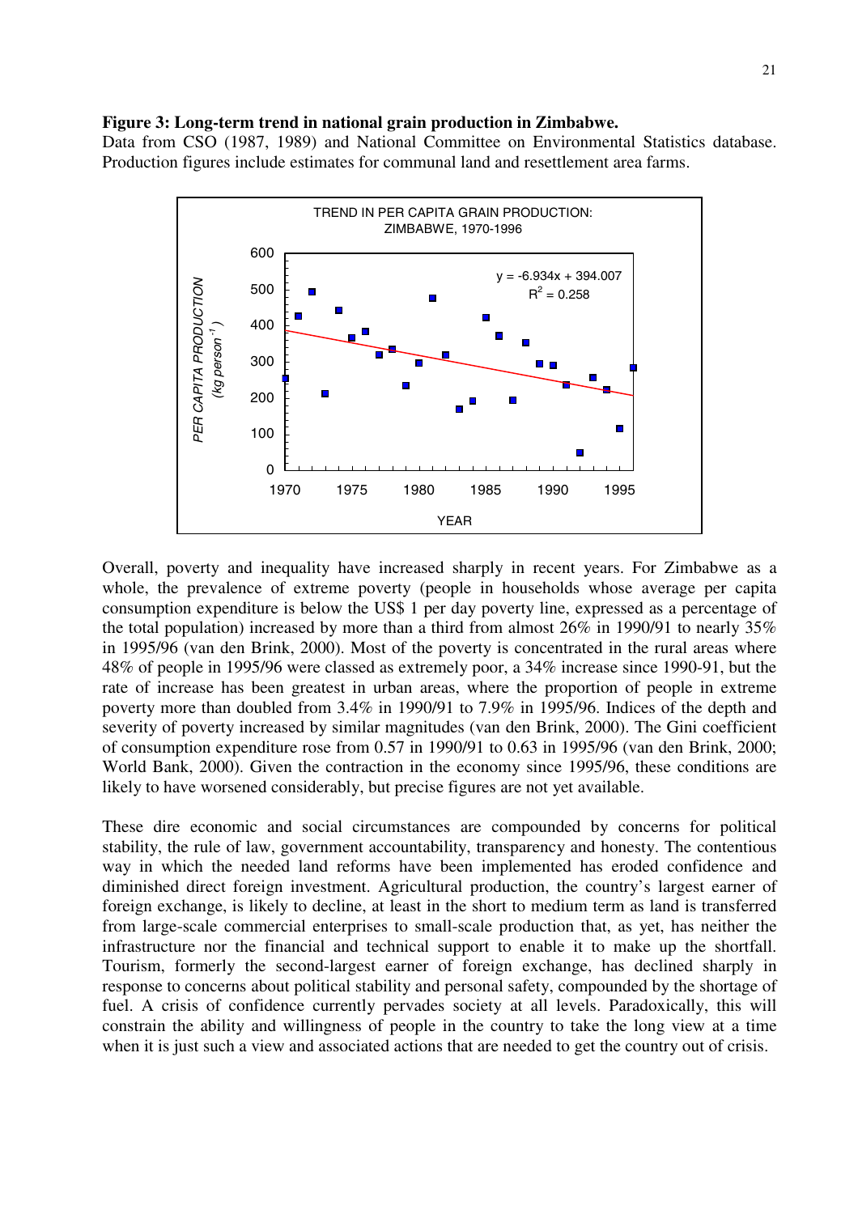**Figure 3: Long-term trend in national grain production in Zimbabwe.**
Data from CSO (1987, 1989) and National Committee on Environmental Statistics database. Production figures include estimates for communal land and resettlement area farms.

Overall, poverty and inequality have increased sharply in recent years. For Zimbabwe as a whole, the prevalence of extreme poverty (people in households whose average per capita consumption expenditure is below the US$ 1 per day poverty line, expressed as a percentage of the total population) increased by more than a third from almost 26% in 1990/91 to nearly 35% in 1995/96 (van den Brink, 2000). Most of the poverty is concentrated in the rural areas where 48% of people in 1995/96 were classed as extremely poor, a 34% increase since 1990-91, but the rate of increase has been greatest in urban areas, where the proportion of people in extreme poverty more than doubled from 3.4% in 1990/91 to 7.9% in 1995/96. Indices of the depth and severity of poverty increased by similar magnitudes (van den Brink, 2000). The Gini coefficient of consumption expenditure rose from 0.57 in 1990/91 to 0.63 in 1995/96 (van den Brink, 2000; World Bank, 2000). Given the contraction in the economy since 1995/96, these conditions are likely to have worsened considerably, but precise figures are not yet available.

These dire economic and social circumstances are compounded by concerns for political stability, the rule of law, government accountability, transparency and honesty. The contentious way in which the needed land reforms have been implemented has eroded confidence and diminished direct foreign investment. Agricultural production, the country's largest earner of foreign exchange, is likely to decline, at least in the short to medium term as land is transferred from large-scale commercial enterprises to small-scale production that, as yet, has neither the infrastructure nor the financial and technical support to enable it to make up the shortfall. Tourism, formerly the second-largest earner of foreign exchange, has declined sharply in response to concerns about political stability and personal safety, compounded by the shortage of fuel. A crisis of confidence currently pervades society at all levels. Paradoxically, this will constrain the ability and willingness of people in the country to take the long view at a time when it is just such a view and associated actions that are needed to get the country out of crisis.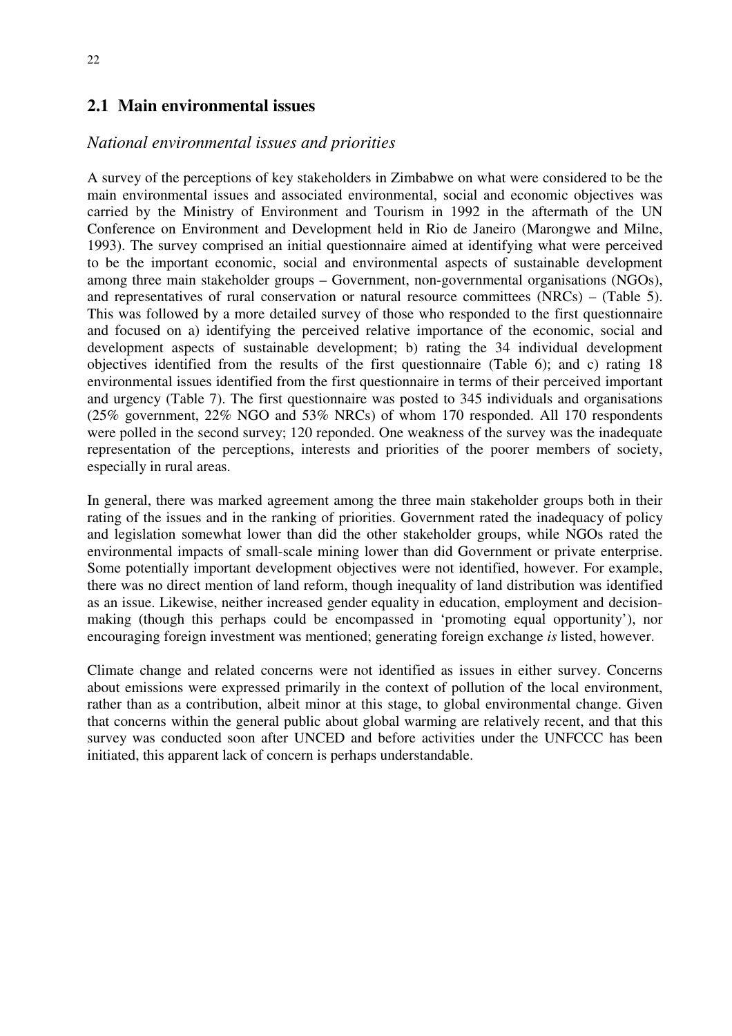## 2.1 Main environmental issues

### *National environmental issues and priorities*

A survey of the perceptions of key stakeholders in Zimbabwe on what were considered to be the main environmental issues and associated environmental, social and economic objectives was carried by the Ministry of Environment and Tourism in 1992 in the aftermath of the UN Conference on Environment and Development held in Rio de Janeiro (Marongwe and Milne, 1993). The survey comprised an initial questionnaire aimed at identifying what were perceived to be the important economic, social and environmental aspects of sustainable development among three main stakeholder groups – Government, non-governmental organisations (NGOs), and representatives of rural conservation or natural resource committees (NRCs) – (Table 5). This was followed by a more detailed survey of those who responded to the first questionnaire and focused on a) identifying the perceived relative importance of the economic, social and development aspects of sustainable development; b) rating the 34 individual development objectives identified from the results of the first questionnaire (Table 6); and c) rating 18 environmental issues identified from the first questionnaire in terms of their perceived important and urgency (Table 7). The first questionnaire was posted to 345 individuals and organisations (25% government, 22% NGO and 53% NRCs) of whom 170 responded. All 170 respondents were polled in the second survey; 120 reponded. One weakness of the survey was the inadequate representation of the perceptions, interests and priorities of the poorer members of society, especially in rural areas.

In general, there was marked agreement among the three main stakeholder groups both in their rating of the issues and in the ranking of priorities. Government rated the inadequacy of policy and legislation somewhat lower than did the other stakeholder groups, while NGOs rated the environmental impacts of small-scale mining lower than did Government or private enterprise. Some potentially important development objectives were not identified, however. For example, there was no direct mention of land reform, though inequality of land distribution was identified as an issue. Likewise, neither increased gender equality in education, employment and decision-making (though this perhaps could be encompassed in 'promoting equal opportunity'), nor encouraging foreign investment was mentioned; generating foreign exchange *is* listed, however.

Climate change and related concerns were not identified as issues in either survey. Concerns about emissions were expressed primarily in the context of pollution of the local environment, rather than as a contribution, albeit minor at this stage, to global environmental change. Given that concerns within the general public about global warming are relatively recent, and that this survey was conducted soon after UNCED and before activities under the UNFCCC has been initiated, this apparent lack of concern is perhaps understandable.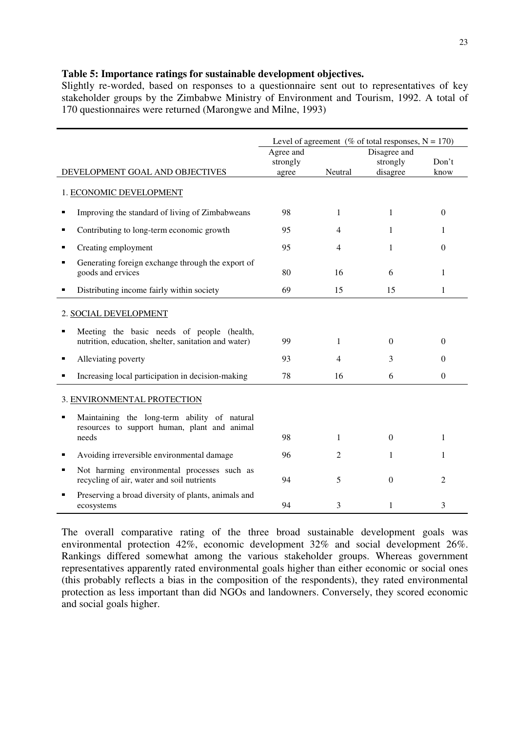**Table 5: Importance ratings for sustainable development objectives.**

Slightly re-worded, based on responses to a questionnaire sent out to representatives of key stakeholder groups by the Zimbabwe Ministry of Environment and Tourism, 1992. A total of 170 questionnaires were returned (Marongwe and Milne, 1993)

| | Level of agreement (% of total responses, N = 170) | | | |
|---|---|---|---|---|
| DEVELOPMENT GOAL AND OBJECTIVES | Agree and strongly agree | Neutral | Disagree and strongly disagree | Don't know |
| 1. ECONOMIC DEVELOPMENT | | | | |
| ▪ Improving the standard of living of Zimbabweans | 98 | 1 | 1 | 0 |
| ▪ Contributing to long-term economic growth | 95 | 4 | 1 | 1 |
| ▪ Creating employment | 95 | 4 | 1 | 0 |
| ▪ Generating foreign exchange through the export of goods and ervices | 80 | 16 | 6 | 1 |
| ▪ Distributing income fairly within society | 69 | 15 | 15 | 1 |
| 2. SOCIAL DEVELOPMENT | | | | |
| ▪ Meeting the basic needs of people (health, nutrition, education, shelter, sanitation and water) | 99 | 1 | 0 | 0 |
| ▪ Alleviating poverty | 93 | 4 | 3 | 0 |
| ▪ Increasing local participation in decision-making | 78 | 16 | 6 | 0 |
| 3. ENVIRONMENTAL PROTECTION | | | | |
| ▪ Maintaining the long-term ability of natural resources to support human, plant and animal needs | 98 | 1 | 0 | 1 |
| ▪ Avoiding irreversible environmental damage | 96 | 2 | 1 | 1 |
| ▪ Not harming environmental processes such as recycling of air, water and soil nutrients | 94 | 5 | 0 | 2 |
| ▪ Preserving a broad diversity of plants, animals and ecosystems | 94 | 3 | 1 | 3 |

The overall comparative rating of the three broad sustainable development goals was environmental protection 42%, economic development 32% and social development 26%. Rankings differed somewhat among the various stakeholder groups. Whereas government representatives apparently rated environmental goals higher than either economic or social ones (this probably reflects a bias in the composition of the respondents), they rated environmental protection as less important than did NGOs and landowners. Conversely, they scored economic and social goals higher.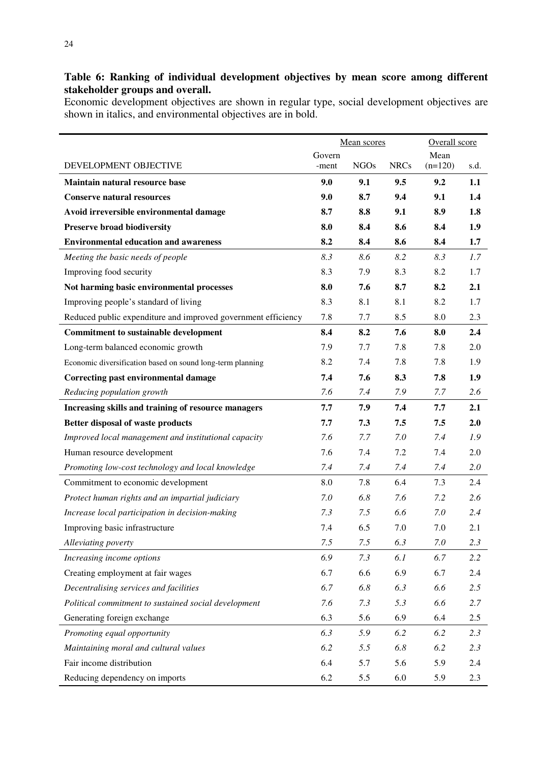**Table 6: Ranking of individual development objectives by mean score among different stakeholder groups and overall.**
Economic development objectives are shown in regular type, social development objectives are shown in italics, and environmental objectives are in bold.

| | Mean scores | | | Overall score | |
|---|---|---|---|---|---|
| DEVELOPMENT OBJECTIVE | Government | NGOs | NRCs | Mean (n=120) | s.d. |
| **Maintain natural resource base** | **9.0** | **9.1** | **9.5** | **9.2** | **1.1** |
| **Conserve natural resources** | **9.0** | **8.7** | **9.4** | **9.1** | **1.4** |
| **Avoid irreversible environmental damage** | **8.7** | **8.8** | **9.1** | **8.9** | **1.8** |
| **Preserve broad biodiversity** | **8.0** | **8.4** | **8.6** | **8.4** | **1.9** |
| **Environmental education and awareness** | **8.2** | **8.4** | **8.6** | **8.4** | **1.7** |
| *Meeting the basic needs of people* | *8.3* | *8.6* | *8.2* | *8.3* | *1.7* |
| Improving food security | 8.3 | 7.9 | 8.3 | 8.2 | 1.7 |
| **Not harming basic environmental processes** | **8.0** | **7.6** | **8.7** | **8.2** | **2.1** |
| Improving people's standard of living | 8.3 | 8.1 | 8.1 | 8.2 | 1.7 |
| Reduced public expenditure and improved government efficiency | 7.8 | 7.7 | 8.5 | 8.0 | 2.3 |
| **Commitment to sustainable development** | **8.4** | **8.2** | **7.6** | **8.0** | **2.4** |
| Long-term balanced economic growth | 7.9 | 7.7 | 7.8 | 7.8 | 2.0 |
| Economic diversification based on sound long-term planning | 8.2 | 7.4 | 7.8 | 7.8 | 1.9 |
| **Correcting past environmental damage** | **7.4** | **7.6** | **8.3** | **7.8** | **1.9** |
| *Reducing population growth* | *7.6* | *7.4* | *7.9* | *7.7* | *2.6* |
| **Increasing skills and training of resource managers** | **7.7** | **7.9** | **7.4** | **7.7** | **2.1** |
| **Better disposal of waste products** | **7.7** | **7.3** | **7.5** | **7.5** | **2.0** |
| *Improved local management and institutional capacity* | *7.6* | *7.7* | *7.0* | *7.4* | *1.9* |
| Human resource development | 7.6 | 7.4 | 7.2 | 7.4 | 2.0 |
| *Promoting low-cost technology and local knowledge* | *7.4* | *7.4* | *7.4* | *7.4* | *2.0* |
| Commitment to economic development | 8.0 | 7.8 | 6.4 | 7.3 | 2.4 |
| *Protect human rights and an impartial judiciary* | *7.0* | *6.8* | *7.6* | *7.2* | *2.6* |
| *Increase local participation in decision-making* | *7.3* | *7.5* | *6.6* | *7.0* | *2.4* |
| Improving basic infrastructure | 7.4 | 6.5 | 7.0 | 7.0 | 2.1 |
| *Alleviating poverty* | *7.5* | *7.5* | *6.3* | *7.0* | *2.3* |
| *Increasing income options* | *6.9* | *7.3* | *6.1* | *6.7* | *2.2* |
| Creating employment at fair wages | 6.7 | 6.6 | 6.9 | 6.7 | 2.4 |
| *Decentralising services and facilities* | *6.7* | *6.8* | *6.3* | *6.6* | *2.5* |
| *Political commitment to sustained social development* | *7.6* | *7.3* | *5.3* | *6.6* | *2.7* |
| Generating foreign exchange | 6.3 | 5.6 | 6.9 | 6.4 | 2.5 |
| *Promoting equal opportunity* | *6.3* | *5.9* | *6.2* | *6.2* | *2.3* |
| *Maintaining moral and cultural values* | *6.2* | *5.5* | *6.8* | *6.2* | *2.3* |
| Fair income distribution | 6.4 | 5.7 | 5.6 | 5.9 | 2.4 |
| Reducing dependency on imports | 6.2 | 5.5 | 6.0 | 5.9 | 2.3 |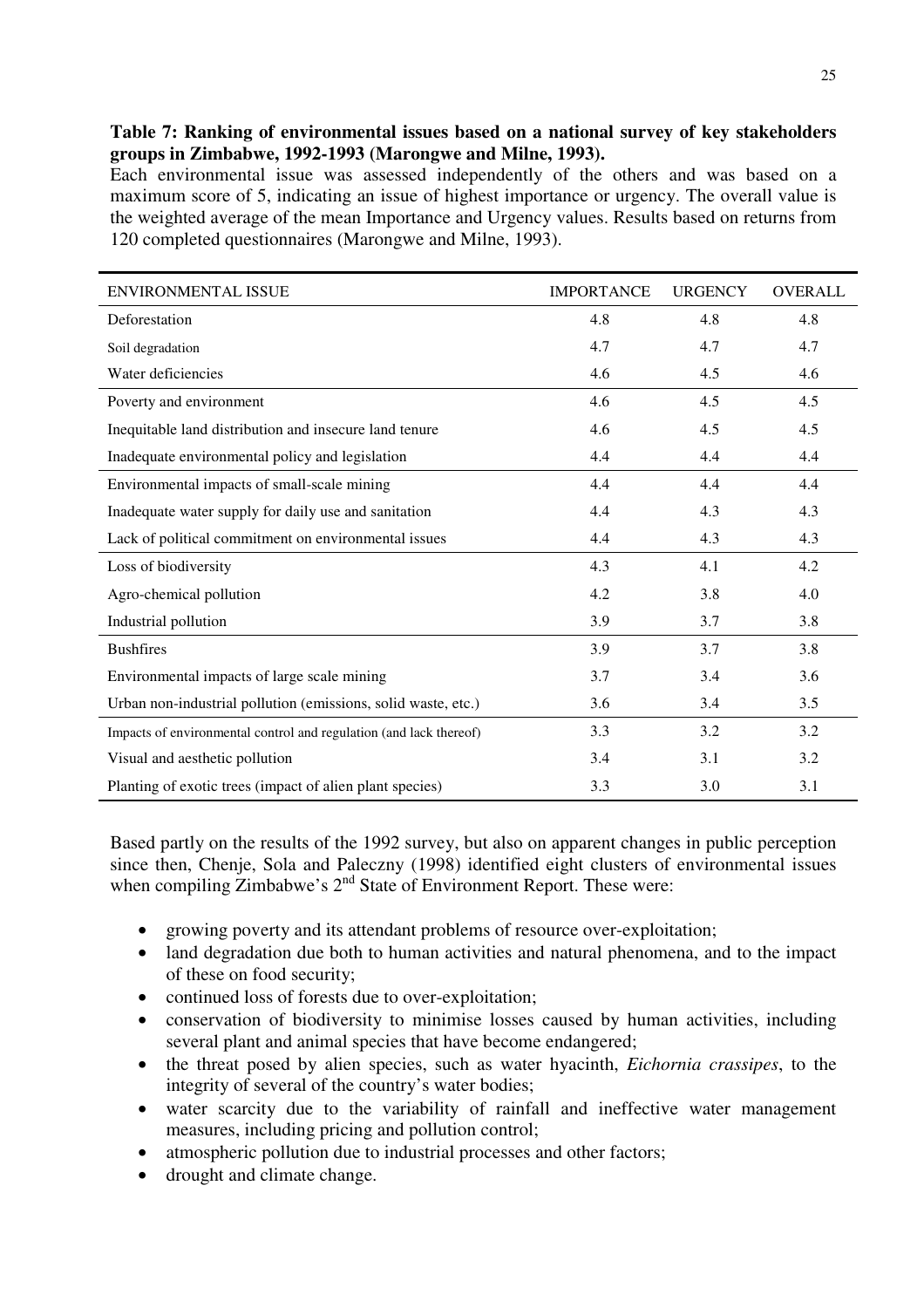**Table 7: Ranking of environmental issues based on a national survey of key stakeholders groups in Zimbabwe, 1992-1993 (Marongwe and Milne, 1993).**

Each environmental issue was assessed independently of the others and was based on a maximum score of 5, indicating an issue of highest importance or urgency. The overall value is the weighted average of the mean Importance and Urgency values. Results based on returns from 120 completed questionnaires (Marongwe and Milne, 1993).

| ENVIRONMENTAL ISSUE | IMPORTANCE | URGENCY | OVERALL |
|---|---|---|---|
| Deforestation | 4.8 | 4.8 | 4.8 |
| Soil degradation | 4.7 | 4.7 | 4.7 |
| Water deficiencies | 4.6 | 4.5 | 4.6 |
| Poverty and environment | 4.6 | 4.5 | 4.5 |
| Inequitable land distribution and insecure land tenure | 4.6 | 4.5 | 4.5 |
| Inadequate environmental policy and legislation | 4.4 | 4.4 | 4.4 |
| Environmental impacts of small-scale mining | 4.4 | 4.4 | 4.4 |
| Inadequate water supply for daily use and sanitation | 4.4 | 4.3 | 4.3 |
| Lack of political commitment on environmental issues | 4.4 | 4.3 | 4.3 |
| Loss of biodiversity | 4.3 | 4.1 | 4.2 |
| Agro-chemical pollution | 4.2 | 3.8 | 4.0 |
| Industrial pollution | 3.9 | 3.7 | 3.8 |
| Bushfires | 3.9 | 3.7 | 3.8 |
| Environmental impacts of large scale mining | 3.7 | 3.4 | 3.6 |
| Urban non-industrial pollution (emissions, solid waste, etc.) | 3.6 | 3.4 | 3.5 |
| Impacts of environmental control and regulation (and lack thereof) | 3.3 | 3.2 | 3.2 |
| Visual and aesthetic pollution | 3.4 | 3.1 | 3.2 |
| Planting of exotic trees (impact of alien plant species) | 3.3 | 3.0 | 3.1 |

Based partly on the results of the 1992 survey, but also on apparent changes in public perception since then, Chenje, Sola and Paleczny (1998) identified eight clusters of environmental issues when compiling Zimbabwe's 2nd State of Environment Report. These were:

- growing poverty and its attendant problems of resource over-exploitation;
- land degradation due both to human activities and natural phenomena, and to the impact of these on food security;
- continued loss of forests due to over-exploitation;
- conservation of biodiversity to minimise losses caused by human activities, including several plant and animal species that have become endangered;
- the threat posed by alien species, such as water hyacinth, *Eichornia crassipes*, to the integrity of several of the country's water bodies;
- water scarcity due to the variability of rainfall and ineffective water management measures, including pricing and pollution control;
- atmospheric pollution due to industrial processes and other factors;
- drought and climate change.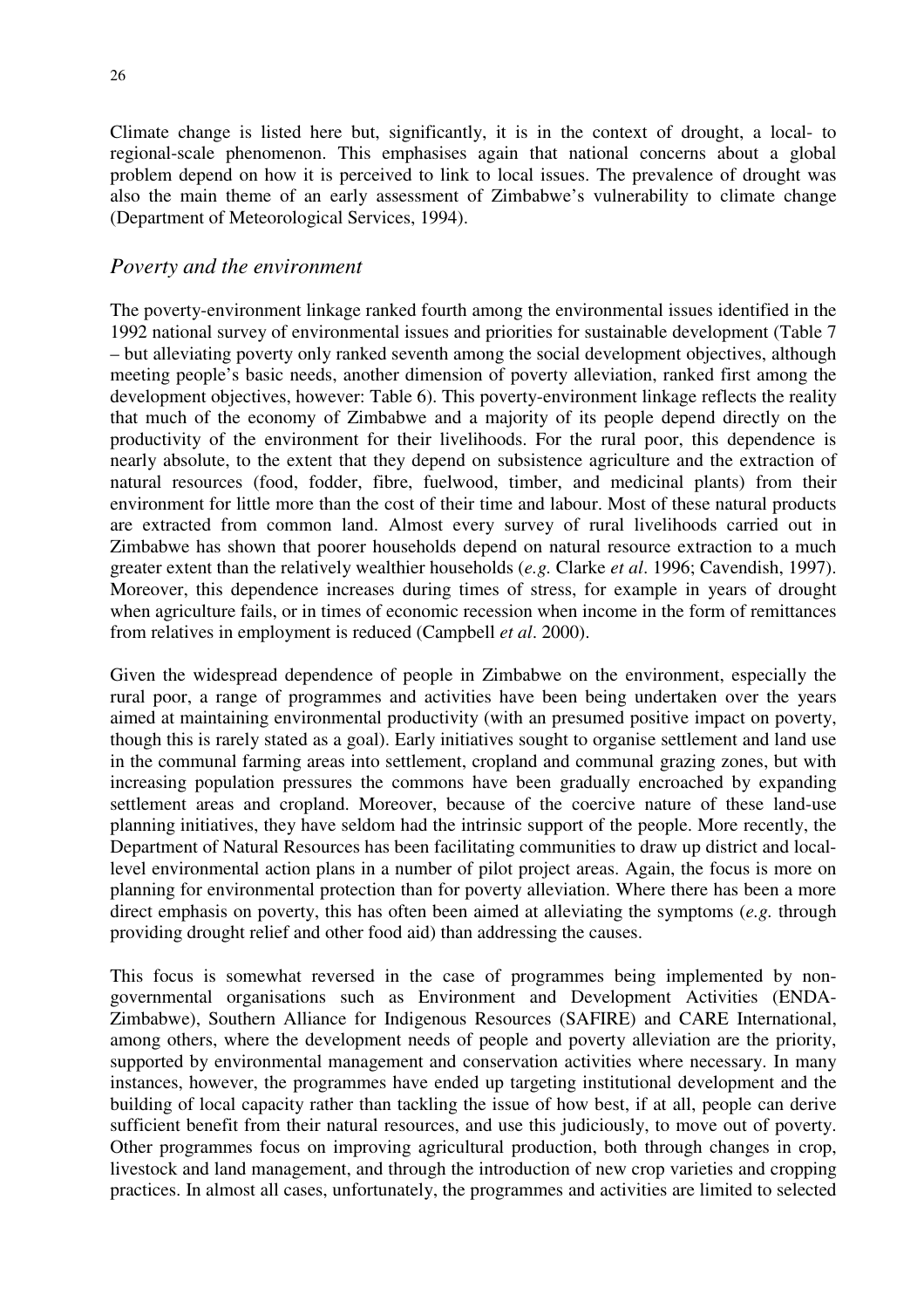Climate change is listed here but, significantly, it is in the context of drought, a local- to regional-scale phenomenon. This emphasises again that national concerns about a global problem depend on how it is perceived to link to local issues. The prevalence of drought was also the main theme of an early assessment of Zimbabwe's vulnerability to climate change (Department of Meteorological Services, 1994).

## *Poverty and the environment*

The poverty-environment linkage ranked fourth among the environmental issues identified in the 1992 national survey of environmental issues and priorities for sustainable development (Table 7 – but alleviating poverty only ranked seventh among the social development objectives, although meeting people's basic needs, another dimension of poverty alleviation, ranked first among the development objectives, however: Table 6). This poverty-environment linkage reflects the reality that much of the economy of Zimbabwe and a majority of its people depend directly on the productivity of the environment for their livelihoods. For the rural poor, this dependence is nearly absolute, to the extent that they depend on subsistence agriculture and the extraction of natural resources (food, fodder, fibre, fuelwood, timber, and medicinal plants) from their environment for little more than the cost of their time and labour. Most of these natural products are extracted from common land. Almost every survey of rural livelihoods carried out in Zimbabwe has shown that poorer households depend on natural resource extraction to a much greater extent than the relatively wealthier households (*e.g.* Clarke *et al*. 1996; Cavendish, 1997). Moreover, this dependence increases during times of stress, for example in years of drought when agriculture fails, or in times of economic recession when income in the form of remittances from relatives in employment is reduced (Campbell *et al*. 2000).

Given the widespread dependence of people in Zimbabwe on the environment, especially the rural poor, a range of programmes and activities have been being undertaken over the years aimed at maintaining environmental productivity (with an presumed positive impact on poverty, though this is rarely stated as a goal). Early initiatives sought to organise settlement and land use in the communal farming areas into settlement, cropland and communal grazing zones, but with increasing population pressures the commons have been gradually encroached by expanding settlement areas and cropland. Moreover, because of the coercive nature of these land-use planning initiatives, they have seldom had the intrinsic support of the people. More recently, the Department of Natural Resources has been facilitating communities to draw up district and local-level environmental action plans in a number of pilot project areas. Again, the focus is more on planning for environmental protection than for poverty alleviation. Where there has been a more direct emphasis on poverty, this has often been aimed at alleviating the symptoms (*e.g.* through providing drought relief and other food aid) than addressing the causes.

This focus is somewhat reversed in the case of programmes being implemented by non-governmental organisations such as Environment and Development Activities (ENDA-Zimbabwe), Southern Alliance for Indigenous Resources (SAFIRE) and CARE International, among others, where the development needs of people and poverty alleviation are the priority, supported by environmental management and conservation activities where necessary. In many instances, however, the programmes have ended up targeting institutional development and the building of local capacity rather than tackling the issue of how best, if at all, people can derive sufficient benefit from their natural resources, and use this judiciously, to move out of poverty. Other programmes focus on improving agricultural production, both through changes in crop, livestock and land management, and through the introduction of new crop varieties and cropping practices. In almost all cases, unfortunately, the programmes and activities are limited to selected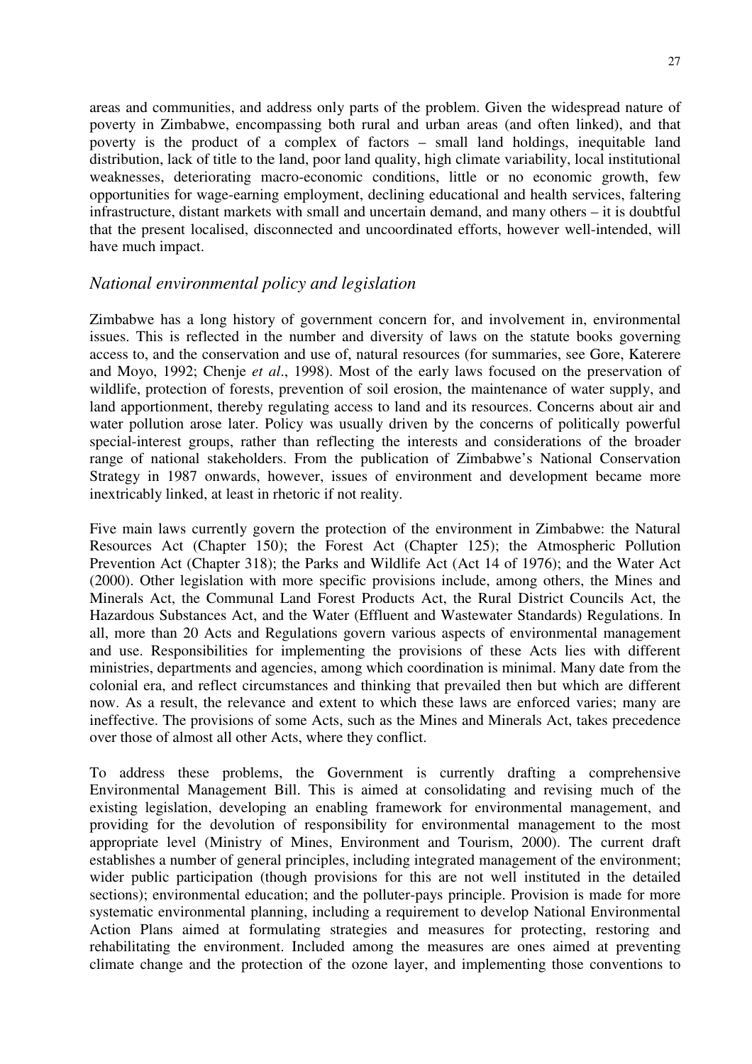areas and communities, and address only parts of the problem. Given the widespread nature of poverty in Zimbabwe, encompassing both rural and urban areas (and often linked), and that poverty is the product of a complex of factors – small land holdings, inequitable land distribution, lack of title to the land, poor land quality, high climate variability, local institutional weaknesses, deteriorating macro-economic conditions, little or no economic growth, few opportunities for wage-earning employment, declining educational and health services, faltering infrastructure, distant markets with small and uncertain demand, and many others – it is doubtful that the present localised, disconnected and uncoordinated efforts, however well-intended, will have much impact.

### *National environmental policy and legislation*

Zimbabwe has a long history of government concern for, and involvement in, environmental issues. This is reflected in the number and diversity of laws on the statute books governing access to, and the conservation and use of, natural resources (for summaries, see Gore, Katerere and Moyo, 1992; Chenje *et al*., 1998). Most of the early laws focused on the preservation of wildlife, protection of forests, prevention of soil erosion, the maintenance of water supply, and land apportionment, thereby regulating access to land and its resources. Concerns about air and water pollution arose later. Policy was usually driven by the concerns of politically powerful special-interest groups, rather than reflecting the interests and considerations of the broader range of national stakeholders. From the publication of Zimbabwe's National Conservation Strategy in 1987 onwards, however, issues of environment and development became more inextricably linked, at least in rhetoric if not reality.

Five main laws currently govern the protection of the environment in Zimbabwe: the Natural Resources Act (Chapter 150); the Forest Act (Chapter 125); the Atmospheric Pollution Prevention Act (Chapter 318); the Parks and Wildlife Act (Act 14 of 1976); and the Water Act (2000). Other legislation with more specific provisions include, among others, the Mines and Minerals Act, the Communal Land Forest Products Act, the Rural District Councils Act, the Hazardous Substances Act, and the Water (Effluent and Wastewater Standards) Regulations. In all, more than 20 Acts and Regulations govern various aspects of environmental management and use. Responsibilities for implementing the provisions of these Acts lies with different ministries, departments and agencies, among which coordination is minimal. Many date from the colonial era, and reflect circumstances and thinking that prevailed then but which are different now. As a result, the relevance and extent to which these laws are enforced varies; many are ineffective. The provisions of some Acts, such as the Mines and Minerals Act, takes precedence over those of almost all other Acts, where they conflict.

To address these problems, the Government is currently drafting a comprehensive Environmental Management Bill. This is aimed at consolidating and revising much of the existing legislation, developing an enabling framework for environmental management, and providing for the devolution of responsibility for environmental management to the most appropriate level (Ministry of Mines, Environment and Tourism, 2000). The current draft establishes a number of general principles, including integrated management of the environment; wider public participation (though provisions for this are not well instituted in the detailed sections); environmental education; and the polluter-pays principle. Provision is made for more systematic environmental planning, including a requirement to develop National Environmental Action Plans aimed at formulating strategies and measures for protecting, restoring and rehabilitating the environment. Included among the measures are ones aimed at preventing climate change and the protection of the ozone layer, and implementing those conventions to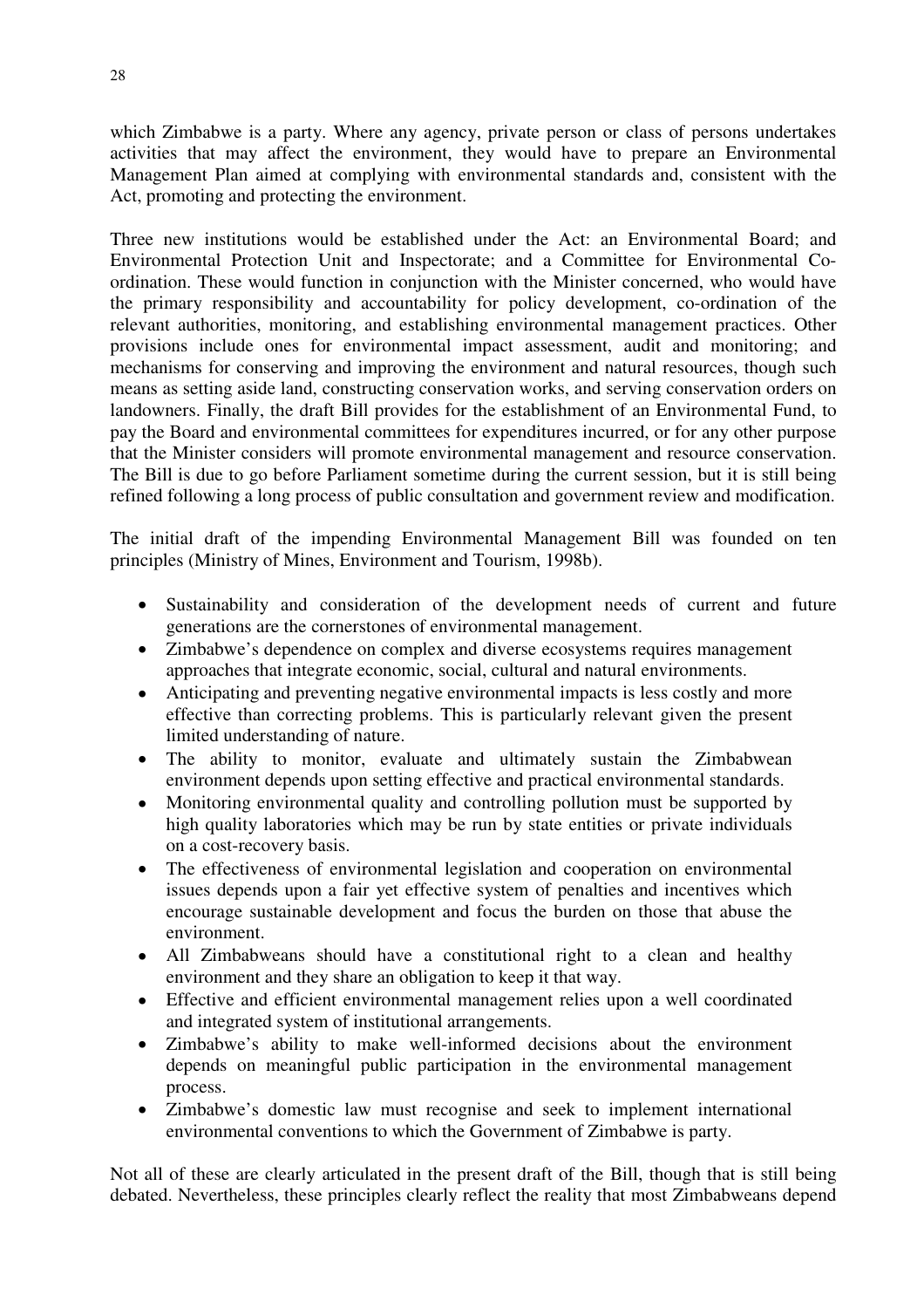which Zimbabwe is a party. Where any agency, private person or class of persons undertakes activities that may affect the environment, they would have to prepare an Environmental Management Plan aimed at complying with environmental standards and, consistent with the Act, promoting and protecting the environment.

Three new institutions would be established under the Act: an Environmental Board; and Environmental Protection Unit and Inspectorate; and a Committee for Environmental Co-ordination. These would function in conjunction with the Minister concerned, who would have the primary responsibility and accountability for policy development, co-ordination of the relevant authorities, monitoring, and establishing environmental management practices. Other provisions include ones for environmental impact assessment, audit and monitoring; and mechanisms for conserving and improving the environment and natural resources, though such means as setting aside land, constructing conservation works, and serving conservation orders on landowners. Finally, the draft Bill provides for the establishment of an Environmental Fund, to pay the Board and environmental committees for expenditures incurred, or for any other purpose that the Minister considers will promote environmental management and resource conservation. The Bill is due to go before Parliament sometime during the current session, but it is still being refined following a long process of public consultation and government review and modification.

The initial draft of the impending Environmental Management Bill was founded on ten principles (Ministry of Mines, Environment and Tourism, 1998b).

- Sustainability and consideration of the development needs of current and future generations are the cornerstones of environmental management.
- Zimbabwe's dependence on complex and diverse ecosystems requires management approaches that integrate economic, social, cultural and natural environments.
- Anticipating and preventing negative environmental impacts is less costly and more effective than correcting problems. This is particularly relevant given the present limited understanding of nature.
- The ability to monitor, evaluate and ultimately sustain the Zimbabwean environment depends upon setting effective and practical environmental standards.
- Monitoring environmental quality and controlling pollution must be supported by high quality laboratories which may be run by state entities or private individuals on a cost-recovery basis.
- The effectiveness of environmental legislation and cooperation on environmental issues depends upon a fair yet effective system of penalties and incentives which encourage sustainable development and focus the burden on those that abuse the environment.
- All Zimbabweans should have a constitutional right to a clean and healthy environment and they share an obligation to keep it that way.
- Effective and efficient environmental management relies upon a well coordinated and integrated system of institutional arrangements.
- Zimbabwe's ability to make well-informed decisions about the environment depends on meaningful public participation in the environmental management process.
- Zimbabwe's domestic law must recognise and seek to implement international environmental conventions to which the Government of Zimbabwe is party.

Not all of these are clearly articulated in the present draft of the Bill, though that is still being debated. Nevertheless, these principles clearly reflect the reality that most Zimbabweans depend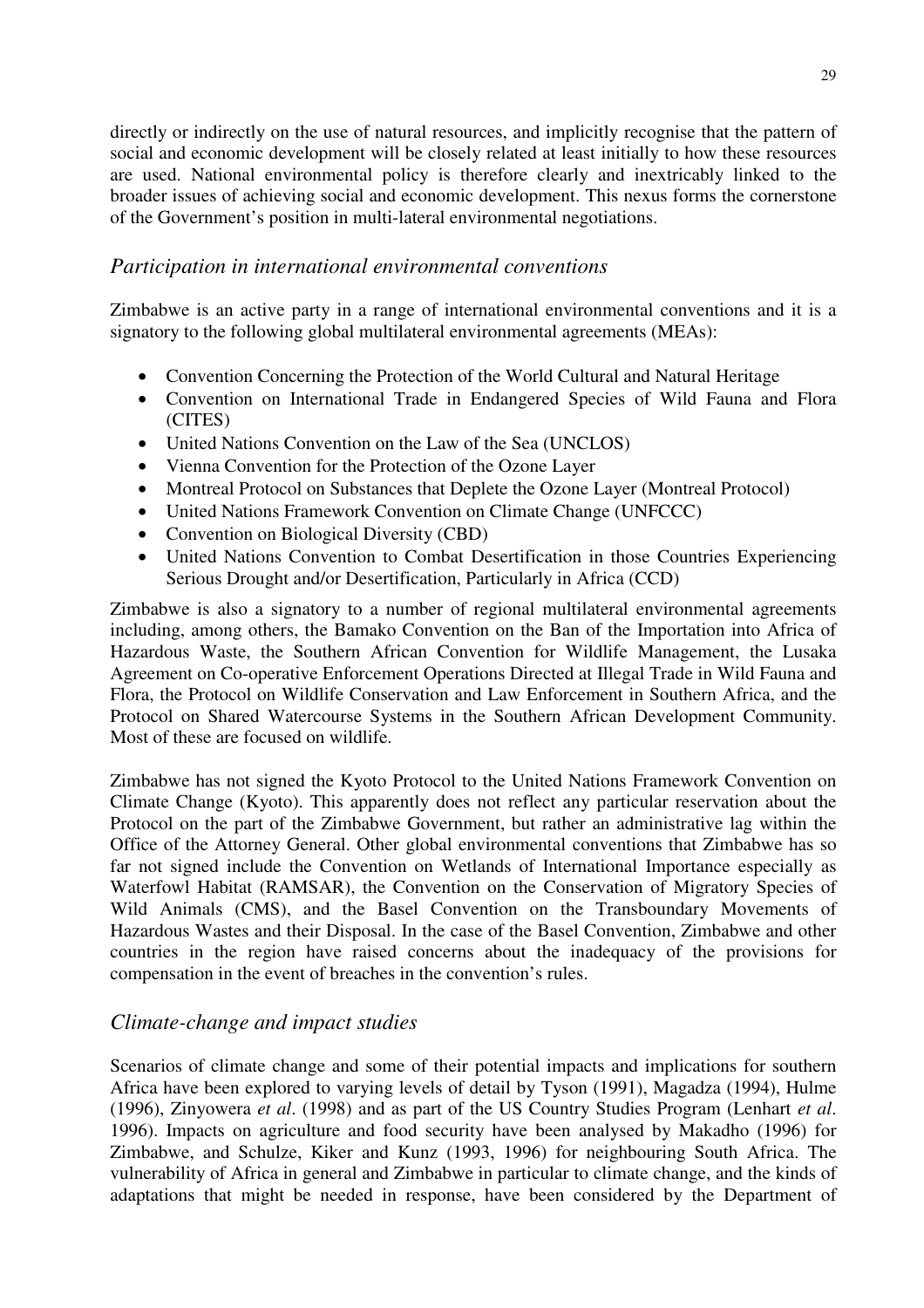directly or indirectly on the use of natural resources, and implicitly recognise that the pattern of social and economic development will be closely related at least initially to how these resources are used. National environmental policy is therefore clearly and inextricably linked to the broader issues of achieving social and economic development. This nexus forms the cornerstone of the Government's position in multi-lateral environmental negotiations.

### *Participation in international environmental conventions*

Zimbabwe is an active party in a range of international environmental conventions and it is a signatory to the following global multilateral environmental agreements (MEAs):

- Convention Concerning the Protection of the World Cultural and Natural Heritage
- Convention on International Trade in Endangered Species of Wild Fauna and Flora (CITES)
- United Nations Convention on the Law of the Sea (UNCLOS)
- Vienna Convention for the Protection of the Ozone Layer
- Montreal Protocol on Substances that Deplete the Ozone Layer (Montreal Protocol)
- United Nations Framework Convention on Climate Change (UNFCCC)
- Convention on Biological Diversity (CBD)
- United Nations Convention to Combat Desertification in those Countries Experiencing Serious Drought and/or Desertification, Particularly in Africa (CCD)

Zimbabwe is also a signatory to a number of regional multilateral environmental agreements including, among others, the Bamako Convention on the Ban of the Importation into Africa of Hazardous Waste, the Southern African Convention for Wildlife Management, the Lusaka Agreement on Co-operative Enforcement Operations Directed at Illegal Trade in Wild Fauna and Flora, the Protocol on Wildlife Conservation and Law Enforcement in Southern Africa, and the Protocol on Shared Watercourse Systems in the Southern African Development Community. Most of these are focused on wildlife.

Zimbabwe has not signed the Kyoto Protocol to the United Nations Framework Convention on Climate Change (Kyoto). This apparently does not reflect any particular reservation about the Protocol on the part of the Zimbabwe Government, but rather an administrative lag within the Office of the Attorney General. Other global environmental conventions that Zimbabwe has so far not signed include the Convention on Wetlands of International Importance especially as Waterfowl Habitat (RAMSAR), the Convention on the Conservation of Migratory Species of Wild Animals (CMS), and the Basel Convention on the Transboundary Movements of Hazardous Wastes and their Disposal. In the case of the Basel Convention, Zimbabwe and other countries in the region have raised concerns about the inadequacy of the provisions for compensation in the event of breaches in the convention's rules.

### *Climate-change and impact studies*

Scenarios of climate change and some of their potential impacts and implications for southern Africa have been explored to varying levels of detail by Tyson (1991), Magadza (1994), Hulme (1996), Zinyowera *et al*. (1998) and as part of the US Country Studies Program (Lenhart *et al*. 1996). Impacts on agriculture and food security have been analysed by Makadho (1996) for Zimbabwe, and Schulze, Kiker and Kunz (1993, 1996) for neighbouring South Africa. The vulnerability of Africa in general and Zimbabwe in particular to climate change, and the kinds of adaptations that might be needed in response, have been considered by the Department of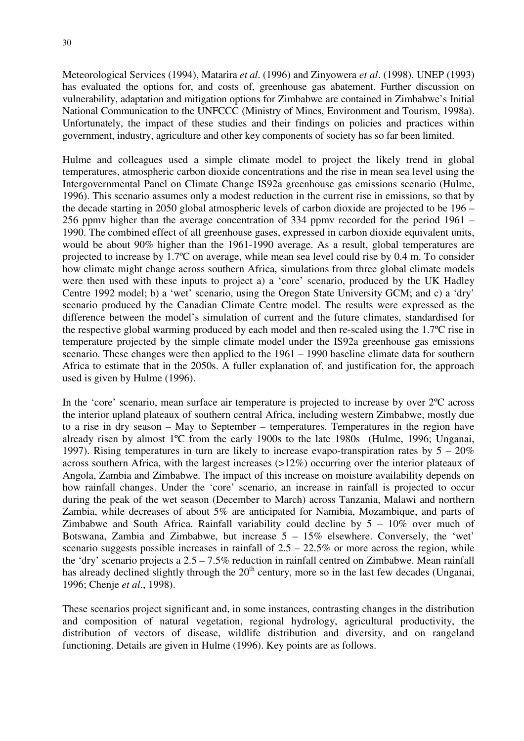Meteorological Services (1994), Matarira *et al*. (1996) and Zinyowera *et al*. (1998). UNEP (1993) has evaluated the options for, and costs of, greenhouse gas abatement. Further discussion on vulnerability, adaptation and mitigation options for Zimbabwe are contained in Zimbabwe's Initial National Communication to the UNFCCC (Ministry of Mines, Environment and Tourism, 1998a). Unfortunately, the impact of these studies and their findings on policies and practices within government, industry, agriculture and other key components of society has so far been limited.

Hulme and colleagues used a simple climate model to project the likely trend in global temperatures, atmospheric carbon dioxide concentrations and the rise in mean sea level using the Intergovernmental Panel on Climate Change IS92a greenhouse gas emissions scenario (Hulme, 1996). This scenario assumes only a modest reduction in the current rise in emissions, so that by the decade starting in 2050 global atmospheric levels of carbon dioxide are projected to be 196 – 256 ppmv higher than the average concentration of 334 ppmv recorded for the period 1961 – 1990. The combined effect of all greenhouse gases, expressed in carbon dioxide equivalent units, would be about 90% higher than the 1961-1990 average. As a result, global temperatures are projected to increase by 1.7ºC on average, while mean sea level could rise by 0.4 m. To consider how climate might change across southern Africa, simulations from three global climate models were then used with these inputs to project a) a 'core' scenario, produced by the UK Hadley Centre 1992 model; b) a 'wet' scenario, using the Oregon State University GCM; and c) a 'dry' scenario produced by the Canadian Climate Centre model. The results were expressed as the difference between the model's simulation of current and the future climates, standardised for the respective global warming produced by each model and then re-scaled using the 1.7ºC rise in temperature projected by the simple climate model under the IS92a greenhouse gas emissions scenario. These changes were then applied to the 1961 – 1990 baseline climate data for southern Africa to estimate that in the 2050s. A fuller explanation of, and justification for, the approach used is given by Hulme (1996).

In the 'core' scenario, mean surface air temperature is projected to increase by over 2ºC across the interior upland plateaux of southern central Africa, including western Zimbabwe, mostly due to a rise in dry season – May to September – temperatures. Temperatures in the region have already risen by almost 1ºC from the early 1900s to the late 1980s (Hulme, 1996; Unganai, 1997). Rising temperatures in turn are likely to increase evapo-transpiration rates by 5 – 20% across southern Africa, with the largest increases (>12%) occurring over the interior plateaux of Angola, Zambia and Zimbabwe. The impact of this increase on moisture availability depends on how rainfall changes. Under the 'core' scenario, an increase in rainfall is projected to occur during the peak of the wet season (December to March) across Tanzania, Malawi and northern Zambia, while decreases of about 5% are anticipated for Namibia, Mozambique, and parts of Zimbabwe and South Africa. Rainfall variability could decline by 5 – 10% over much of Botswana, Zambia and Zimbabwe, but increase 5 – 15% elsewhere. Conversely, the 'wet' scenario suggests possible increases in rainfall of 2.5 – 22.5% or more across the region, while the 'dry' scenario projects a 2.5 – 7.5% reduction in rainfall centred on Zimbabwe. Mean rainfall has already declined slightly through the 20th century, more so in the last few decades (Unganai, 1996; Chenje *et al*., 1998).

These scenarios project significant and, in some instances, contrasting changes in the distribution and composition of natural vegetation, regional hydrology, agricultural productivity, the distribution of vectors of disease, wildlife distribution and diversity, and on rangeland functioning. Details are given in Hulme (1996). Key points are as follows.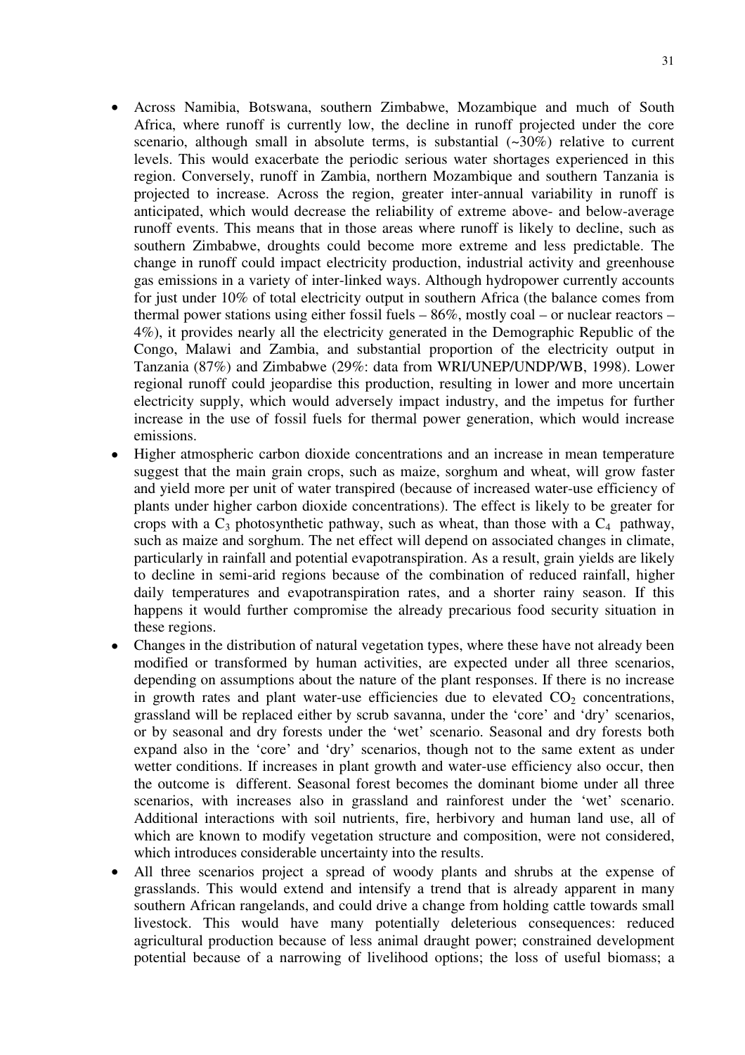- Across Namibia, Botswana, southern Zimbabwe, Mozambique and much of South Africa, where runoff is currently low, the decline in runoff projected under the core scenario, although small in absolute terms, is substantial (~30%) relative to current levels. This would exacerbate the periodic serious water shortages experienced in this region. Conversely, runoff in Zambia, northern Mozambique and southern Tanzania is projected to increase. Across the region, greater inter-annual variability in runoff is anticipated, which would decrease the reliability of extreme above- and below-average runoff events. This means that in those areas where runoff is likely to decline, such as southern Zimbabwe, droughts could become more extreme and less predictable. The change in runoff could impact electricity production, industrial activity and greenhouse gas emissions in a variety of inter-linked ways. Although hydropower currently accounts for just under 10% of total electricity output in southern Africa (the balance comes from thermal power stations using either fossil fuels – 86%, mostly coal – or nuclear reactors – 4%), it provides nearly all the electricity generated in the Demographic Republic of the Congo, Malawi and Zambia, and substantial proportion of the electricity output in Tanzania (87%) and Zimbabwe (29%: data from WRI/UNEP/UNDP/WB, 1998). Lower regional runoff could jeopardise this production, resulting in lower and more uncertain electricity supply, which would adversely impact industry, and the impetus for further increase in the use of fossil fuels for thermal power generation, which would increase emissions.
- Higher atmospheric carbon dioxide concentrations and an increase in mean temperature suggest that the main grain crops, such as maize, sorghum and wheat, will grow faster and yield more per unit of water transpired (because of increased water-use efficiency of plants under higher carbon dioxide concentrations). The effect is likely to be greater for crops with a $C_3$ photosynthetic pathway, such as wheat, than those with a $C_4$ pathway, such as maize and sorghum. The net effect will depend on associated changes in climate, particularly in rainfall and potential evapotranspiration. As a result, grain yields are likely to decline in semi-arid regions because of the combination of reduced rainfall, higher daily temperatures and evapotranspiration rates, and a shorter rainy season. If this happens it would further compromise the already precarious food security situation in these regions.
- Changes in the distribution of natural vegetation types, where these have not already been modified or transformed by human activities, are expected under all three scenarios, depending on assumptions about the nature of the plant responses. If there is no increase in growth rates and plant water-use efficiencies due to elevated $CO_2$ concentrations, grassland will be replaced either by scrub savanna, under the 'core' and 'dry' scenarios, or by seasonal and dry forests under the 'wet' scenario. Seasonal and dry forests both expand also in the 'core' and 'dry' scenarios, though not to the same extent as under wetter conditions. If increases in plant growth and water-use efficiency also occur, then the outcome is different. Seasonal forest becomes the dominant biome under all three scenarios, with increases also in grassland and rainforest under the 'wet' scenario. Additional interactions with soil nutrients, fire, herbivory and human land use, all of which are known to modify vegetation structure and composition, were not considered, which introduces considerable uncertainty into the results.
- All three scenarios project a spread of woody plants and shrubs at the expense of grasslands. This would extend and intensify a trend that is already apparent in many southern African rangelands, and could drive a change from holding cattle towards small livestock. This would have many potentially deleterious consequences: reduced agricultural production because of less animal draught power; constrained development potential because of a narrowing of livelihood options; the loss of useful biomass; a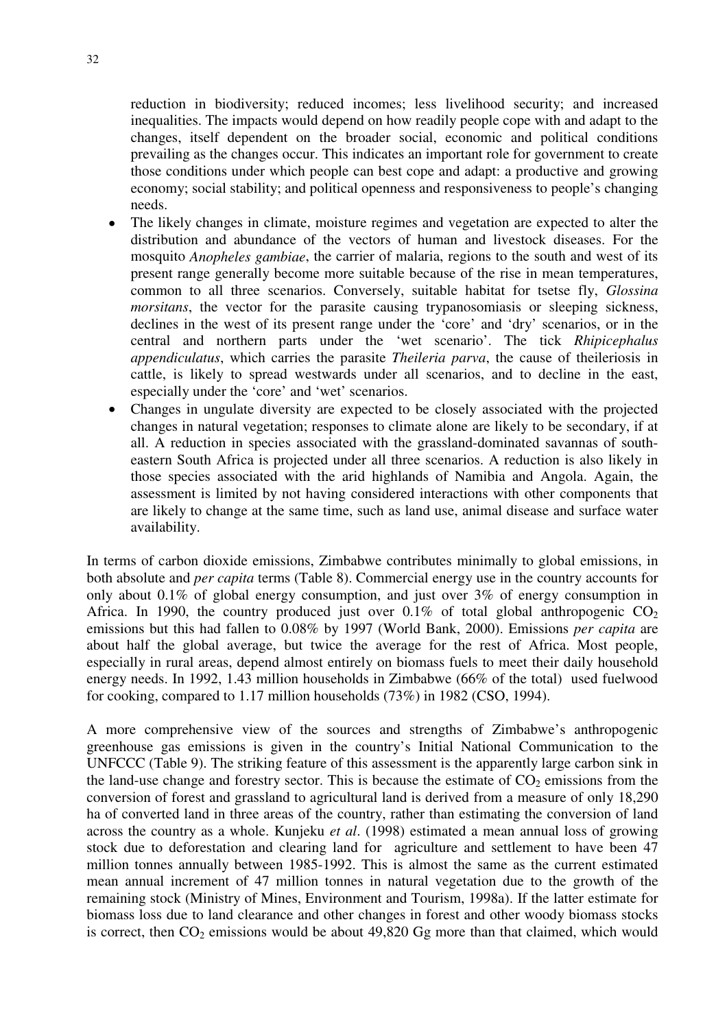reduction in biodiversity; reduced incomes; less livelihood security; and increased inequalities. The impacts would depend on how readily people cope with and adapt to the changes, itself dependent on the broader social, economic and political conditions prevailing as the changes occur. This indicates an important role for government to create those conditions under which people can best cope and adapt: a productive and growing economy; social stability; and political openness and responsiveness to people's changing needs.

- The likely changes in climate, moisture regimes and vegetation are expected to alter the distribution and abundance of the vectors of human and livestock diseases. For the mosquito *Anopheles gambiae*, the carrier of malaria, regions to the south and west of its present range generally become more suitable because of the rise in mean temperatures, common to all three scenarios. Conversely, suitable habitat for tsetse fly, *Glossina morsitans*, the vector for the parasite causing trypanosomiasis or sleeping sickness, declines in the west of its present range under the 'core' and 'dry' scenarios, or in the central and northern parts under the 'wet scenario'. The tick *Rhipicephalus appendiculatus*, which carries the parasite *Theileria parva*, the cause of theileriosis in cattle, is likely to spread westwards under all scenarios, and to decline in the east, especially under the 'core' and 'wet' scenarios.
- Changes in ungulate diversity are expected to be closely associated with the projected changes in natural vegetation; responses to climate alone are likely to be secondary, if at all. A reduction in species associated with the grassland-dominated savannas of south-eastern South Africa is projected under all three scenarios. A reduction is also likely in those species associated with the arid highlands of Namibia and Angola. Again, the assessment is limited by not having considered interactions with other components that are likely to change at the same time, such as land use, animal disease and surface water availability.

In terms of carbon dioxide emissions, Zimbabwe contributes minimally to global emissions, in both absolute and *per capita* terms (Table 8). Commercial energy use in the country accounts for only about 0.1% of global energy consumption, and just over 3% of energy consumption in Africa. In 1990, the country produced just over 0.1% of total global anthropogenic $CO_2$ emissions but this had fallen to 0.08% by 1997 (World Bank, 2000). Emissions *per capita* are about half the global average, but twice the average for the rest of Africa. Most people, especially in rural areas, depend almost entirely on biomass fuels to meet their daily household energy needs. In 1992, 1.43 million households in Zimbabwe (66% of the total) used fuelwood for cooking, compared to 1.17 million households (73%) in 1982 (CSO, 1994).

A more comprehensive view of the sources and strengths of Zimbabwe's anthropogenic greenhouse gas emissions is given in the country's Initial National Communication to the UNFCCC (Table 9). The striking feature of this assessment is the apparently large carbon sink in the land-use change and forestry sector. This is because the estimate of $CO_2$ emissions from the conversion of forest and grassland to agricultural land is derived from a measure of only 18,290 ha of converted land in three areas of the country, rather than estimating the conversion of land across the country as a whole. Kunjeku *et al*. (1998) estimated a mean annual loss of growing stock due to deforestation and clearing land for agriculture and settlement to have been 47 million tonnes annually between 1985-1992. This is almost the same as the current estimated mean annual increment of 47 million tonnes in natural vegetation due to the growth of the remaining stock (Ministry of Mines, Environment and Tourism, 1998a). If the latter estimate for biomass loss due to land clearance and other changes in forest and other woody biomass stocks is correct, then $CO_2$ emissions would be about 49,820 Gg more than that claimed, which would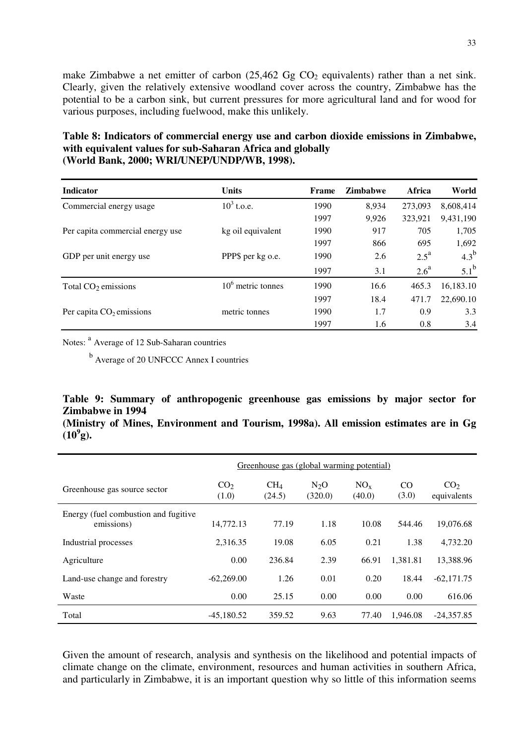make Zimbabwe a net emitter of carbon (25,462 Gg $CO_2$ equivalents) rather than a net sink. Clearly, given the relatively extensive woodland cover across the country, Zimbabwe has the potential to be a carbon sink, but current pressures for more agricultural land and for wood for various purposes, including fuelwood, make this unlikely.

**Table 8: Indicators of commercial energy use and carbon dioxide emissions in Zimbabwe, with equivalent values for sub-Saharan Africa and globally (World Bank, 2000; WRI/UNEP/UNDP/WB, 1998).**

| Indicator | Units | Frame | Zimbabwe | Africa | World |
|---|---|---|---|---|---|
| Commercial energy usage | $10^3$ t.o.e. | 1990 | 8,934 | 273,093 | 8,608,414 |
| | | 1997 | 9,926 | 323,921 | 9,431,190 |
| Per capita commercial energy use | kg oil equivalent | 1990 | 917 | 705 | 1,705 |
| | | 1997 | 866 | 695 | 1,692 |
| GDP per unit energy use | PPP$ per kg o.e. | 1990 | 2.6 | 2.5[a] | 4.3[b] |
| | | 1997 | 3.1 | 2.6[a] | 5.1[b] |
| Total $CO_2$ emissions | $10^6$ metric tonnes | 1990 | 16.6 | 465.3 | 16,183.10 |
| | | 1997 | 18.4 | 471.7 | 22,690.10 |
| Per capita $CO_2$ emissions | metric tonnes | 1990 | 1.7 | 0.9 | 3.3 |
| | | 1997 | 1.6 | 0.8 | 3.4 |

Notes: [a] Average of 12 Sub-Saharan countries

[b] Average of 20 UNFCCC Annex I countries

**Table 9: Summary of anthropogenic greenhouse gas emissions by major sector for Zimbabwe in 1994**
**(Ministry of Mines, Environment and Tourism, 1998a). All emission estimates are in Gg ($10^9$g).**

| | Greenhouse gas (global warming potential) | | | | | |
|---|---|---|---|---|---|---|
| Greenhouse gas source sector | $CO_2$ (1.0) | $CH_4$ (24.5) | $N_2O$ (320.0) | $NO_x$ (40.0) | CO (3.0) | $CO_2$ equivalents |
| Energy (fuel combustion and fugitive emissions) | 14,772.13 | 77.19 | 1.18 | 10.08 | 544.46 | 19,076.68 |
| Industrial processes | 2,316.35 | 19.08 | 6.05 | 0.21 | 1.38 | 4,732.20 |
| Agriculture | 0.00 | 236.84 | 2.39 | 66.91 | 1,381.81 | 13,388.96 |
| Land-use change and forestry | -62,269.00 | 1.26 | 0.01 | 0.20 | 18.44 | -62,171.75 |
| Waste | 0.00 | 25.15 | 0.00 | 0.00 | 0.00 | 616.06 |
| Total | -45,180.52 | 359.52 | 9.63 | 77.40 | 1,946.08 | -24,357.85 |

Given the amount of research, analysis and synthesis on the likelihood and potential impacts of climate change on the climate, environment, resources and human activities in southern Africa, and particularly in Zimbabwe, it is an important question why so little of this information seems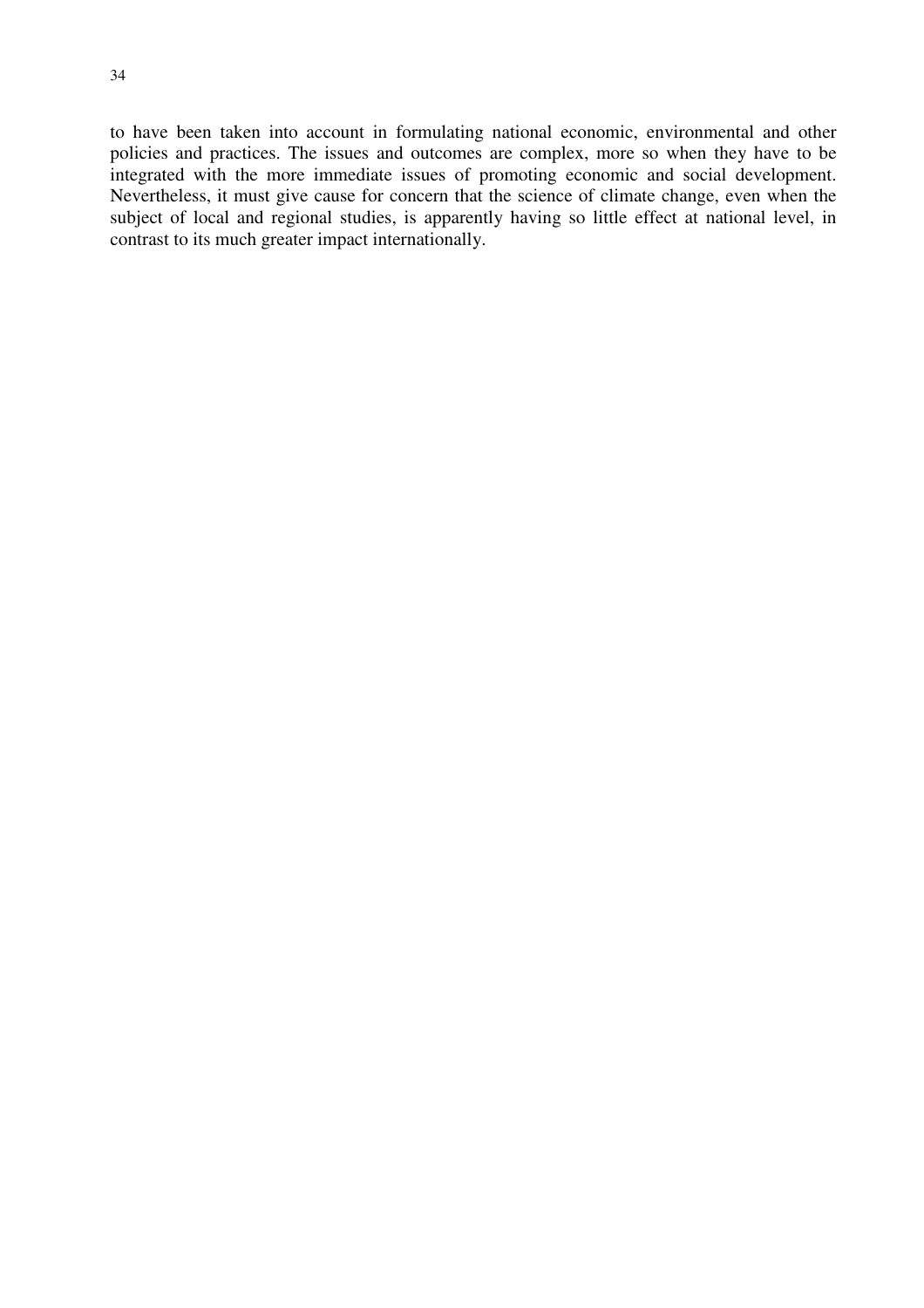to have been taken into account in formulating national economic, environmental and other policies and practices. The issues and outcomes are complex, more so when they have to be integrated with the more immediate issues of promoting economic and social development. Nevertheless, it must give cause for concern that the science of climate change, even when the subject of local and regional studies, is apparently having so little effect at national level, in contrast to its much greater impact internationally.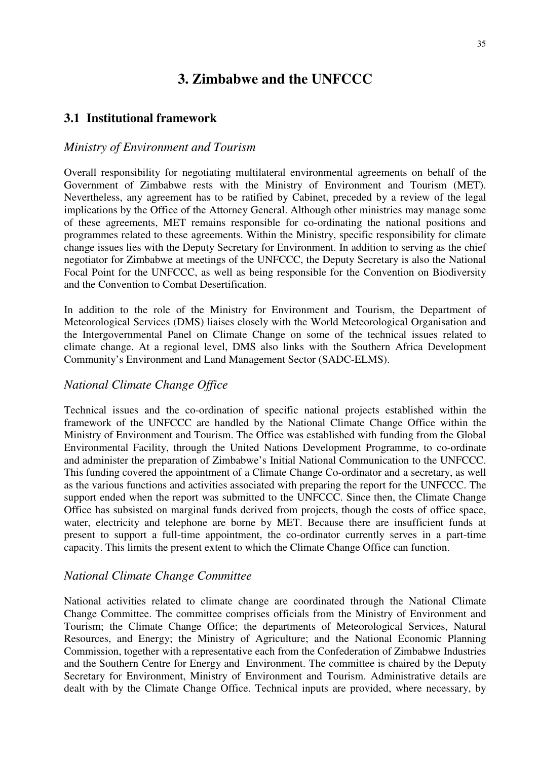# 3. Zimbabwe and the UNFCCC

## 3.1 Institutional framework

### *Ministry of Environment and Tourism*

Overall responsibility for negotiating multilateral environmental agreements on behalf of the Government of Zimbabwe rests with the Ministry of Environment and Tourism (MET). Nevertheless, any agreement has to be ratified by Cabinet, preceded by a review of the legal implications by the Office of the Attorney General. Although other ministries may manage some of these agreements, MET remains responsible for co-ordinating the national positions and programmes related to these agreements. Within the Ministry, specific responsibility for climate change issues lies with the Deputy Secretary for Environment. In addition to serving as the chief negotiator for Zimbabwe at meetings of the UNFCCC, the Deputy Secretary is also the National Focal Point for the UNFCCC, as well as being responsible for the Convention on Biodiversity and the Convention to Combat Desertification.

In addition to the role of the Ministry for Environment and Tourism, the Department of Meteorological Services (DMS) liaises closely with the World Meteorological Organisation and the Intergovernmental Panel on Climate Change on some of the technical issues related to climate change. At a regional level, DMS also links with the Southern Africa Development Community's Environment and Land Management Sector (SADC-ELMS).

### *National Climate Change Office*

Technical issues and the co-ordination of specific national projects established within the framework of the UNFCCC are handled by the National Climate Change Office within the Ministry of Environment and Tourism. The Office was established with funding from the Global Environmental Facility, through the United Nations Development Programme, to co-ordinate and administer the preparation of Zimbabwe's Initial National Communication to the UNFCCC. This funding covered the appointment of a Climate Change Co-ordinator and a secretary, as well as the various functions and activities associated with preparing the report for the UNFCCC. The support ended when the report was submitted to the UNFCCC. Since then, the Climate Change Office has subsisted on marginal funds derived from projects, though the costs of office space, water, electricity and telephone are borne by MET. Because there are insufficient funds at present to support a full-time appointment, the co-ordinator currently serves in a part-time capacity. This limits the present extent to which the Climate Change Office can function.

### *National Climate Change Committee*

National activities related to climate change are coordinated through the National Climate Change Committee. The committee comprises officials from the Ministry of Environment and Tourism; the Climate Change Office; the departments of Meteorological Services, Natural Resources, and Energy; the Ministry of Agriculture; and the National Economic Planning Commission, together with a representative each from the Confederation of Zimbabwe Industries and the Southern Centre for Energy and Environment. The committee is chaired by the Deputy Secretary for Environment, Ministry of Environment and Tourism. Administrative details are dealt with by the Climate Change Office. Technical inputs are provided, where necessary, by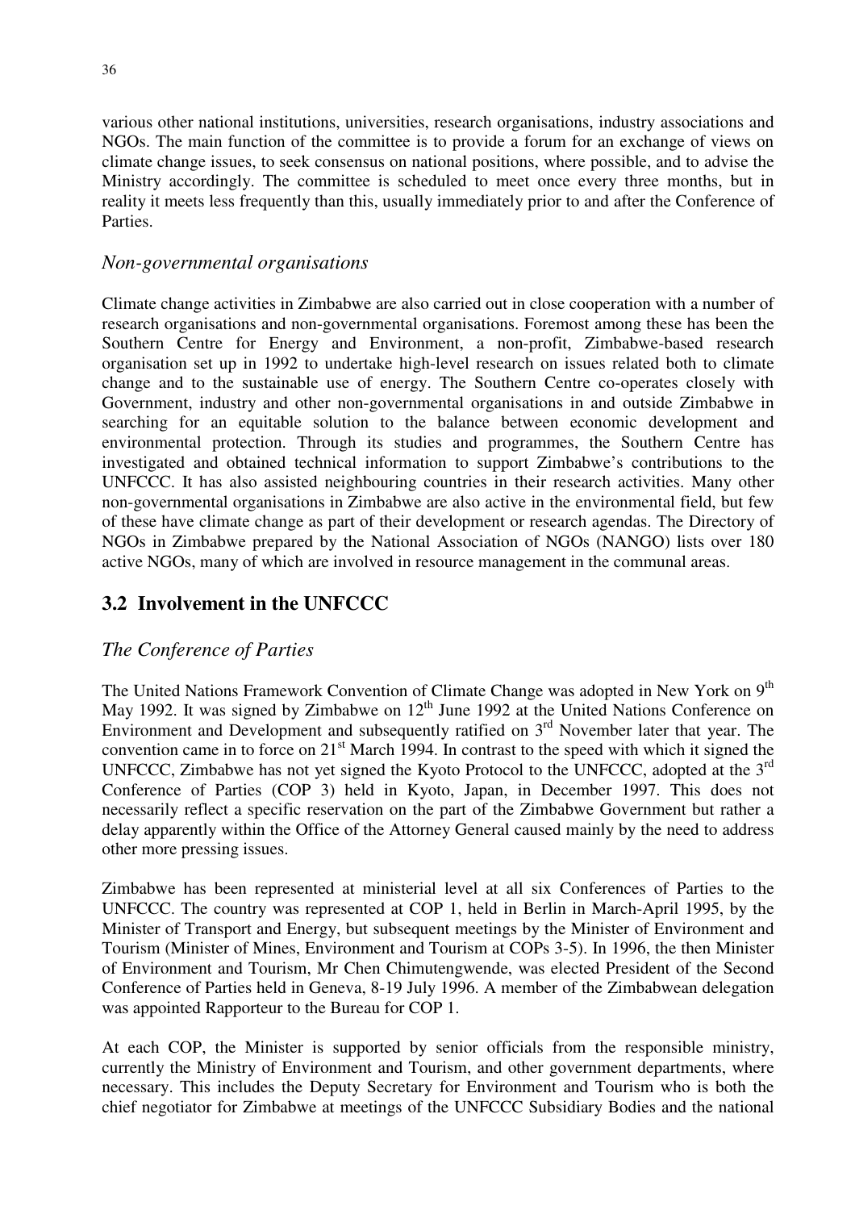various other national institutions, universities, research organisations, industry associations and NGOs. The main function of the committee is to provide a forum for an exchange of views on climate change issues, to seek consensus on national positions, where possible, and to advise the Ministry accordingly. The committee is scheduled to meet once every three months, but in reality it meets less frequently than this, usually immediately prior to and after the Conference of Parties.

### *Non-governmental organisations*

Climate change activities in Zimbabwe are also carried out in close cooperation with a number of research organisations and non-governmental organisations. Foremost among these has been the Southern Centre for Energy and Environment, a non-profit, Zimbabwe-based research organisation set up in 1992 to undertake high-level research on issues related both to climate change and to the sustainable use of energy. The Southern Centre co-operates closely with Government, industry and other non-governmental organisations in and outside Zimbabwe in searching for an equitable solution to the balance between economic development and environmental protection. Through its studies and programmes, the Southern Centre has investigated and obtained technical information to support Zimbabwe's contributions to the UNFCCC. It has also assisted neighbouring countries in their research activities. Many other non-governmental organisations in Zimbabwe are also active in the environmental field, but few of these have climate change as part of their development or research agendas. The Directory of NGOs in Zimbabwe prepared by the National Association of NGOs (NANGO) lists over 180 active NGOs, many of which are involved in resource management in the communal areas.

## 3.2 Involvement in the UNFCCC

### *The Conference of Parties*

The United Nations Framework Convention of Climate Change was adopted in New York on 9th May 1992. It was signed by Zimbabwe on 12th June 1992 at the United Nations Conference on Environment and Development and subsequently ratified on 3rd November later that year. The convention came in to force on 21st March 1994. In contrast to the speed with which it signed the UNFCCC, Zimbabwe has not yet signed the Kyoto Protocol to the UNFCCC, adopted at the 3rd Conference of Parties (COP 3) held in Kyoto, Japan, in December 1997. This does not necessarily reflect a specific reservation on the part of the Zimbabwe Government but rather a delay apparently within the Office of the Attorney General caused mainly by the need to address other more pressing issues.

Zimbabwe has been represented at ministerial level at all six Conferences of Parties to the UNFCCC. The country was represented at COP 1, held in Berlin in March-April 1995, by the Minister of Transport and Energy, but subsequent meetings by the Minister of Environment and Tourism (Minister of Mines, Environment and Tourism at COPs 3-5). In 1996, the then Minister of Environment and Tourism, Mr Chen Chimutengwende, was elected President of the Second Conference of Parties held in Geneva, 8-19 July 1996. A member of the Zimbabwean delegation was appointed Rapporteur to the Bureau for COP 1.

At each COP, the Minister is supported by senior officials from the responsible ministry, currently the Ministry of Environment and Tourism, and other government departments, where necessary. This includes the Deputy Secretary for Environment and Tourism who is both the chief negotiator for Zimbabwe at meetings of the UNFCCC Subsidiary Bodies and the national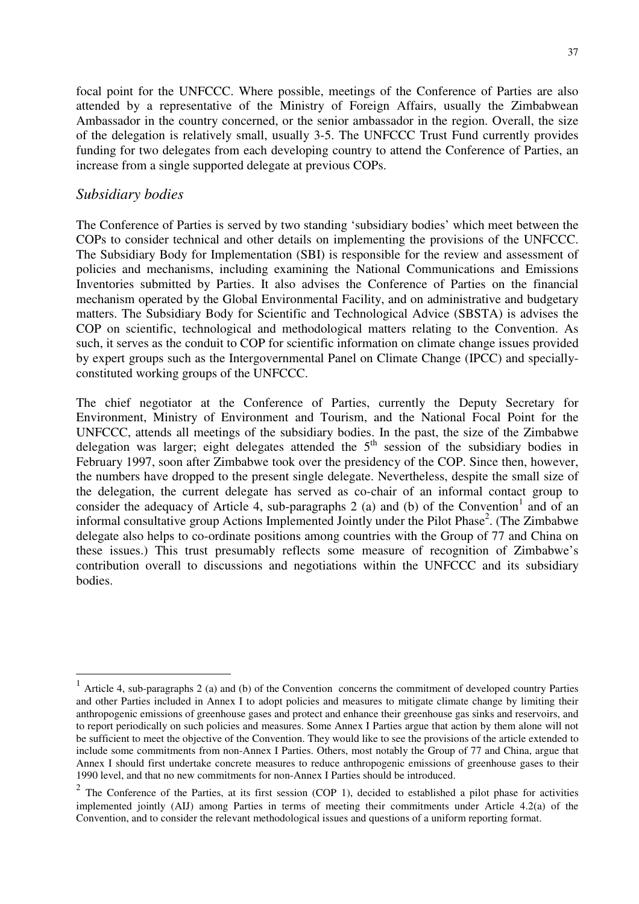focal point for the UNFCCC. Where possible, meetings of the Conference of Parties are also attended by a representative of the Ministry of Foreign Affairs, usually the Zimbabwean Ambassador in the country concerned, or the senior ambassador in the region. Overall, the size of the delegation is relatively small, usually 3-5. The UNFCCC Trust Fund currently provides funding for two delegates from each developing country to attend the Conference of Parties, an increase from a single supported delegate at previous COPs.

### *Subsidiary bodies*

The Conference of Parties is served by two standing 'subsidiary bodies' which meet between the COPs to consider technical and other details on implementing the provisions of the UNFCCC. The Subsidiary Body for Implementation (SBI) is responsible for the review and assessment of policies and mechanisms, including examining the National Communications and Emissions Inventories submitted by Parties. It also advises the Conference of Parties on the financial mechanism operated by the Global Environmental Facility, and on administrative and budgetary matters. The Subsidiary Body for Scientific and Technological Advice (SBSTA) is advises the COP on scientific, technological and methodological matters relating to the Convention. As such, it serves as the conduit to COP for scientific information on climate change issues provided by expert groups such as the Intergovernmental Panel on Climate Change (IPCC) and specially-constituted working groups of the UNFCCC.

The chief negotiator at the Conference of Parties, currently the Deputy Secretary for Environment, Ministry of Environment and Tourism, and the National Focal Point for the UNFCCC, attends all meetings of the subsidiary bodies. In the past, the size of the Zimbabwe delegation was larger; eight delegates attended the 5th session of the subsidiary bodies in February 1997, soon after Zimbabwe took over the presidency of the COP. Since then, however, the numbers have dropped to the present single delegate. Nevertheless, despite the small size of the delegation, the current delegate has served as co-chair of an informal contact group to consider the adequacy of Article 4, sub-paragraphs 2 (a) and (b) of the Convention[1] and of an informal consultative group Actions Implemented Jointly under the Pilot Phase[2]. (The Zimbabwe delegate also helps to co-ordinate positions among countries with the Group of 77 and China on these issues.) This trust presumably reflects some measure of recognition of Zimbabwe's contribution overall to discussions and negotiations within the UNFCCC and its subsidiary bodies.

---

[1] Article 4, sub-paragraphs 2 (a) and (b) of the Convention concerns the commitment of developed country Parties and other Parties included in Annex I to adopt policies and measures to mitigate climate change by limiting their anthropogenic emissions of greenhouse gases and protect and enhance their greenhouse gas sinks and reservoirs, and to report periodically on such policies and measures. Some Annex I Parties argue that action by them alone will not be sufficient to meet the objective of the Convention. They would like to see the provisions of the article extended to include some commitments from non-Annex I Parties. Others, most notably the Group of 77 and China, argue that Annex I should first undertake concrete measures to reduce anthropogenic emissions of greenhouse gases to their 1990 level, and that no new commitments for non-Annex I Parties should be introduced.

[2] The Conference of the Parties, at its first session (COP 1), decided to established a pilot phase for activities implemented jointly (AIJ) among Parties in terms of meeting their commitments under Article 4.2(a) of the Convention, and to consider the relevant methodological issues and questions of a uniform reporting format.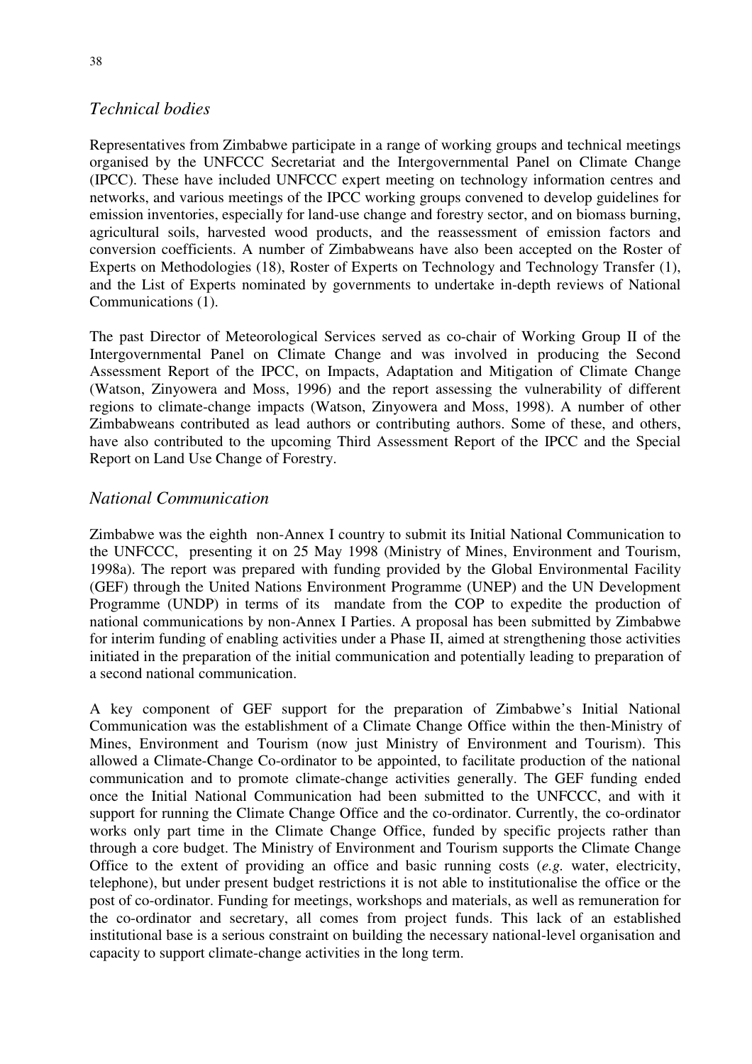## *Technical bodies*

Representatives from Zimbabwe participate in a range of working groups and technical meetings organised by the UNFCCC Secretariat and the Intergovernmental Panel on Climate Change (IPCC). These have included UNFCCC expert meeting on technology information centres and networks, and various meetings of the IPCC working groups convened to develop guidelines for emission inventories, especially for land-use change and forestry sector, and on biomass burning, agricultural soils, harvested wood products, and the reassessment of emission factors and conversion coefficients. A number of Zimbabweans have also been accepted on the Roster of Experts on Methodologies (18), Roster of Experts on Technology and Technology Transfer (1), and the List of Experts nominated by governments to undertake in-depth reviews of National Communications (1).

The past Director of Meteorological Services served as co-chair of Working Group II of the Intergovernmental Panel on Climate Change and was involved in producing the Second Assessment Report of the IPCC, on Impacts, Adaptation and Mitigation of Climate Change (Watson, Zinyowera and Moss, 1996) and the report assessing the vulnerability of different regions to climate-change impacts (Watson, Zinyowera and Moss, 1998). A number of other Zimbabweans contributed as lead authors or contributing authors. Some of these, and others, have also contributed to the upcoming Third Assessment Report of the IPCC and the Special Report on Land Use Change of Forestry.

## *National Communication*

Zimbabwe was the eighth non-Annex I country to submit its Initial National Communication to the UNFCCC, presenting it on 25 May 1998 (Ministry of Mines, Environment and Tourism, 1998a). The report was prepared with funding provided by the Global Environmental Facility (GEF) through the United Nations Environment Programme (UNEP) and the UN Development Programme (UNDP) in terms of its mandate from the COP to expedite the production of national communications by non-Annex I Parties. A proposal has been submitted by Zimbabwe for interim funding of enabling activities under a Phase II, aimed at strengthening those activities initiated in the preparation of the initial communication and potentially leading to preparation of a second national communication.

A key component of GEF support for the preparation of Zimbabwe's Initial National Communication was the establishment of a Climate Change Office within the then-Ministry of Mines, Environment and Tourism (now just Ministry of Environment and Tourism). This allowed a Climate-Change Co-ordinator to be appointed, to facilitate production of the national communication and to promote climate-change activities generally. The GEF funding ended once the Initial National Communication had been submitted to the UNFCCC, and with it support for running the Climate Change Office and the co-ordinator. Currently, the co-ordinator works only part time in the Climate Change Office, funded by specific projects rather than through a core budget. The Ministry of Environment and Tourism supports the Climate Change Office to the extent of providing an office and basic running costs (*e.g.* water, electricity, telephone), but under present budget restrictions it is not able to institutionalise the office or the post of co-ordinator. Funding for meetings, workshops and materials, as well as remuneration for the co-ordinator and secretary, all comes from project funds. This lack of an established institutional base is a serious constraint on building the necessary national-level organisation and capacity to support climate-change activities in the long term.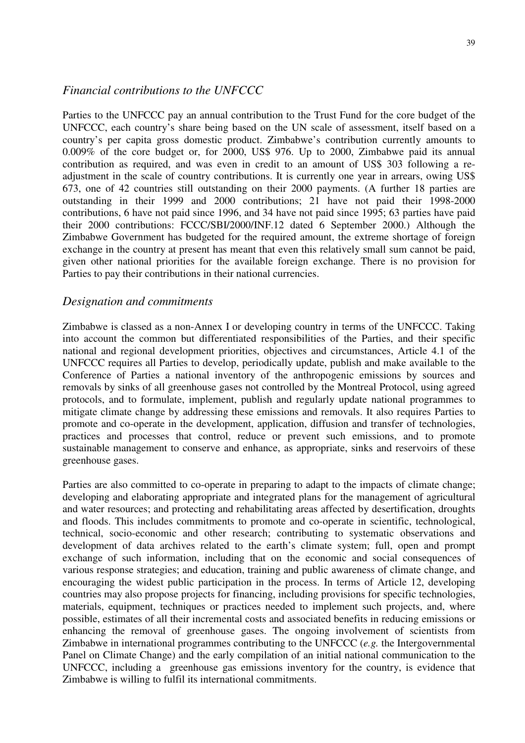## *Financial contributions to the UNFCCC*

Parties to the UNFCCC pay an annual contribution to the Trust Fund for the core budget of the UNFCCC, each country's share being based on the UN scale of assessment, itself based on a country's per capita gross domestic product. Zimbabwe's contribution currently amounts to 0.009% of the core budget or, for 2000, US$ 976. Up to 2000, Zimbabwe paid its annual contribution as required, and was even in credit to an amount of US$ 303 following a re-adjustment in the scale of country contributions. It is currently one year in arrears, owing US$ 673, one of 42 countries still outstanding on their 2000 payments. (A further 18 parties are outstanding in their 1999 and 2000 contributions; 21 have not paid their 1998-2000 contributions, 6 have not paid since 1996, and 34 have not paid since 1995; 63 parties have paid their 2000 contributions: FCCC/SBI/2000/INF.12 dated 6 September 2000.) Although the Zimbabwe Government has budgeted for the required amount, the extreme shortage of foreign exchange in the country at present has meant that even this relatively small sum cannot be paid, given other national priorities for the available foreign exchange. There is no provision for Parties to pay their contributions in their national currencies.

## *Designation and commitments*

Zimbabwe is classed as a non-Annex I or developing country in terms of the UNFCCC. Taking into account the common but differentiated responsibilities of the Parties, and their specific national and regional development priorities, objectives and circumstances, Article 4.1 of the UNFCCC requires all Parties to develop, periodically update, publish and make available to the Conference of Parties a national inventory of the anthropogenic emissions by sources and removals by sinks of all greenhouse gases not controlled by the Montreal Protocol, using agreed protocols, and to formulate, implement, publish and regularly update national programmes to mitigate climate change by addressing these emissions and removals. It also requires Parties to promote and co-operate in the development, application, diffusion and transfer of technologies, practices and processes that control, reduce or prevent such emissions, and to promote sustainable management to conserve and enhance, as appropriate, sinks and reservoirs of these greenhouse gases.

Parties are also committed to co-operate in preparing to adapt to the impacts of climate change; developing and elaborating appropriate and integrated plans for the management of agricultural and water resources; and protecting and rehabilitating areas affected by desertification, droughts and floods. This includes commitments to promote and co-operate in scientific, technological, technical, socio-economic and other research; contributing to systematic observations and development of data archives related to the earth's climate system; full, open and prompt exchange of such information, including that on the economic and social consequences of various response strategies; and education, training and public awareness of climate change, and encouraging the widest public participation in the process. In terms of Article 12, developing countries may also propose projects for financing, including provisions for specific technologies, materials, equipment, techniques or practices needed to implement such projects, and, where possible, estimates of all their incremental costs and associated benefits in reducing emissions or enhancing the removal of greenhouse gases. The ongoing involvement of scientists from Zimbabwe in international programmes contributing to the UNFCCC (*e.g.* the Intergovernmental Panel on Climate Change) and the early compilation of an initial national communication to the UNFCCC, including a greenhouse gas emissions inventory for the country, is evidence that Zimbabwe is willing to fulfil its international commitments.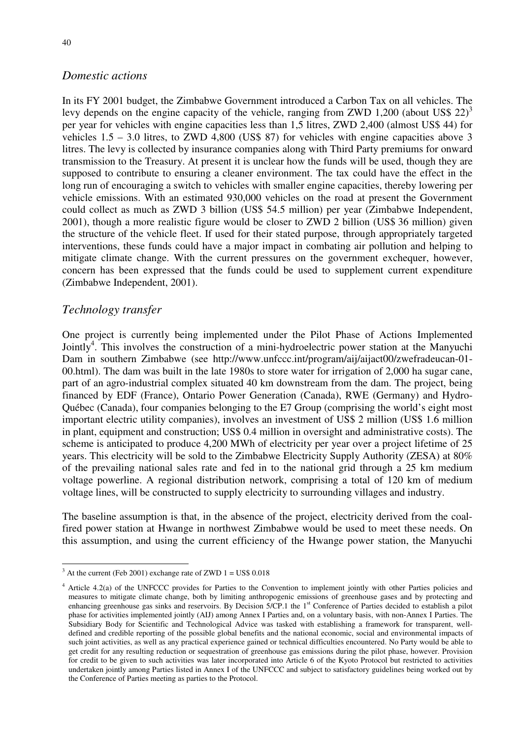### *Domestic actions*

In its FY 2001 budget, the Zimbabwe Government introduced a Carbon Tax on all vehicles. The levy depends on the engine capacity of the vehicle, ranging from ZWD 1,200 (about US$ 22)[3] per year for vehicles with engine capacities less than 1,5 litres, ZWD 2,400 (almost US$ 44) for vehicles 1.5 – 3.0 litres, to ZWD 4,800 (US$ 87) for vehicles with engine capacities above 3 litres. The levy is collected by insurance companies along with Third Party premiums for onward transmission to the Treasury. At present it is unclear how the funds will be used, though they are supposed to contribute to ensuring a cleaner environment. The tax could have the effect in the long run of encouraging a switch to vehicles with smaller engine capacities, thereby lowering per vehicle emissions. With an estimated 930,000 vehicles on the road at present the Government could collect as much as ZWD 3 billion (US$ 54.5 million) per year (Zimbabwe Independent, 2001), though a more realistic figure would be closer to ZWD 2 billion (US$ 36 million) given the structure of the vehicle fleet. If used for their stated purpose, through appropriately targeted interventions, these funds could have a major impact in combating air pollution and helping to mitigate climate change. With the current pressures on the government exchequer, however, concern has been expressed that the funds could be used to supplement current expenditure (Zimbabwe Independent, 2001).

### *Technology transfer*

One project is currently being implemented under the Pilot Phase of Actions Implemented Jointly[4]. This involves the construction of a mini-hydroelectric power station at the Manyuchi Dam in southern Zimbabwe (see http://www.unfccc.int/program/aij/aijact00/zwefradeucan-01-00.html). The dam was built in the late 1980s to store water for irrigation of 2,000 ha sugar cane, part of an agro-industrial complex situated 40 km downstream from the dam. The project, being financed by EDF (France), Ontario Power Generation (Canada), RWE (Germany) and Hydro-Québec (Canada), four companies belonging to the E7 Group (comprising the world's eight most important electric utility companies), involves an investment of US$ 2 million (US$ 1.6 million in plant, equipment and construction; US$ 0.4 million in oversight and administrative costs). The scheme is anticipated to produce 4,200 MWh of electricity per year over a project lifetime of 25 years. This electricity will be sold to the Zimbabwe Electricity Supply Authority (ZESA) at 80% of the prevailing national sales rate and fed in to the national grid through a 25 km medium voltage powerline. A regional distribution network, comprising a total of 120 km of medium voltage lines, will be constructed to supply electricity to surrounding villages and industry.

The baseline assumption is that, in the absence of the project, electricity derived from the coal-fired power station at Hwange in northwest Zimbabwe would be used to meet these needs. On this assumption, and using the current efficiency of the Hwange power station, the Manyuchi

---

[3] At the current (Feb 2001) exchange rate of ZWD 1 = US$ 0.018

[4] Article 4.2(a) of the UNFCCC provides for Parties to the Convention to implement jointly with other Parties policies and measures to mitigate climate change, both by limiting anthropogenic emissions of greenhouse gases and by protecting and enhancing greenhouse gas sinks and reservoirs. By Decision 5/CP.1 the 1st Conference of Parties decided to establish a pilot phase for activities implemented jointly (AIJ) among Annex I Parties and, on a voluntary basis, with non-Annex I Parties. The Subsidiary Body for Scientific and Technological Advice was tasked with establishing a framework for transparent, well-defined and credible reporting of the possible global benefits and the national economic, social and environmental impacts of such joint activities, as well as any practical experience gained or technical difficulties encountered. No Party would be able to get credit for any resulting reduction or sequestration of greenhouse gas emissions during the pilot phase, however. Provision for credit to be given to such activities was later incorporated into Article 6 of the Kyoto Protocol but restricted to activities undertaken jointly among Parties listed in Annex I of the UNFCCC and subject to satisfactory guidelines being worked out by the Conference of Parties meeting as parties to the Protocol.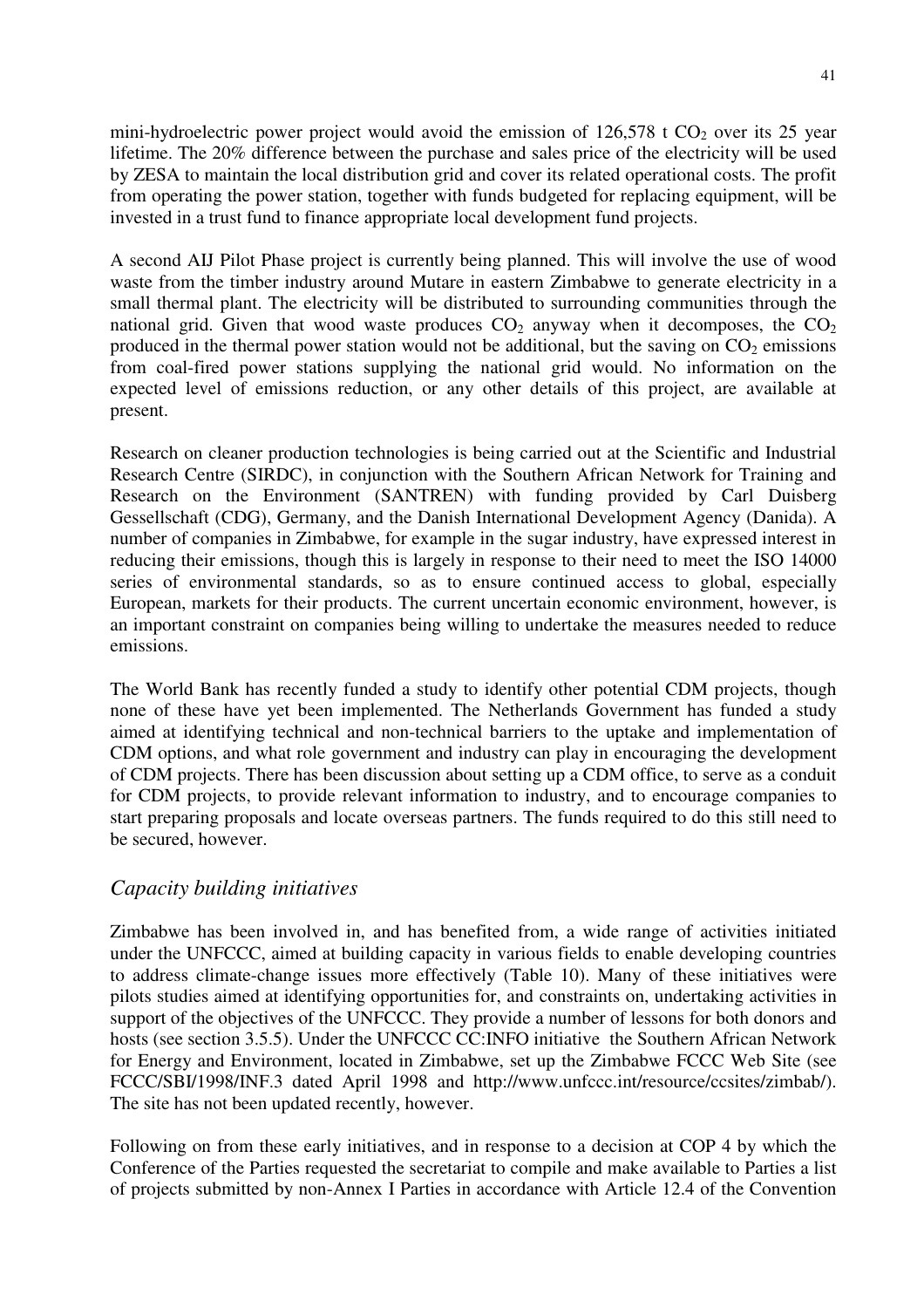mini-hydroelectric power project would avoid the emission of 126,578 t $CO_2$ over its 25 year lifetime. The 20% difference between the purchase and sales price of the electricity will be used by ZESA to maintain the local distribution grid and cover its related operational costs. The profit from operating the power station, together with funds budgeted for replacing equipment, will be invested in a trust fund to finance appropriate local development fund projects.

A second AIJ Pilot Phase project is currently being planned. This will involve the use of wood waste from the timber industry around Mutare in eastern Zimbabwe to generate electricity in a small thermal plant. The electricity will be distributed to surrounding communities through the national grid. Given that wood waste produces $CO_2$ anyway when it decomposes, the $CO_2$ produced in the thermal power station would not be additional, but the saving on $CO_2$ emissions from coal-fired power stations supplying the national grid would. No information on the expected level of emissions reduction, or any other details of this project, are available at present.

Research on cleaner production technologies is being carried out at the Scientific and Industrial Research Centre (SIRDC), in conjunction with the Southern African Network for Training and Research on the Environment (SANTREN) with funding provided by Carl Duisberg Gessellschaft (CDG), Germany, and the Danish International Development Agency (Danida). A number of companies in Zimbabwe, for example in the sugar industry, have expressed interest in reducing their emissions, though this is largely in response to their need to meet the ISO 14000 series of environmental standards, so as to ensure continued access to global, especially European, markets for their products. The current uncertain economic environment, however, is an important constraint on companies being willing to undertake the measures needed to reduce emissions.

The World Bank has recently funded a study to identify other potential CDM projects, though none of these have yet been implemented. The Netherlands Government has funded a study aimed at identifying technical and non-technical barriers to the uptake and implementation of CDM options, and what role government and industry can play in encouraging the development of CDM projects. There has been discussion about setting up a CDM office, to serve as a conduit for CDM projects, to provide relevant information to industry, and to encourage companies to start preparing proposals and locate overseas partners. The funds required to do this still need to be secured, however.

### *Capacity building initiatives*

Zimbabwe has been involved in, and has benefited from, a wide range of activities initiated under the UNFCCC, aimed at building capacity in various fields to enable developing countries to address climate-change issues more effectively (Table 10). Many of these initiatives were pilots studies aimed at identifying opportunities for, and constraints on, undertaking activities in support of the objectives of the UNFCCC. They provide a number of lessons for both donors and hosts (see section 3.5.5). Under the UNFCCC CC:INFO initiative the Southern African Network for Energy and Environment, located in Zimbabwe, set up the Zimbabwe FCCC Web Site (see FCCC/SBI/1998/INF.3 dated April 1998 and http://www.unfccc.int/resource/ccsites/zimbab/). The site has not been updated recently, however.

Following on from these early initiatives, and in response to a decision at COP 4 by which the Conference of the Parties requested the secretariat to compile and make available to Parties a list of projects submitted by non-Annex I Parties in accordance with Article 12.4 of the Convention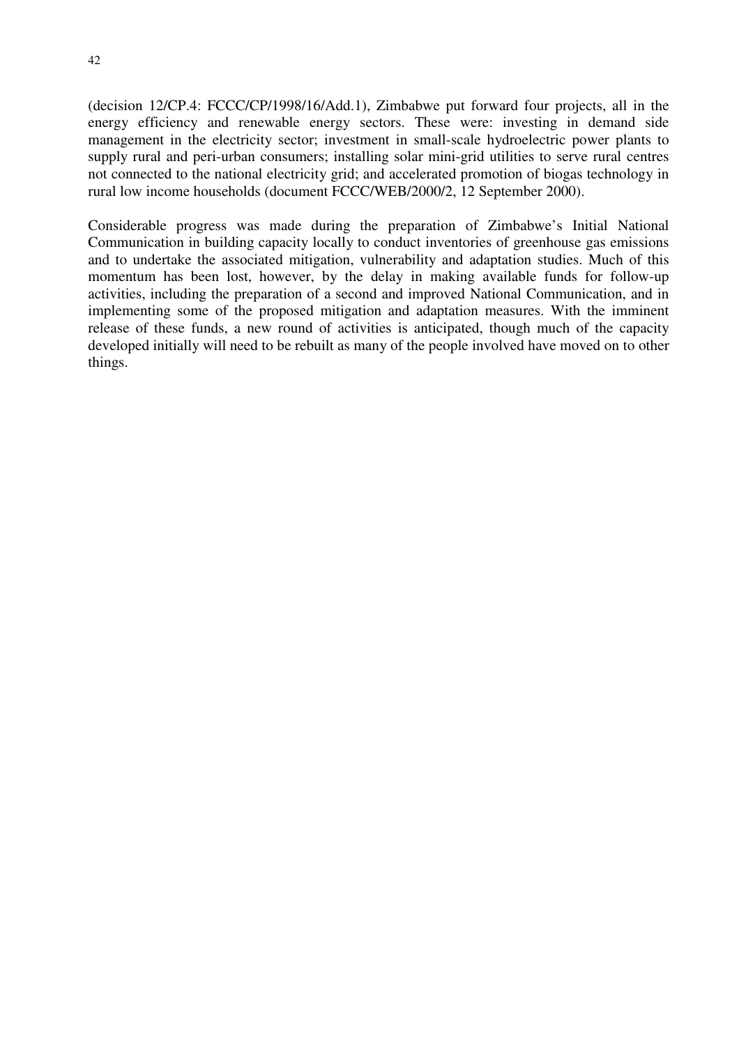(decision 12/CP.4: FCCC/CP/1998/16/Add.1), Zimbabwe put forward four projects, all in the energy efficiency and renewable energy sectors. These were: investing in demand side management in the electricity sector; investment in small-scale hydroelectric power plants to supply rural and peri-urban consumers; installing solar mini-grid utilities to serve rural centres not connected to the national electricity grid; and accelerated promotion of biogas technology in rural low income households (document FCCC/WEB/2000/2, 12 September 2000).

Considerable progress was made during the preparation of Zimbabwe's Initial National Communication in building capacity locally to conduct inventories of greenhouse gas emissions and to undertake the associated mitigation, vulnerability and adaptation studies. Much of this momentum has been lost, however, by the delay in making available funds for follow-up activities, including the preparation of a second and improved National Communication, and in implementing some of the proposed mitigation and adaptation measures. With the imminent release of these funds, a new round of activities is anticipated, though much of the capacity developed initially will need to be rebuilt as many of the people involved have moved on to other things.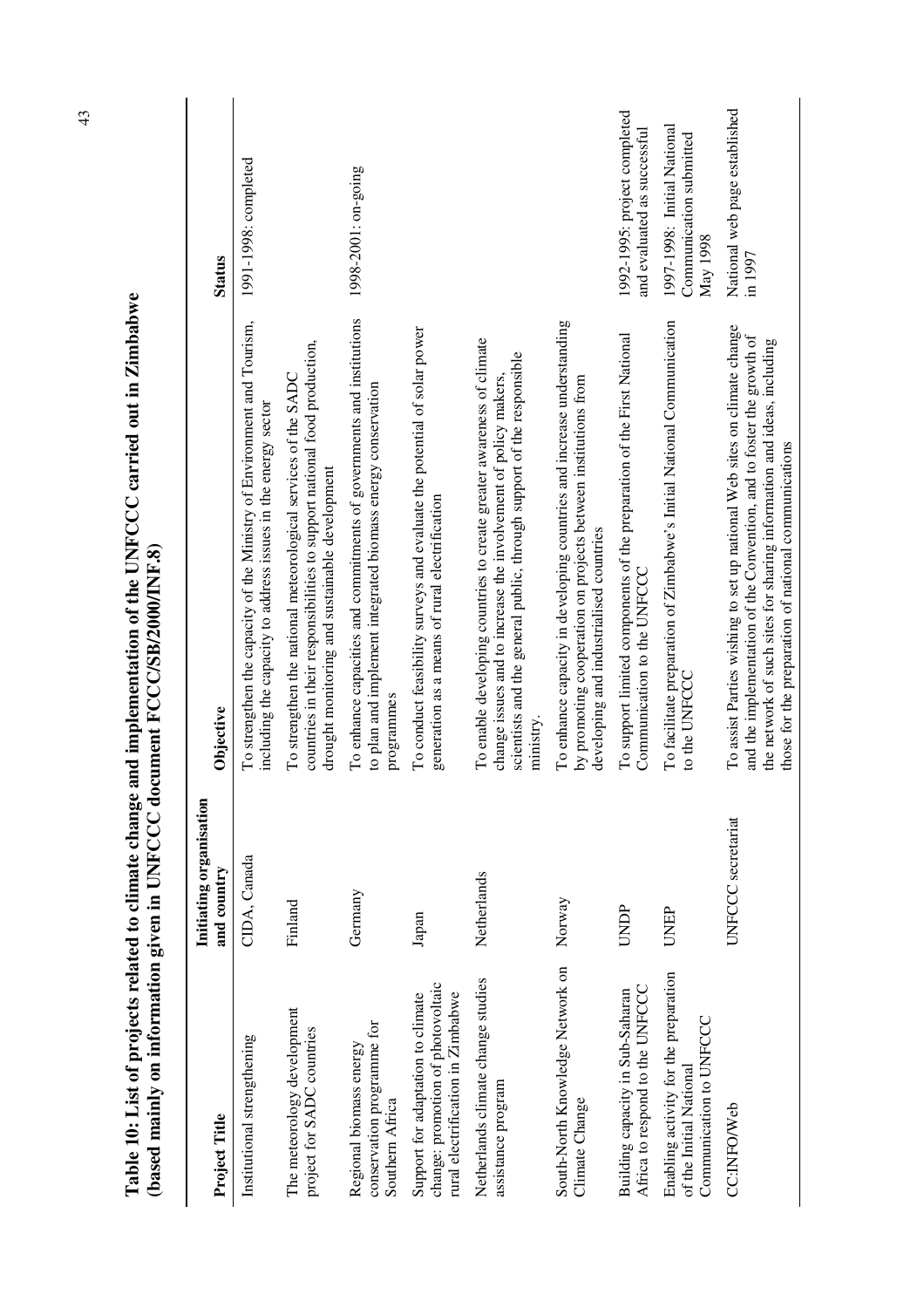**Table 10: List of projects related to climate change and implementation of the UNFCCC carried out in Zimbabwe (based mainly on information given in UNFCCC document FCCC/SB/2000/INF.8)**

| Project Title | Initiating organisation and country | Objective | Status |
|---|---|---|---|
| Institutional strengthening | CIDA, Canada | To strengthen the capacity of the Ministry of Environment and Tourism, including the capacity to address issues in the energy sector | 1991-1998: completed |
| The meteorology development project for SADC countries | Finland | To strengthen the national meteorological services of the SADC countries in their responsibilities to support national food production, drought monitoring and sustainable development | |
| Regional biomass energy conservation programme for Southern Africa | Germany | To enhance capacities and commitments of governments and institutions to plan and implement integrated biomass energy conservation programmes | 1998-2001: on-going |
| Support for adaptation to climate change: promotion of photovoltaic rural electrification in Zimbabwe | Japan | To conduct feasibility surveys and evaluate the potential of solar power generation as a means of rural electrification | |
| Netherlands climate change studies assistance program | Netherlands | To enable developing countries to create greater awareness of climate change issues and to increase the involvement of policy makers, scientists and the general public, through support of the responsible ministry. | |
| South-North Knowledge Network on Climate Change | Norway | To enhance capacity in developing countries and increase understanding by promoting cooperation on projects between institutions from developing and industrialised countries | |
| Building capacity in Sub-Saharan Africa to respond to the UNFCCC | UNDP | To support limited components of the preparation of the First National Communication to the UNFCCC | 1992-1995: project completed and evaluated as successful |
| Enabling activity for the preparation of the Initial National Communication to UNFCCC | UNEP | To facilitate preparation of Zimbabwe's Initial National Communication to the UNFCCC | 1997-1998: Initial National Communication submitted May 1998 |
| CC:INFO/Web | UNFCCC secretariat | To assist Parties wishing to set up national Web sites on climate change and the implementation of the Convention, and to foster the growth of the network of such sites for sharing information and ideas, including those for the preparation of national communications | National web page established in 1997 |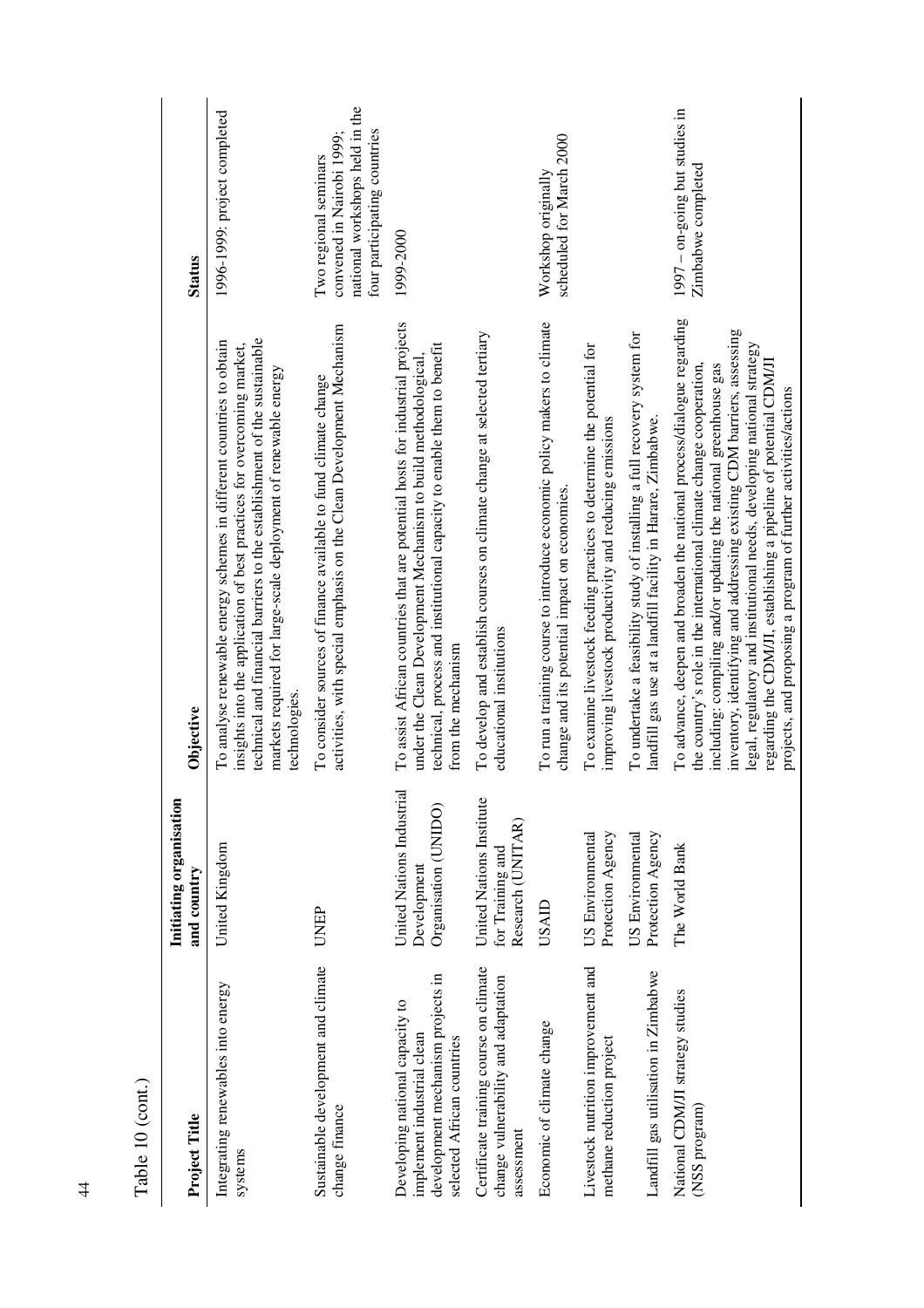Table 10 (cont.)

| Project Title | Initiating organisation and country | Objective | Status |
|---|---|---|---|
| Integrating renewables into energy systems | United Kingdom | To analyse renewable energy schemes in different countries to obtain insights into the application of best practices for overcoming market, technical and financial barriers to the establishment of the sustainable markets required for large-scale deployment of renewable energy technologies. | 1996-1999: project completed |
| Sustainable development and climate change finance | UNEP | To consider sources of finance available to fund climate change activities, with special emphasis on the Clean Development Mechanism | Two regional seminars convened in Nairobi 1999; national workshops held in the four participating countries |
| Developing national capacity to implement national industrial clean development mechanism projects in selected African countries | United Nations Industrial Development Organisation (UNIDO) | To assist African countries that are potential hosts for industrial projects under the Clean Development Mechanism to build methodological, technical, process and institutional capacity to enable them to benefit from the mechanism | 1999-2000 |
| Certificate training course on climate change vulnerability and adaptation assessment | United Nations Institute for Training and Research (UNITAR) | To develop and establish courses on climate change at selected tertiary educational institutions | |
| Economic of climate change | USAID | To run a training course to introduce economic policy makers to climate change and its potential impact on economies. | Workshop originally scheduled for March 2000 |
| Livestock nutrition improvement and methane reduction project | US Environmental Protection Agency | To examine livestock feeding practices to determine the potential for improving livestock productivity and reducing emissions | |
| Landfill gas utilisation in Zimbabwe | US Environmental Protection Agency | To undertake a feasibility study of installing a full recovery system for landfill gas use at a landfill facility in Harare, Zimbabwe. | |
| National CDM/JI strategy studies (NSS program) | The World Bank | To advance, deepen and broaden the national process/dialogue regarding the country's role in the international climate change cooperation, including: compiling and/or updating the national greenhouse gas inventory, identifying and addressing existing CDM barriers, assessing legal, regulatory and institutional needs, developing national strategy regarding the CDM/JI, establishing a pipeline of potential CDM/JI projects, and proposing a program of further activities/actions | 1997 – on-going but studies in Zimbabwe completed |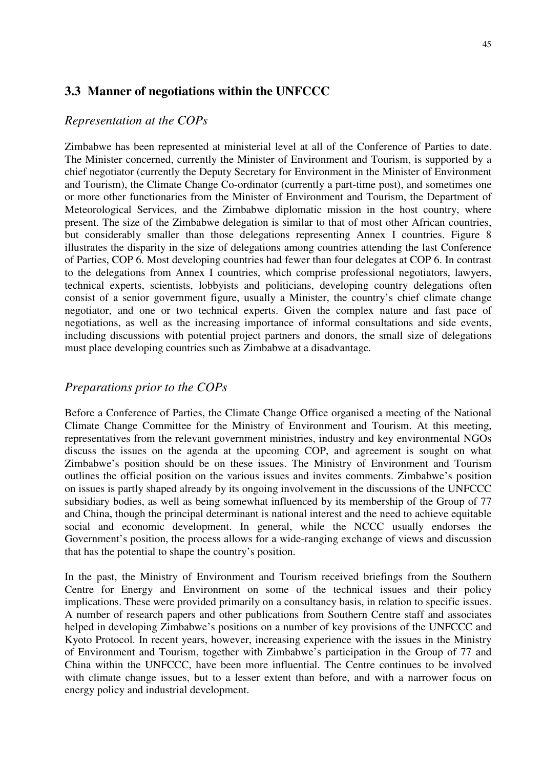## 3.3 Manner of negotiations within the UNFCCC

### *Representation at the COPs*

Zimbabwe has been represented at ministerial level at all of the Conference of Parties to date. The Minister concerned, currently the Minister of Environment and Tourism, is supported by a chief negotiator (currently the Deputy Secretary for Environment in the Minister of Environment and Tourism), the Climate Change Co-ordinator (currently a part-time post), and sometimes one or more other functionaries from the Minister of Environment and Tourism, the Department of Meteorological Services, and the Zimbabwe diplomatic mission in the host country, where present. The size of the Zimbabwe delegation is similar to that of most other African countries, but considerably smaller than those delegations representing Annex I countries. Figure 8 illustrates the disparity in the size of delegations among countries attending the last Conference of Parties, COP 6. Most developing countries had fewer than four delegates at COP 6. In contrast to the delegations from Annex I countries, which comprise professional negotiators, lawyers, technical experts, scientists, lobbyists and politicians, developing country delegations often consist of a senior government figure, usually a Minister, the country's chief climate change negotiator, and one or two technical experts. Given the complex nature and fast pace of negotiations, as well as the increasing importance of informal consultations and side events, including discussions with potential project partners and donors, the small size of delegations must place developing countries such as Zimbabwe at a disadvantage.

### *Preparations prior to the COPs*

Before a Conference of Parties, the Climate Change Office organised a meeting of the National Climate Change Committee for the Ministry of Environment and Tourism. At this meeting, representatives from the relevant government ministries, industry and key environmental NGOs discuss the issues on the agenda at the upcoming COP, and agreement is sought on what Zimbabwe's position should be on these issues. The Ministry of Environment and Tourism outlines the official position on the various issues and invites comments. Zimbabwe's position on issues is partly shaped already by its ongoing involvement in the discussions of the UNFCCC subsidiary bodies, as well as being somewhat influenced by its membership of the Group of 77 and China, though the principal determinant is national interest and the need to achieve equitable social and economic development. In general, while the NCCC usually endorses the Government's position, the process allows for a wide-ranging exchange of views and discussion that has the potential to shape the country's position.

In the past, the Ministry of Environment and Tourism received briefings from the Southern Centre for Energy and Environment on some of the technical issues and their policy implications. These were provided primarily on a consultancy basis, in relation to specific issues. A number of research papers and other publications from Southern Centre staff and associates helped in developing Zimbabwe's positions on a number of key provisions of the UNFCCC and Kyoto Protocol. In recent years, however, increasing experience with the issues in the Ministry of Environment and Tourism, together with Zimbabwe's participation in the Group of 77 and China within the UNFCCC, have been more influential. The Centre continues to be involved with climate change issues, but to a lesser extent than before, and with a narrower focus on energy policy and industrial development.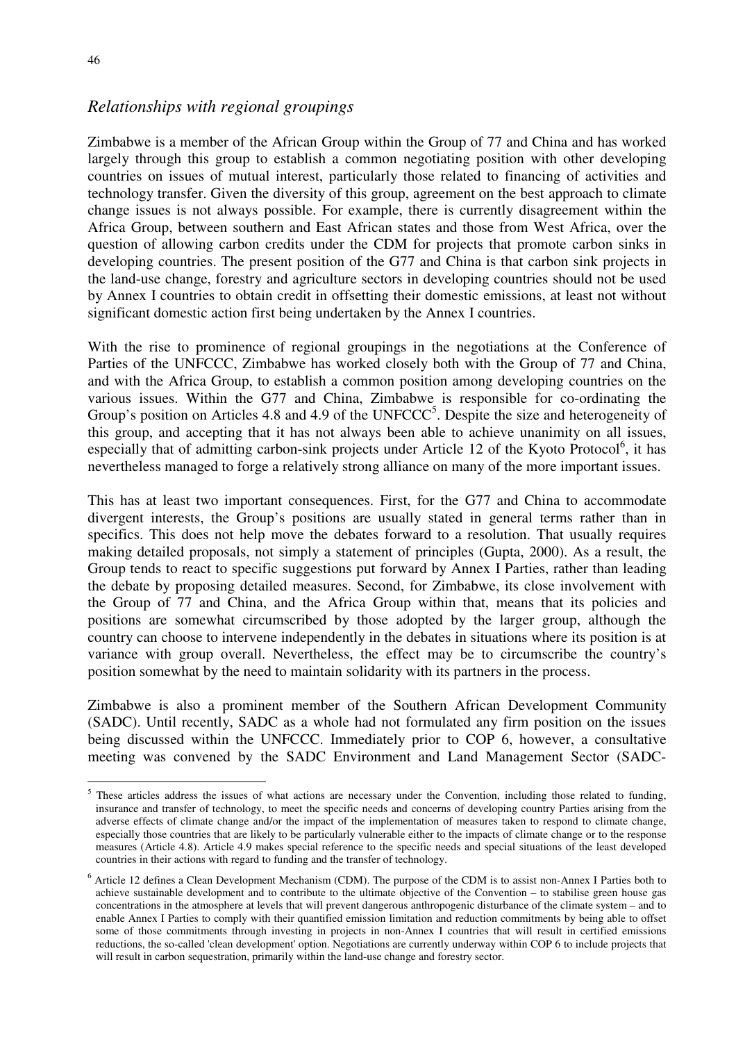## *Relationships with regional groupings*

Zimbabwe is a member of the African Group within the Group of 77 and China and has worked largely through this group to establish a common negotiating position with other developing countries on issues of mutual interest, particularly those related to financing of activities and technology transfer. Given the diversity of this group, agreement on the best approach to climate change issues is not always possible. For example, there is currently disagreement within the Africa Group, between southern and East African states and those from West Africa, over the question of allowing carbon credits under the CDM for projects that promote carbon sinks in developing countries. The present position of the G77 and China is that carbon sink projects in the land-use change, forestry and agriculture sectors in developing countries should not be used by Annex I countries to obtain credit in offsetting their domestic emissions, at least not without significant domestic action first being undertaken by the Annex I countries.

With the rise to prominence of regional groupings in the negotiations at the Conference of Parties of the UNFCCC, Zimbabwe has worked closely both with the Group of 77 and China, and with the Africa Group, to establish a common position among developing countries on the various issues. Within the G77 and China, Zimbabwe is responsible for co-ordinating the Group's position on Articles 4.8 and 4.9 of the UNFCCC[5]. Despite the size and heterogeneity of this group, and accepting that it has not always been able to achieve unanimity on all issues, especially that of admitting carbon-sink projects under Article 12 of the Kyoto Protocol[6], it has nevertheless managed to forge a relatively strong alliance on many of the more important issues.

This has at least two important consequences. First, for the G77 and China to accommodate divergent interests, the Group's positions are usually stated in general terms rather than in specifics. This does not help move the debates forward to a resolution. That usually requires making detailed proposals, not simply a statement of principles (Gupta, 2000). As a result, the Group tends to react to specific suggestions put forward by Annex I Parties, rather than leading the debate by proposing detailed measures. Second, for Zimbabwe, its close involvement with the Group of 77 and China, and the Africa Group within that, means that its policies and positions are somewhat circumscribed by those adopted by the larger group, although the country can choose to intervene independently in the debates in situations where its position is at variance with group overall. Nevertheless, the effect may be to circumscribe the country's position somewhat by the need to maintain solidarity with its partners in the process.

Zimbabwe is also a prominent member of the Southern African Development Community (SADC). Until recently, SADC as a whole had not formulated any firm position on the issues being discussed within the UNFCCC. Immediately prior to COP 6, however, a consultative meeting was convened by the SADC Environment and Land Management Sector (SADC-

---

[5] These articles address the issues of what actions are necessary under the Convention, including those related to funding, insurance and transfer of technology, to meet the specific needs and concerns of developing country Parties arising from the adverse effects of climate change and/or the impact of the implementation of measures taken to respond to climate change, especially those countries that are likely to be particularly vulnerable either to the impacts of climate change or to the response measures (Article 4.8). Article 4.9 makes special reference to the specific needs and special situations of the least developed countries in their actions with regard to funding and the transfer of technology.

[6] Article 12 defines a Clean Development Mechanism (CDM). The purpose of the CDM is to assist non-Annex I Parties both to achieve sustainable development and to contribute to the ultimate objective of the Convention – to stabilise green house gas concentrations in the atmosphere at levels that will prevent dangerous anthropogenic disturbance of the climate system – and to enable Annex I Parties to comply with their quantified emission limitation and reduction commitments by being able to offset some of those commitments through investing in projects in non-Annex I countries that will result in certified emissions reductions, the so-called 'clean development' option. Negotiations are currently underway within COP 6 to include projects that will result in carbon sequestration, primarily within the land-use change and forestry sector.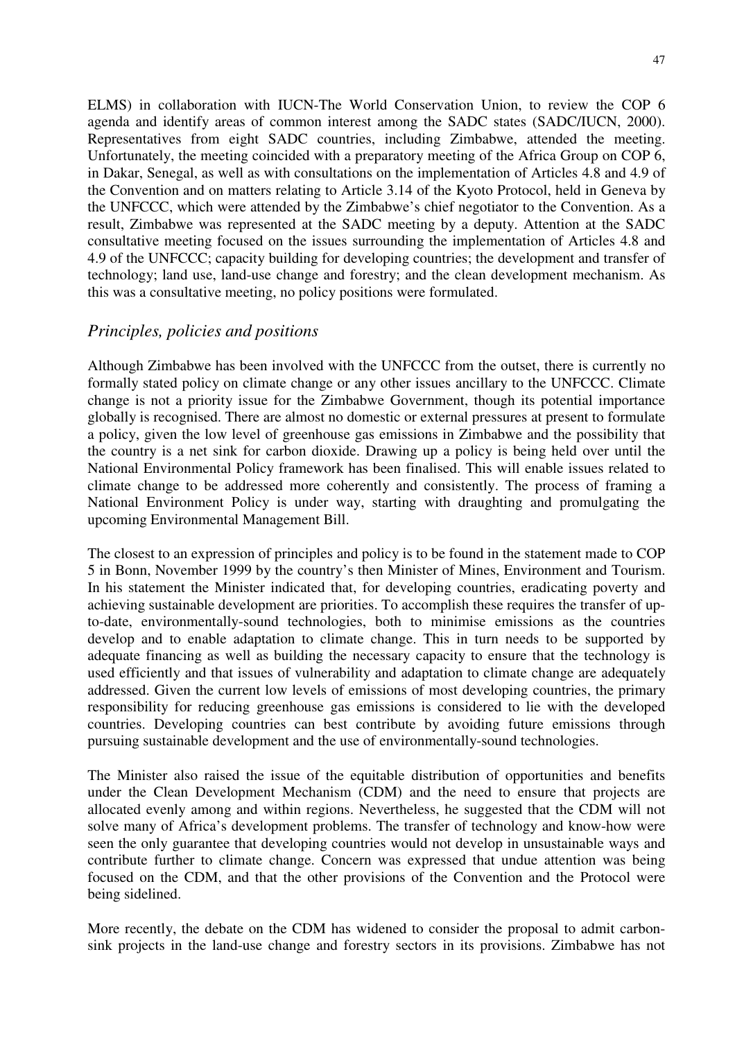ELMS) in collaboration with IUCN-The World Conservation Union, to review the COP 6 agenda and identify areas of common interest among the SADC states (SADC/IUCN, 2000). Representatives from eight SADC countries, including Zimbabwe, attended the meeting. Unfortunately, the meeting coincided with a preparatory meeting of the Africa Group on COP 6, in Dakar, Senegal, as well as with consultations on the implementation of Articles 4.8 and 4.9 of the Convention and on matters relating to Article 3.14 of the Kyoto Protocol, held in Geneva by the UNFCCC, which were attended by the Zimbabwe's chief negotiator to the Convention. As a result, Zimbabwe was represented at the SADC meeting by a deputy. Attention at the SADC consultative meeting focused on the issues surrounding the implementation of Articles 4.8 and 4.9 of the UNFCCC; capacity building for developing countries; the development and transfer of technology; land use, land-use change and forestry; and the clean development mechanism. As this was a consultative meeting, no policy positions were formulated.

## *Principles, policies and positions*

Although Zimbabwe has been involved with the UNFCCC from the outset, there is currently no formally stated policy on climate change or any other issues ancillary to the UNFCCC. Climate change is not a priority issue for the Zimbabwe Government, though its potential importance globally is recognised. There are almost no domestic or external pressures at present to formulate a policy, given the low level of greenhouse gas emissions in Zimbabwe and the possibility that the country is a net sink for carbon dioxide. Drawing up a policy is being held over until the National Environmental Policy framework has been finalised. This will enable issues related to climate change to be addressed more coherently and consistently. The process of framing a National Environment Policy is under way, starting with draughting and promulgating the upcoming Environmental Management Bill.

The closest to an expression of principles and policy is to be found in the statement made to COP 5 in Bonn, November 1999 by the country's then Minister of Mines, Environment and Tourism. In his statement the Minister indicated that, for developing countries, eradicating poverty and achieving sustainable development are priorities. To accomplish these requires the transfer of up-to-date, environmentally-sound technologies, both to minimise emissions as the countries develop and to enable adaptation to climate change. This in turn needs to be supported by adequate financing as well as building the necessary capacity to ensure that the technology is used efficiently and that issues of vulnerability and adaptation to climate change are adequately addressed. Given the current low levels of emissions of most developing countries, the primary responsibility for reducing greenhouse gas emissions is considered to lie with the developed countries. Developing countries can best contribute by avoiding future emissions through pursuing sustainable development and the use of environmentally-sound technologies.

The Minister also raised the issue of the equitable distribution of opportunities and benefits under the Clean Development Mechanism (CDM) and the need to ensure that projects are allocated evenly among and within regions. Nevertheless, he suggested that the CDM will not solve many of Africa's development problems. The transfer of technology and know-how were seen the only guarantee that developing countries would not develop in unsustainable ways and contribute further to climate change. Concern was expressed that undue attention was being focused on the CDM, and that the other provisions of the Convention and the Protocol were being sidelined.

More recently, the debate on the CDM has widened to consider the proposal to admit carbon-sink projects in the land-use change and forestry sectors in its provisions. Zimbabwe has not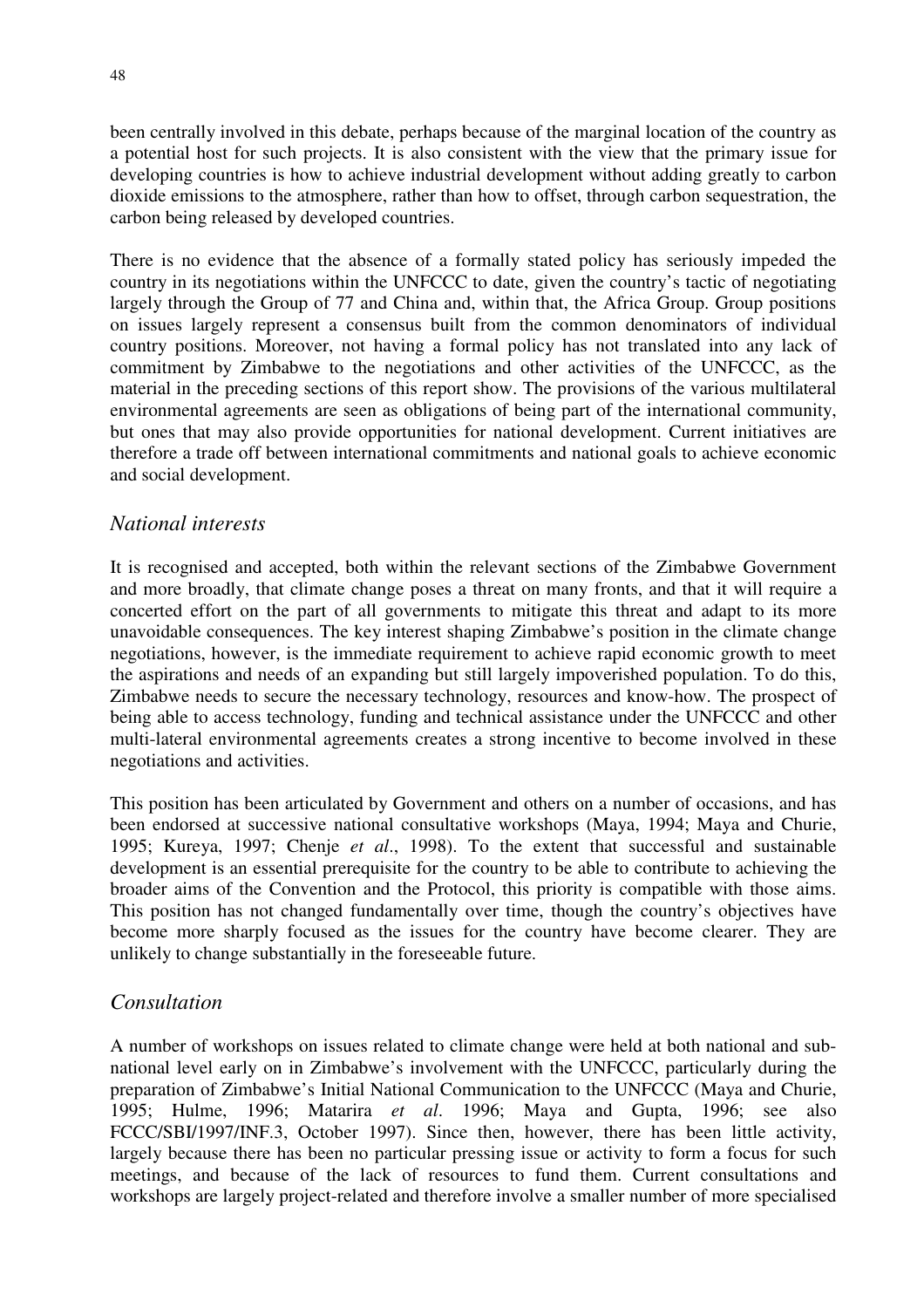been centrally involved in this debate, perhaps because of the marginal location of the country as a potential host for such projects. It is also consistent with the view that the primary issue for developing countries is how to achieve industrial development without adding greatly to carbon dioxide emissions to the atmosphere, rather than how to offset, through carbon sequestration, the carbon being released by developed countries.

There is no evidence that the absence of a formally stated policy has seriously impeded the country in its negotiations within the UNFCCC to date, given the country's tactic of negotiating largely through the Group of 77 and China and, within that, the Africa Group. Group positions on issues largely represent a consensus built from the common denominators of individual country positions. Moreover, not having a formal policy has not translated into any lack of commitment by Zimbabwe to the negotiations and other activities of the UNFCCC, as the material in the preceding sections of this report show. The provisions of the various multilateral environmental agreements are seen as obligations of being part of the international community, but ones that may also provide opportunities for national development. Current initiatives are therefore a trade off between international commitments and national goals to achieve economic and social development.

### *National interests*

It is recognised and accepted, both within the relevant sections of the Zimbabwe Government and more broadly, that climate change poses a threat on many fronts, and that it will require a concerted effort on the part of all governments to mitigate this threat and adapt to its more unavoidable consequences. The key interest shaping Zimbabwe's position in the climate change negotiations, however, is the immediate requirement to achieve rapid economic growth to meet the aspirations and needs of an expanding but still largely impoverished population. To do this, Zimbabwe needs to secure the necessary technology, resources and know-how. The prospect of being able to access technology, funding and technical assistance under the UNFCCC and other multi-lateral environmental agreements creates a strong incentive to become involved in these negotiations and activities.

This position has been articulated by Government and others on a number of occasions, and has been endorsed at successive national consultative workshops (Maya, 1994; Maya and Churie, 1995; Kureya, 1997; Chenje *et al*., 1998). To the extent that successful and sustainable development is an essential prerequisite for the country to be able to contribute to achieving the broader aims of the Convention and the Protocol, this priority is compatible with those aims. This position has not changed fundamentally over time, though the country's objectives have become more sharply focused as the issues for the country have become clearer. They are unlikely to change substantially in the foreseeable future.

### *Consultation*

A number of workshops on issues related to climate change were held at both national and sub-national level early on in Zimbabwe's involvement with the UNFCCC, particularly during the preparation of Zimbabwe's Initial National Communication to the UNFCCC (Maya and Churie, 1995; Hulme, 1996; Matarira *et al*. 1996; Maya and Gupta, 1996; see also FCCC/SBI/1997/INF.3, October 1997). Since then, however, there has been little activity, largely because there has been no particular pressing issue or activity to form a focus for such meetings, and because of the lack of resources to fund them. Current consultations and workshops are largely project-related and therefore involve a smaller number of more specialised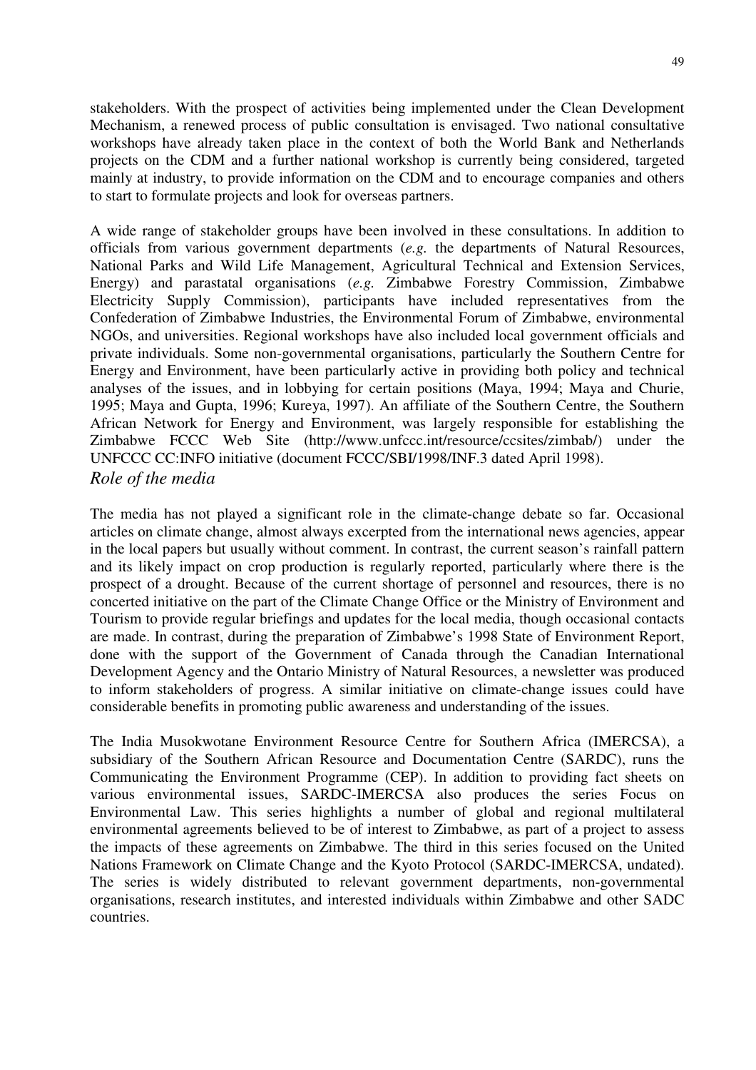stakeholders. With the prospect of activities being implemented under the Clean Development Mechanism, a renewed process of public consultation is envisaged. Two national consultative workshops have already taken place in the context of both the World Bank and Netherlands projects on the CDM and a further national workshop is currently being considered, targeted mainly at industry, to provide information on the CDM and to encourage companies and others to start to formulate projects and look for overseas partners.

A wide range of stakeholder groups have been involved in these consultations. In addition to officials from various government departments (*e.g.* the departments of Natural Resources, National Parks and Wild Life Management, Agricultural Technical and Extension Services, Energy) and parastatal organisations (*e.g.* Zimbabwe Forestry Commission, Zimbabwe Electricity Supply Commission), participants have included representatives from the Confederation of Zimbabwe Industries, the Environmental Forum of Zimbabwe, environmental NGOs, and universities. Regional workshops have also included local government officials and private individuals. Some non-governmental organisations, particularly the Southern Centre for Energy and Environment, have been particularly active in providing both policy and technical analyses of the issues, and in lobbying for certain positions (Maya, 1994; Maya and Churie, 1995; Maya and Gupta, 1996; Kureya, 1997). An affiliate of the Southern Centre, the Southern African Network for Energy and Environment, was largely responsible for establishing the Zimbabwe FCCC Web Site (http://www.unfccc.int/resource/ccsites/zimbab/) under the UNFCCC CC:INFO initiative (document FCCC/SBI/1998/INF.3 dated April 1998).

### *Role of the media*

The media has not played a significant role in the climate-change debate so far. Occasional articles on climate change, almost always excerpted from the international news agencies, appear in the local papers but usually without comment. In contrast, the current season's rainfall pattern and its likely impact on crop production is regularly reported, particularly where there is the prospect of a drought. Because of the current shortage of personnel and resources, there is no concerted initiative on the part of the Climate Change Office or the Ministry of Environment and Tourism to provide regular briefings and updates for the local media, though occasional contacts are made. In contrast, during the preparation of Zimbabwe's 1998 State of Environment Report, done with the support of the Government of Canada through the Canadian International Development Agency and the Ontario Ministry of Natural Resources, a newsletter was produced to inform stakeholders of progress. A similar initiative on climate-change issues could have considerable benefits in promoting public awareness and understanding of the issues.

The India Musokwotane Environment Resource Centre for Southern Africa (IMERCSA), a subsidiary of the Southern African Resource and Documentation Centre (SARDC), runs the Communicating the Environment Programme (CEP). In addition to providing fact sheets on various environmental issues, SARDC-IMERCSA also produces the series Focus on Environmental Law. This series highlights a number of global and regional multilateral environmental agreements believed to be of interest to Zimbabwe, as part of a project to assess the impacts of these agreements on Zimbabwe. The third in this series focused on the United Nations Framework on Climate Change and the Kyoto Protocol (SARDC-IMERCSA, undated). The series is widely distributed to relevant government departments, non-governmental organisations, research institutes, and interested individuals within Zimbabwe and other SADC countries.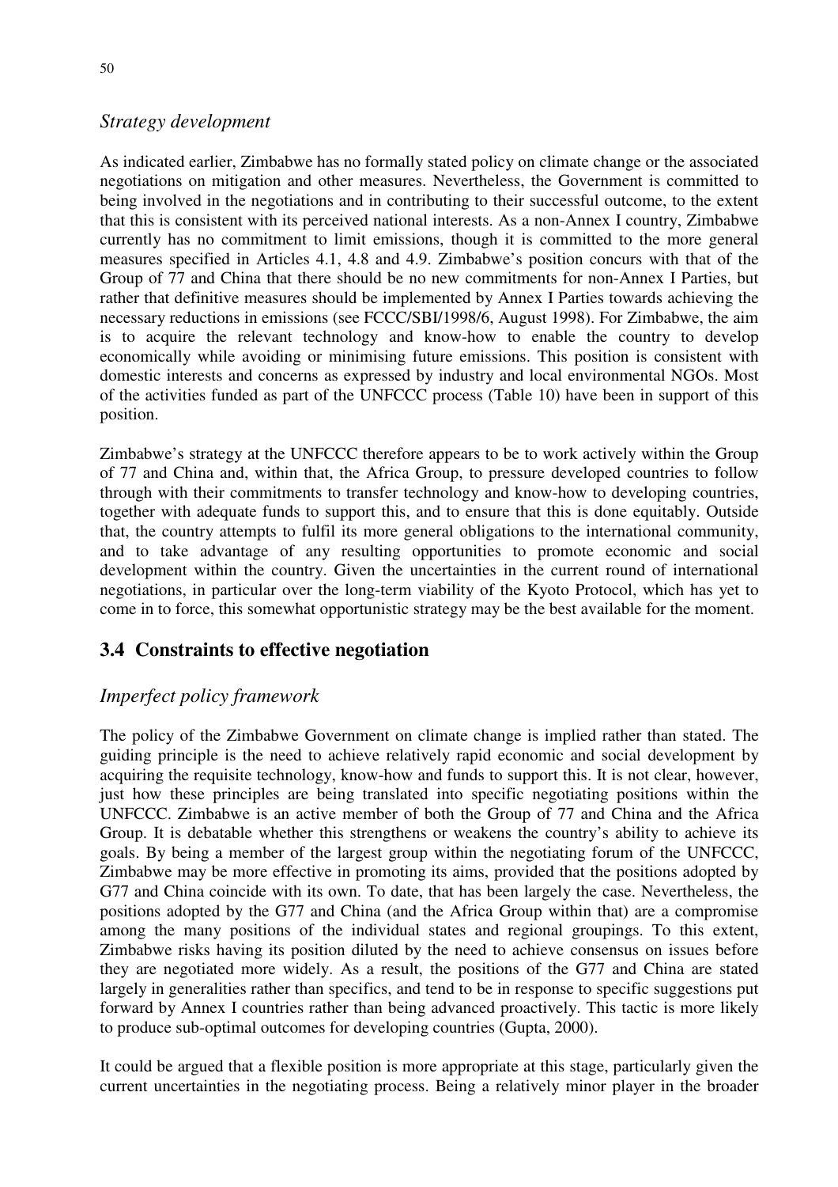### *Strategy development*

As indicated earlier, Zimbabwe has no formally stated policy on climate change or the associated negotiations on mitigation and other measures. Nevertheless, the Government is committed to being involved in the negotiations and in contributing to their successful outcome, to the extent that this is consistent with its perceived national interests. As a non-Annex I country, Zimbabwe currently has no commitment to limit emissions, though it is committed to the more general measures specified in Articles 4.1, 4.8 and 4.9. Zimbabwe's position concurs with that of the Group of 77 and China that there should be no new commitments for non-Annex I Parties, but rather that definitive measures should be implemented by Annex I Parties towards achieving the necessary reductions in emissions (see FCCC/SBI/1998/6, August 1998). For Zimbabwe, the aim is to acquire the relevant technology and know-how to enable the country to develop economically while avoiding or minimising future emissions. This position is consistent with domestic interests and concerns as expressed by industry and local environmental NGOs. Most of the activities funded as part of the UNFCCC process (Table 10) have been in support of this position.

Zimbabwe's strategy at the UNFCCC therefore appears to be to work actively within the Group of 77 and China and, within that, the Africa Group, to pressure developed countries to follow through with their commitments to transfer technology and know-how to developing countries, together with adequate funds to support this, and to ensure that this is done equitably. Outside that, the country attempts to fulfil its more general obligations to the international community, and to take advantage of any resulting opportunities to promote economic and social development within the country. Given the uncertainties in the current round of international negotiations, in particular over the long-term viability of the Kyoto Protocol, which has yet to come in to force, this somewhat opportunistic strategy may be the best available for the moment.

## 3.4 Constraints to effective negotiation

### *Imperfect policy framework*

The policy of the Zimbabwe Government on climate change is implied rather than stated. The guiding principle is the need to achieve relatively rapid economic and social development by acquiring the requisite technology, know-how and funds to support this. It is not clear, however, just how these principles are being translated into specific negotiating positions within the UNFCCC. Zimbabwe is an active member of both the Group of 77 and China and the Africa Group. It is debatable whether this strengthens or weakens the country's ability to achieve its goals. By being a member of the largest group within the negotiating forum of the UNFCCC, Zimbabwe may be more effective in promoting its aims, provided that the positions adopted by G77 and China coincide with its own. To date, that has been largely the case. Nevertheless, the positions adopted by the G77 and China (and the Africa Group within that) are a compromise among the many positions of the individual states and regional groupings. To this extent, Zimbabwe risks having its position diluted by the need to achieve consensus on issues before they are negotiated more widely. As a result, the positions of the G77 and China are stated largely in generalities rather than specifics, and tend to be in response to specific suggestions put forward by Annex I countries rather than being advanced proactively. This tactic is more likely to produce sub-optimal outcomes for developing countries (Gupta, 2000).

It could be argued that a flexible position is more appropriate at this stage, particularly given the current uncertainties in the negotiating process. Being a relatively minor player in the broader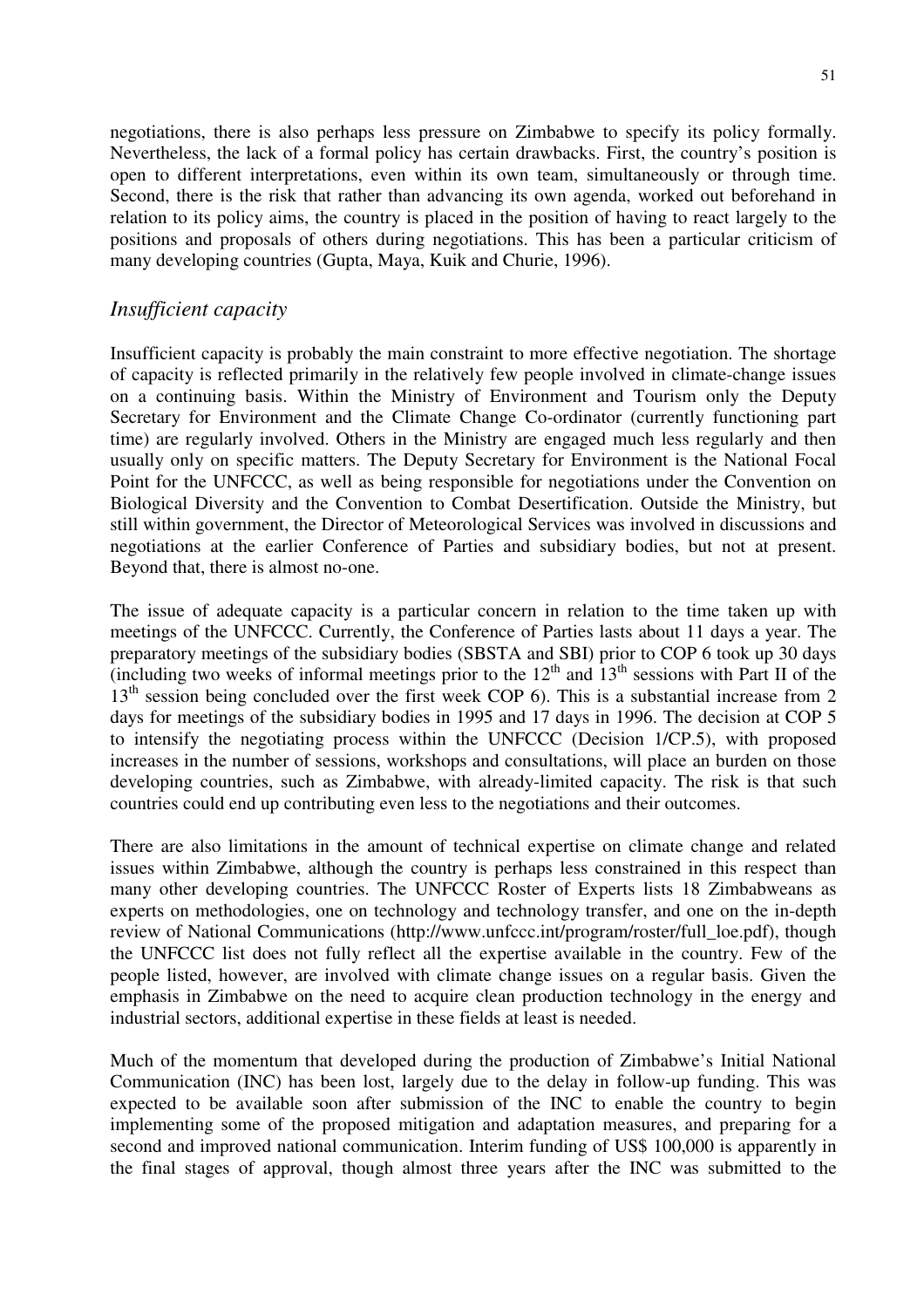negotiations, there is also perhaps less pressure on Zimbabwe to specify its policy formally. Nevertheless, the lack of a formal policy has certain drawbacks. First, the country's position is open to different interpretations, even within its own team, simultaneously or through time. Second, there is the risk that rather than advancing its own agenda, worked out beforehand in relation to its policy aims, the country is placed in the position of having to react largely to the positions and proposals of others during negotiations. This has been a particular criticism of many developing countries (Gupta, Maya, Kuik and Churie, 1996).

### *Insufficient capacity*

Insufficient capacity is probably the main constraint to more effective negotiation. The shortage of capacity is reflected primarily in the relatively few people involved in climate-change issues on a continuing basis. Within the Ministry of Environment and Tourism only the Deputy Secretary for Environment and the Climate Change Co-ordinator (currently functioning part time) are regularly involved. Others in the Ministry are engaged much less regularly and then usually only on specific matters. The Deputy Secretary for Environment is the National Focal Point for the UNFCCC, as well as being responsible for negotiations under the Convention on Biological Diversity and the Convention to Combat Desertification. Outside the Ministry, but still within government, the Director of Meteorological Services was involved in discussions and negotiations at the earlier Conference of Parties and subsidiary bodies, but not at present. Beyond that, there is almost no-one.

The issue of adequate capacity is a particular concern in relation to the time taken up with meetings of the UNFCCC. Currently, the Conference of Parties lasts about 11 days a year. The preparatory meetings of the subsidiary bodies (SBSTA and SBI) prior to COP 6 took up 30 days (including two weeks of informal meetings prior to the 12th and 13th sessions with Part II of the 13th session being concluded over the first week COP 6). This is a substantial increase from 2 days for meetings of the subsidiary bodies in 1995 and 17 days in 1996. The decision at COP 5 to intensify the negotiating process within the UNFCCC (Decision 1/CP.5), with proposed increases in the number of sessions, workshops and consultations, will place an burden on those developing countries, such as Zimbabwe, with already-limited capacity. The risk is that such countries could end up contributing even less to the negotiations and their outcomes.

There are also limitations in the amount of technical expertise on climate change and related issues within Zimbabwe, although the country is perhaps less constrained in this respect than many other developing countries. The UNFCCC Roster of Experts lists 18 Zimbabweans as experts on methodologies, one on technology and technology transfer, and one on the in-depth review of National Communications (http://www.unfccc.int/program/roster/full_loe.pdf), though the UNFCCC list does not fully reflect all the expertise available in the country. Few of the people listed, however, are involved with climate change issues on a regular basis. Given the emphasis in Zimbabwe on the need to acquire clean production technology in the energy and industrial sectors, additional expertise in these fields at least is needed.

Much of the momentum that developed during the production of Zimbabwe's Initial National Communication (INC) has been lost, largely due to the delay in follow-up funding. This was expected to be available soon after submission of the INC to enable the country to begin implementing some of the proposed mitigation and adaptation measures, and preparing for a second and improved national communication. Interim funding of US$ 100,000 is apparently in the final stages of approval, though almost three years after the INC was submitted to the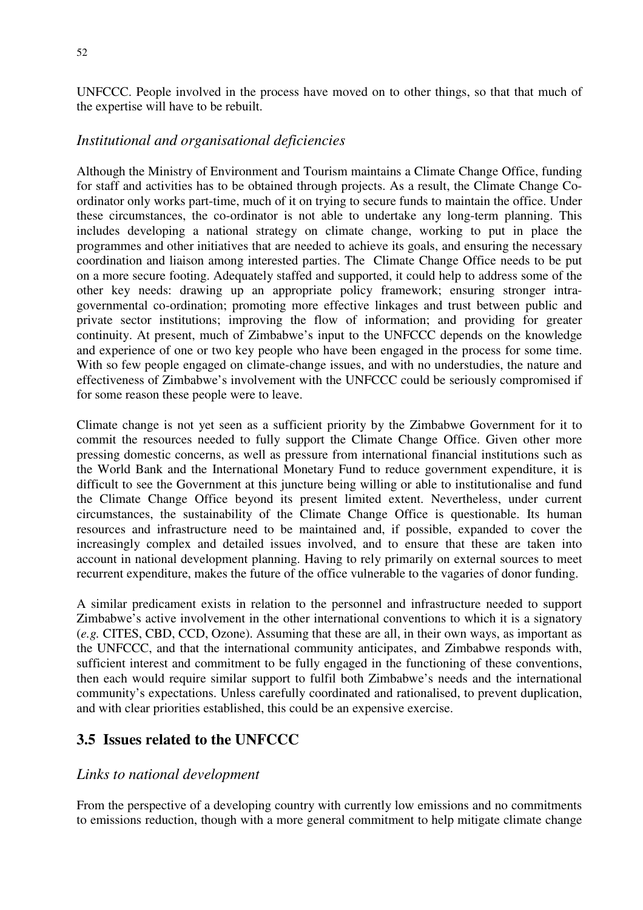UNFCCC. People involved in the process have moved on to other things, so that that much of the expertise will have to be rebuilt.

### *Institutional and organisational deficiencies*

Although the Ministry of Environment and Tourism maintains a Climate Change Office, funding for staff and activities has to be obtained through projects. As a result, the Climate Change Co-ordinator only works part-time, much of it on trying to secure funds to maintain the office. Under these circumstances, the co-ordinator is not able to undertake any long-term planning. This includes developing a national strategy on climate change, working to put in place the programmes and other initiatives that are needed to achieve its goals, and ensuring the necessary coordination and liaison among interested parties. The Climate Change Office needs to be put on a more secure footing. Adequately staffed and supported, it could help to address some of the other key needs: drawing up an appropriate policy framework; ensuring stronger intra-governmental co-ordination; promoting more effective linkages and trust between public and private sector institutions; improving the flow of information; and providing for greater continuity. At present, much of Zimbabwe's input to the UNFCCC depends on the knowledge and experience of one or two key people who have been engaged in the process for some time. With so few people engaged on climate-change issues, and with no understudies, the nature and effectiveness of Zimbabwe's involvement with the UNFCCC could be seriously compromised if for some reason these people were to leave.

Climate change is not yet seen as a sufficient priority by the Zimbabwe Government for it to commit the resources needed to fully support the Climate Change Office. Given other more pressing domestic concerns, as well as pressure from international financial institutions such as the World Bank and the International Monetary Fund to reduce government expenditure, it is difficult to see the Government at this juncture being willing or able to institutionalise and fund the Climate Change Office beyond its present limited extent. Nevertheless, under current circumstances, the sustainability of the Climate Change Office is questionable. Its human resources and infrastructure need to be maintained and, if possible, expanded to cover the increasingly complex and detailed issues involved, and to ensure that these are taken into account in national development planning. Having to rely primarily on external sources to meet recurrent expenditure, makes the future of the office vulnerable to the vagaries of donor funding.

A similar predicament exists in relation to the personnel and infrastructure needed to support Zimbabwe's active involvement in the other international conventions to which it is a signatory (*e.g.* CITES, CBD, CCD, Ozone). Assuming that these are all, in their own ways, as important as the UNFCCC, and that the international community anticipates, and Zimbabwe responds with, sufficient interest and commitment to be fully engaged in the functioning of these conventions, then each would require similar support to fulfil both Zimbabwe's needs and the international community's expectations. Unless carefully coordinated and rationalised, to prevent duplication, and with clear priorities established, this could be an expensive exercise.

## 3.5 Issues related to the UNFCCC

### *Links to national development*

From the perspective of a developing country with currently low emissions and no commitments to emissions reduction, though with a more general commitment to help mitigate climate change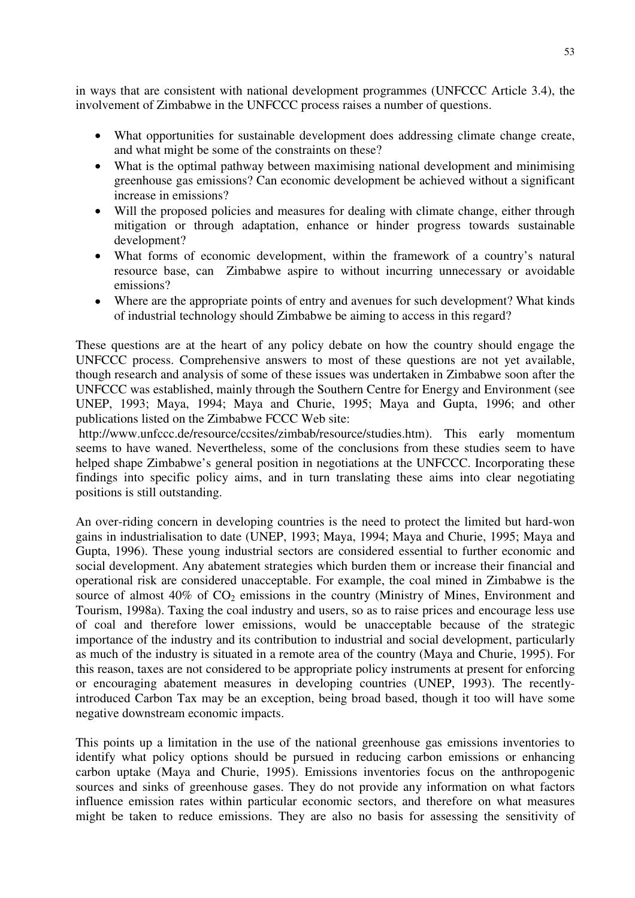in ways that are consistent with national development programmes (UNFCCC Article 3.4), the involvement of Zimbabwe in the UNFCCC process raises a number of questions.

- What opportunities for sustainable development does addressing climate change create, and what might be some of the constraints on these?
- What is the optimal pathway between maximising national development and minimising greenhouse gas emissions? Can economic development be achieved without a significant increase in emissions?
- Will the proposed policies and measures for dealing with climate change, either through mitigation or through adaptation, enhance or hinder progress towards sustainable development?
- What forms of economic development, within the framework of a country's natural resource base, can Zimbabwe aspire to without incurring unnecessary or avoidable emissions?
- Where are the appropriate points of entry and avenues for such development? What kinds of industrial technology should Zimbabwe be aiming to access in this regard?

These questions are at the heart of any policy debate on how the country should engage the UNFCCC process. Comprehensive answers to most of these questions are not yet available, though research and analysis of some of these issues was undertaken in Zimbabwe soon after the UNFCCC was established, mainly through the Southern Centre for Energy and Environment (see UNEP, 1993; Maya, 1994; Maya and Churie, 1995; Maya and Gupta, 1996; and other publications listed on the Zimbabwe FCCC Web site:
http://www.unfccc.de/resource/ccsites/zimbab/resource/studies.htm). This early momentum seems to have waned. Nevertheless, some of the conclusions from these studies seem to have helped shape Zimbabwe's general position in negotiations at the UNFCCC. Incorporating these findings into specific policy aims, and in turn translating these aims into clear negotiating positions is still outstanding.

An over-riding concern in developing countries is the need to protect the limited but hard-won gains in industrialisation to date (UNEP, 1993; Maya, 1994; Maya and Churie, 1995; Maya and Gupta, 1996). These young industrial sectors are considered essential to further economic and social development. Any abatement strategies which burden them or increase their financial and operational risk are considered unacceptable. For example, the coal mined in Zimbabwe is the source of almost 40% of $CO_2$ emissions in the country (Ministry of Mines, Environment and Tourism, 1998a). Taxing the coal industry and users, so as to raise prices and encourage less use of coal and therefore lower emissions, would be unacceptable because of the strategic importance of the industry and its contribution to industrial and social development, particularly as much of the industry is situated in a remote area of the country (Maya and Churie, 1995). For this reason, taxes are not considered to be appropriate policy instruments at present for enforcing or encouraging abatement measures in developing countries (UNEP, 1993). The recently-introduced Carbon Tax may be an exception, being broad based, though it too will have some negative downstream economic impacts.

This points up a limitation in the use of the national greenhouse gas emissions inventories to identify what policy options should be pursued in reducing carbon emissions or enhancing carbon uptake (Maya and Churie, 1995). Emissions inventories focus on the anthropogenic sources and sinks of greenhouse gases. They do not provide any information on what factors influence emission rates within particular economic sectors, and therefore on what measures might be taken to reduce emissions. They are also no basis for assessing the sensitivity of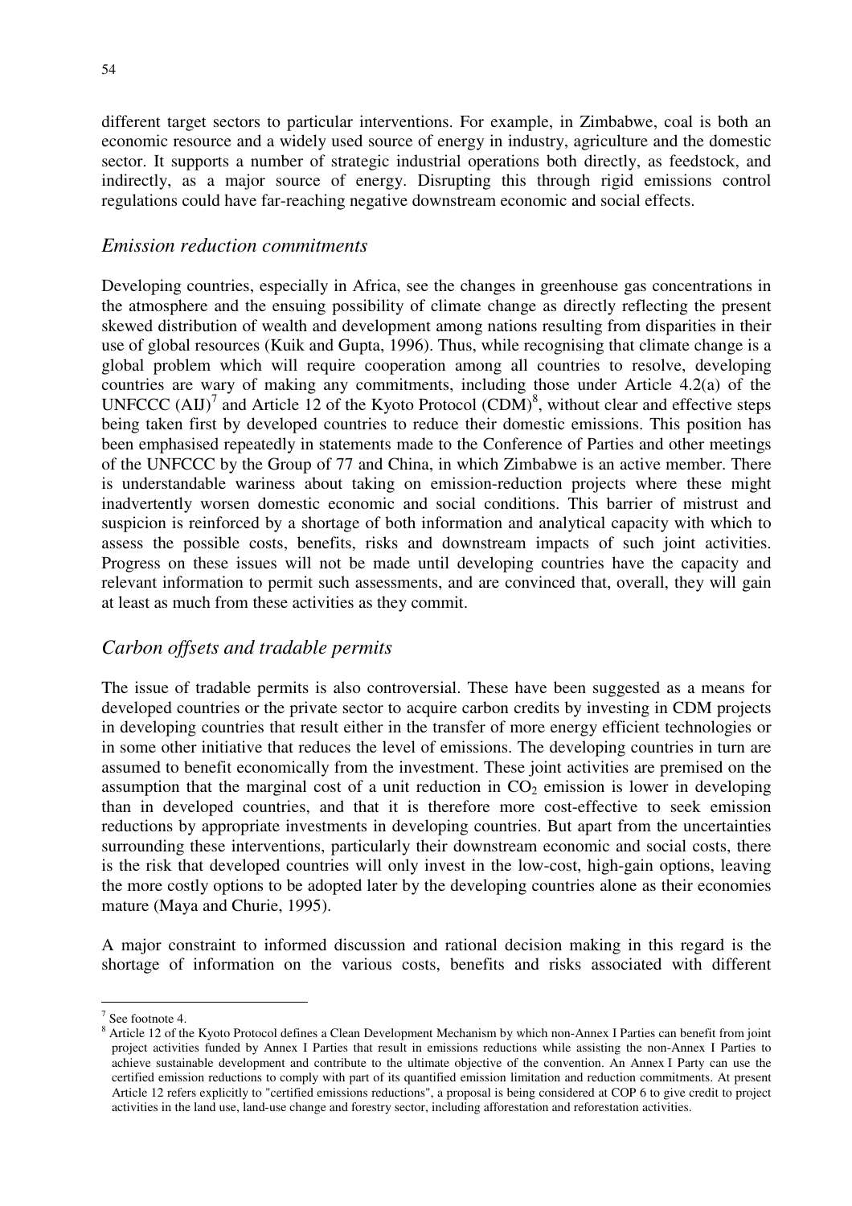different target sectors to particular interventions. For example, in Zimbabwe, coal is both an economic resource and a widely used source of energy in industry, agriculture and the domestic sector. It supports a number of strategic industrial operations both directly, as feedstock, and indirectly, as a major source of energy. Disrupting this through rigid emissions control regulations could have far-reaching negative downstream economic and social effects.

### *Emission reduction commitments*

Developing countries, especially in Africa, see the changes in greenhouse gas concentrations in the atmosphere and the ensuing possibility of climate change as directly reflecting the present skewed distribution of wealth and development among nations resulting from disparities in their use of global resources (Kuik and Gupta, 1996). Thus, while recognising that climate change is a global problem which will require cooperation among all countries to resolve, developing countries are wary of making any commitments, including those under Article 4.2(a) of the UNFCCC (AIJ)[7] and Article 12 of the Kyoto Protocol (CDM)[8], without clear and effective steps being taken first by developed countries to reduce their domestic emissions. This position has been emphasised repeatedly in statements made to the Conference of Parties and other meetings of the UNFCCC by the Group of 77 and China, in which Zimbabwe is an active member. There is understandable wariness about taking on emission-reduction projects where these might inadvertently worsen domestic economic and social conditions. This barrier of mistrust and suspicion is reinforced by a shortage of both information and analytical capacity with which to assess the possible costs, benefits, risks and downstream impacts of such joint activities. Progress on these issues will not be made until developing countries have the capacity and relevant information to permit such assessments, and are convinced that, overall, they will gain at least as much from these activities as they commit.

### *Carbon offsets and tradable permits*

The issue of tradable permits is also controversial. These have been suggested as a means for developed countries or the private sector to acquire carbon credits by investing in CDM projects in developing countries that result either in the transfer of more energy efficient technologies or in some other initiative that reduces the level of emissions. The developing countries in turn are assumed to benefit economically from the investment. These joint activities are premised on the assumption that the marginal cost of a unit reduction in $CO_2$ emission is lower in developing than in developed countries, and that it is therefore more cost-effective to seek emission reductions by appropriate investments in developing countries. But apart from the uncertainties surrounding these interventions, particularly their downstream economic and social costs, there is the risk that developed countries will only invest in the low-cost, high-gain options, leaving the more costly options to be adopted later by the developing countries alone as their economies mature (Maya and Churie, 1995).

A major constraint to informed discussion and rational decision making in this regard is the shortage of information on the various costs, benefits and risks associated with different

---

[7] See footnote 4.

[8] Article 12 of the Kyoto Protocol defines a Clean Development Mechanism by which non-Annex I Parties can benefit from joint project activities funded by Annex I Parties that result in emissions reductions while assisting the non-Annex I Parties to achieve sustainable development and contribute to the ultimate objective of the convention. An Annex I Party can use the certified emission reductions to comply with part of its quantified emission limitation and reduction commitments. At present Article 12 refers explicitly to "certified emissions reductions", a proposal is being considered at COP 6 to give credit to project activities in the land use, land-use change and forestry sector, including afforestation and reforestation activities.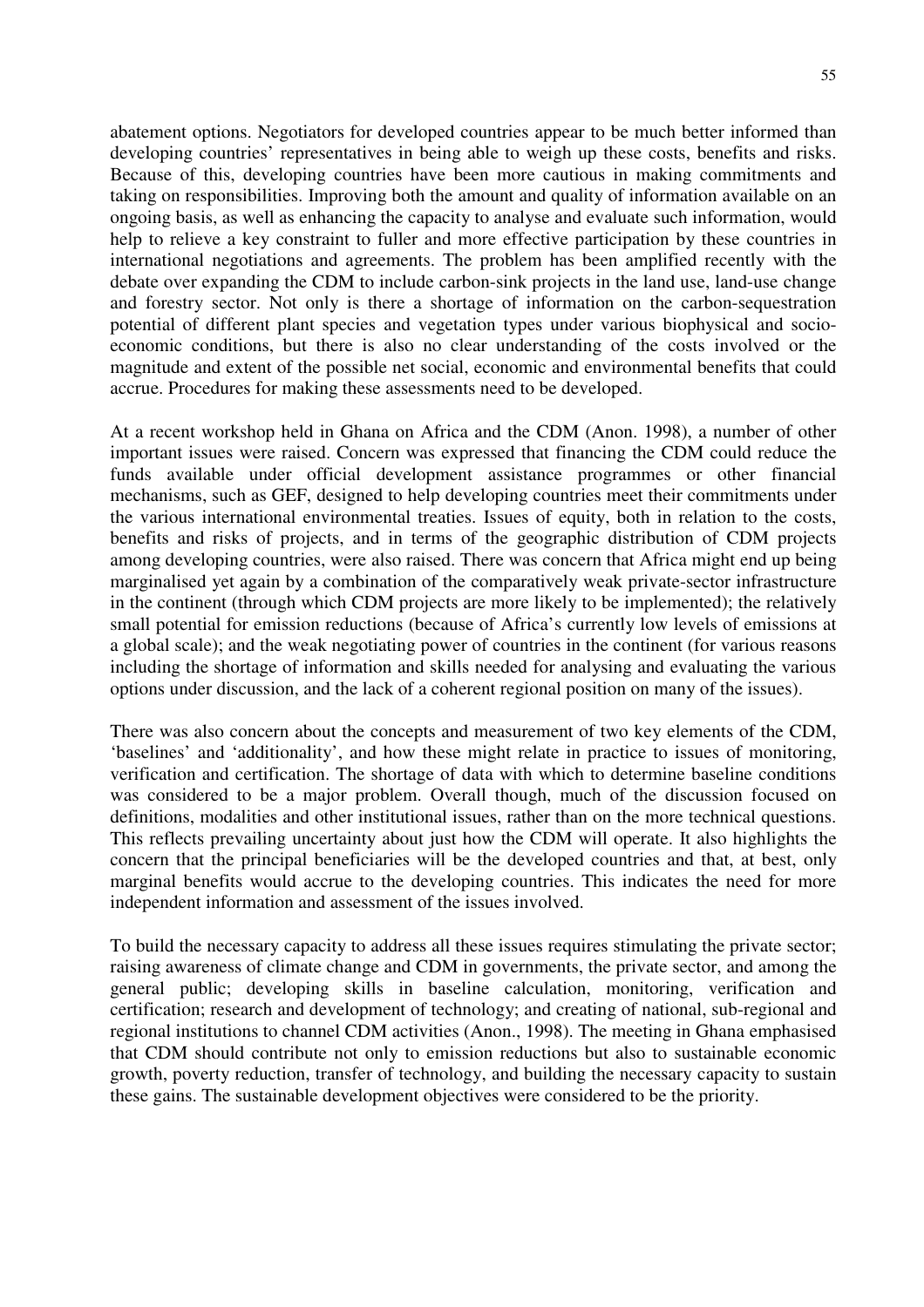abatement options. Negotiators for developed countries appear to be much better informed than developing countries' representatives in being able to weigh up these costs, benefits and risks. Because of this, developing countries have been more cautious in making commitments and taking on responsibilities. Improving both the amount and quality of information available on an ongoing basis, as well as enhancing the capacity to analyse and evaluate such information, would help to relieve a key constraint to fuller and more effective participation by these countries in international negotiations and agreements. The problem has been amplified recently with the debate over expanding the CDM to include carbon-sink projects in the land use, land-use change and forestry sector. Not only is there a shortage of information on the carbon-sequestration potential of different plant species and vegetation types under various biophysical and socio-economic conditions, but there is also no clear understanding of the costs involved or the magnitude and extent of the possible net social, economic and environmental benefits that could accrue. Procedures for making these assessments need to be developed.

At a recent workshop held in Ghana on Africa and the CDM (Anon. 1998), a number of other important issues were raised. Concern was expressed that financing the CDM could reduce the funds available under official development assistance programmes or other financial mechanisms, such as GEF, designed to help developing countries meet their commitments under the various international environmental treaties. Issues of equity, both in relation to the costs, benefits and risks of projects, and in terms of the geographic distribution of CDM projects among developing countries, were also raised. There was concern that Africa might end up being marginalised yet again by a combination of the comparatively weak private-sector infrastructure in the continent (through which CDM projects are more likely to be implemented); the relatively small potential for emission reductions (because of Africa's currently low levels of emissions at a global scale); and the weak negotiating power of countries in the continent (for various reasons including the shortage of information and skills needed for analysing and evaluating the various options under discussion, and the lack of a coherent regional position on many of the issues).

There was also concern about the concepts and measurement of two key elements of the CDM, 'baselines' and 'additionality', and how these might relate in practice to issues of monitoring, verification and certification. The shortage of data with which to determine baseline conditions was considered to be a major problem. Overall though, much of the discussion focused on definitions, modalities and other institutional issues, rather than on the more technical questions. This reflects prevailing uncertainty about just how the CDM will operate. It also highlights the concern that the principal beneficiaries will be the developed countries and that, at best, only marginal benefits would accrue to the developing countries. This indicates the need for more independent information and assessment of the issues involved.

To build the necessary capacity to address all these issues requires stimulating the private sector; raising awareness of climate change and CDM in governments, the private sector, and among the general public; developing skills in baseline calculation, monitoring, verification and certification; research and development of technology; and creating of national, sub-regional and regional institutions to channel CDM activities (Anon., 1998). The meeting in Ghana emphasised that CDM should contribute not only to emission reductions but also to sustainable economic growth, poverty reduction, transfer of technology, and building the necessary capacity to sustain these gains. The sustainable development objectives were considered to be the priority.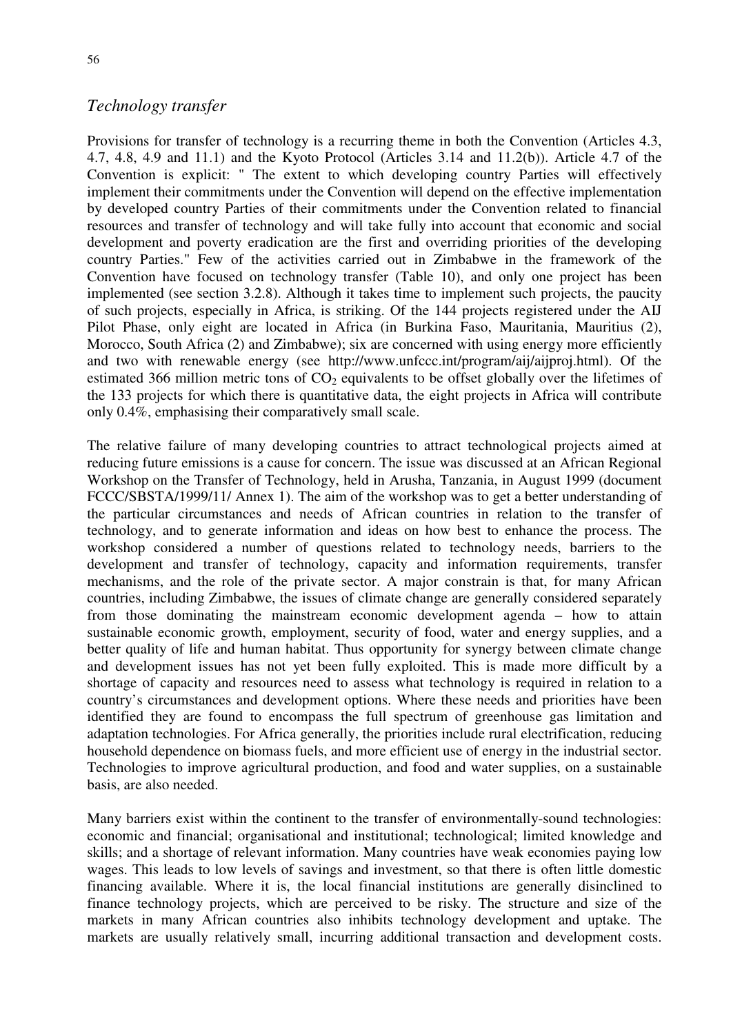## *Technology transfer*

Provisions for transfer of technology is a recurring theme in both the Convention (Articles 4.3, 4.7, 4.8, 4.9 and 11.1) and the Kyoto Protocol (Articles 3.14 and 11.2(b)). Article 4.7 of the Convention is explicit: " The extent to which developing country Parties will effectively implement their commitments under the Convention will depend on the effective implementation by developed country Parties of their commitments under the Convention related to financial resources and transfer of technology and will take fully into account that economic and social development and poverty eradication are the first and overriding priorities of the developing country Parties." Few of the activities carried out in Zimbabwe in the framework of the Convention have focused on technology transfer (Table 10), and only one project has been implemented (see section 3.2.8). Although it takes time to implement such projects, the paucity of such projects, especially in Africa, is striking. Of the 144 projects registered under the AIJ Pilot Phase, only eight are located in Africa (in Burkina Faso, Mauritania, Mauritius (2), Morocco, South Africa (2) and Zimbabwe); six are concerned with using energy more efficiently and two with renewable energy (see http://www.unfccc.int/program/aij/aijproj.html). Of the estimated 366 million metric tons of $CO_2$ equivalents to be offset globally over the lifetimes of the 133 projects for which there is quantitative data, the eight projects in Africa will contribute only 0.4%, emphasising their comparatively small scale.

The relative failure of many developing countries to attract technological projects aimed at reducing future emissions is a cause for concern. The issue was discussed at an African Regional Workshop on the Transfer of Technology, held in Arusha, Tanzania, in August 1999 (document FCCC/SBSTA/1999/11/ Annex 1). The aim of the workshop was to get a better understanding of the particular circumstances and needs of African countries in relation to the transfer of technology, and to generate information and ideas on how best to enhance the process. The workshop considered a number of questions related to technology needs, barriers to the development and transfer of technology, capacity and information requirements, transfer mechanisms, and the role of the private sector. A major constrain is that, for many African countries, including Zimbabwe, the issues of climate change are generally considered separately from those dominating the mainstream economic development agenda – how to attain sustainable economic growth, employment, security of food, water and energy supplies, and a better quality of life and human habitat. Thus opportunity for synergy between climate change and development issues has not yet been fully exploited. This is made more difficult by a shortage of capacity and resources need to assess what technology is required in relation to a country's circumstances and development options. Where these needs and priorities have been identified they are found to encompass the full spectrum of greenhouse gas limitation and adaptation technologies. For Africa generally, the priorities include rural electrification, reducing household dependence on biomass fuels, and more efficient use of energy in the industrial sector. Technologies to improve agricultural production, and food and water supplies, on a sustainable basis, are also needed.

Many barriers exist within the continent to the transfer of environmentally-sound technologies: economic and financial; organisational and institutional; technological; limited knowledge and skills; and a shortage of relevant information. Many countries have weak economies paying low wages. This leads to low levels of savings and investment, so that there is often little domestic financing available. Where it is, the local financial institutions are generally disinclined to finance technology projects, which are perceived to be risky. The structure and size of the markets in many African countries also inhibits technology development and uptake. The markets are usually relatively small, incurring additional transaction and development costs.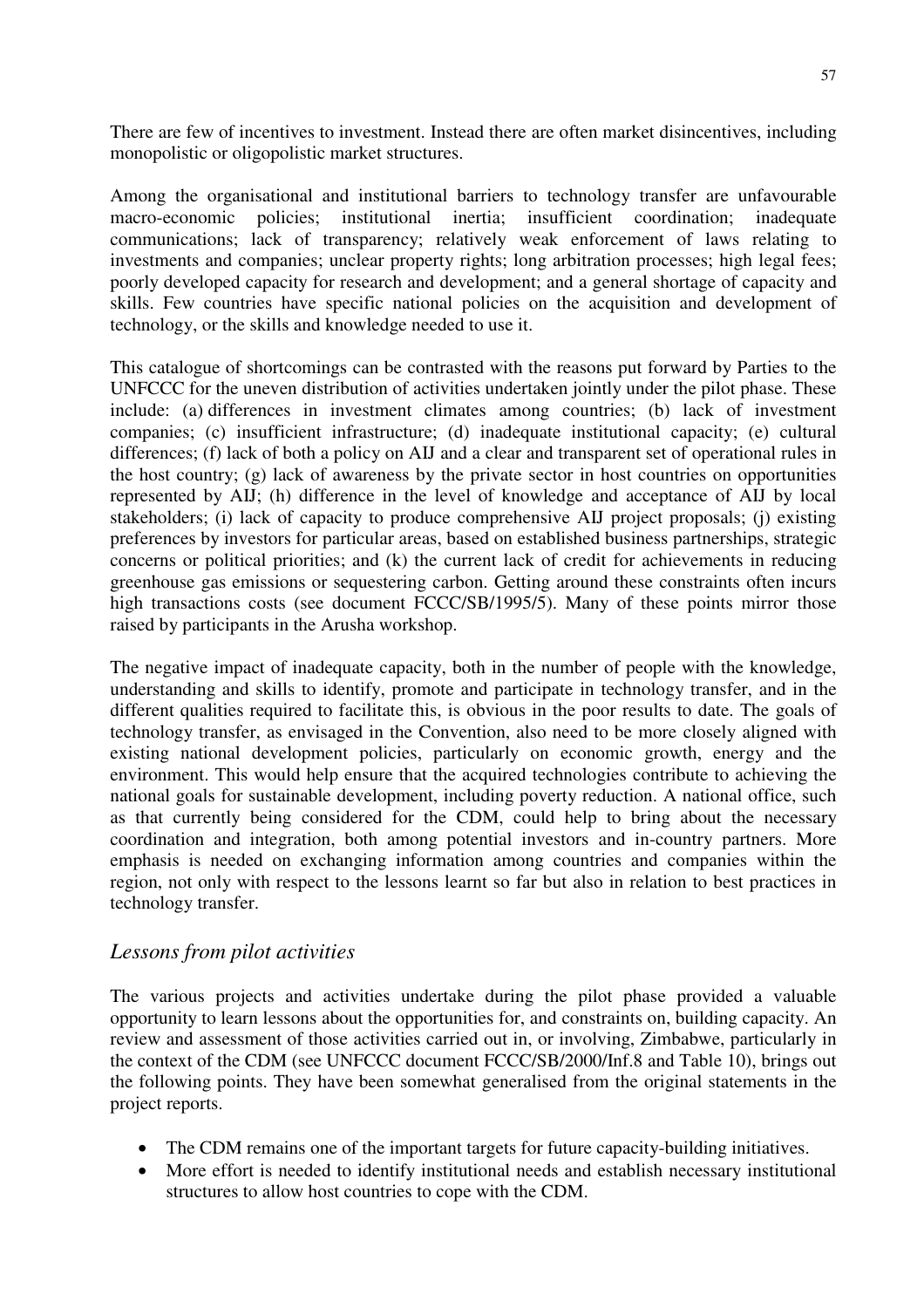There are few of incentives to investment. Instead there are often market disincentives, including monopolistic or oligopolistic market structures.

Among the organisational and institutional barriers to technology transfer are unfavourable macro-economic policies; institutional inertia; insufficient coordination; inadequate communications; lack of transparency; relatively weak enforcement of laws relating to investments and companies; unclear property rights; long arbitration processes; high legal fees; poorly developed capacity for research and development; and a general shortage of capacity and skills. Few countries have specific national policies on the acquisition and development of technology, or the skills and knowledge needed to use it.

This catalogue of shortcomings can be contrasted with the reasons put forward by Parties to the UNFCCC for the uneven distribution of activities undertaken jointly under the pilot phase. These include: (a) differences in investment climates among countries; (b) lack of investment companies; (c) insufficient infrastructure; (d) inadequate institutional capacity; (e) cultural differences; (f) lack of both a policy on AIJ and a clear and transparent set of operational rules in the host country; (g) lack of awareness by the private sector in host countries on opportunities represented by AIJ; (h) difference in the level of knowledge and acceptance of AIJ by local stakeholders; (i) lack of capacity to produce comprehensive AIJ project proposals; (j) existing preferences by investors for particular areas, based on established business partnerships, strategic concerns or political priorities; and (k) the current lack of credit for achievements in reducing greenhouse gas emissions or sequestering carbon. Getting around these constraints often incurs high transactions costs (see document FCCC/SB/1995/5). Many of these points mirror those raised by participants in the Arusha workshop.

The negative impact of inadequate capacity, both in the number of people with the knowledge, understanding and skills to identify, promote and participate in technology transfer, and in the different qualities required to facilitate this, is obvious in the poor results to date. The goals of technology transfer, as envisaged in the Convention, also need to be more closely aligned with existing national development policies, particularly on economic growth, energy and the environment. This would help ensure that the acquired technologies contribute to achieving the national goals for sustainable development, including poverty reduction. A national office, such as that currently being considered for the CDM, could help to bring about the necessary coordination and integration, both among potential investors and in-country partners. More emphasis is needed on exchanging information among countries and companies within the region, not only with respect to the lessons learnt so far but also in relation to best practices in technology transfer.

### *Lessons from pilot activities*

The various projects and activities undertake during the pilot phase provided a valuable opportunity to learn lessons about the opportunities for, and constraints on, building capacity. An review and assessment of those activities carried out in, or involving, Zimbabwe, particularly in the context of the CDM (see UNFCCC document FCCC/SB/2000/Inf.8 and Table 10), brings out the following points. They have been somewhat generalised from the original statements in the project reports.

- The CDM remains one of the important targets for future capacity-building initiatives.
- More effort is needed to identify institutional needs and establish necessary institutional structures to allow host countries to cope with the CDM.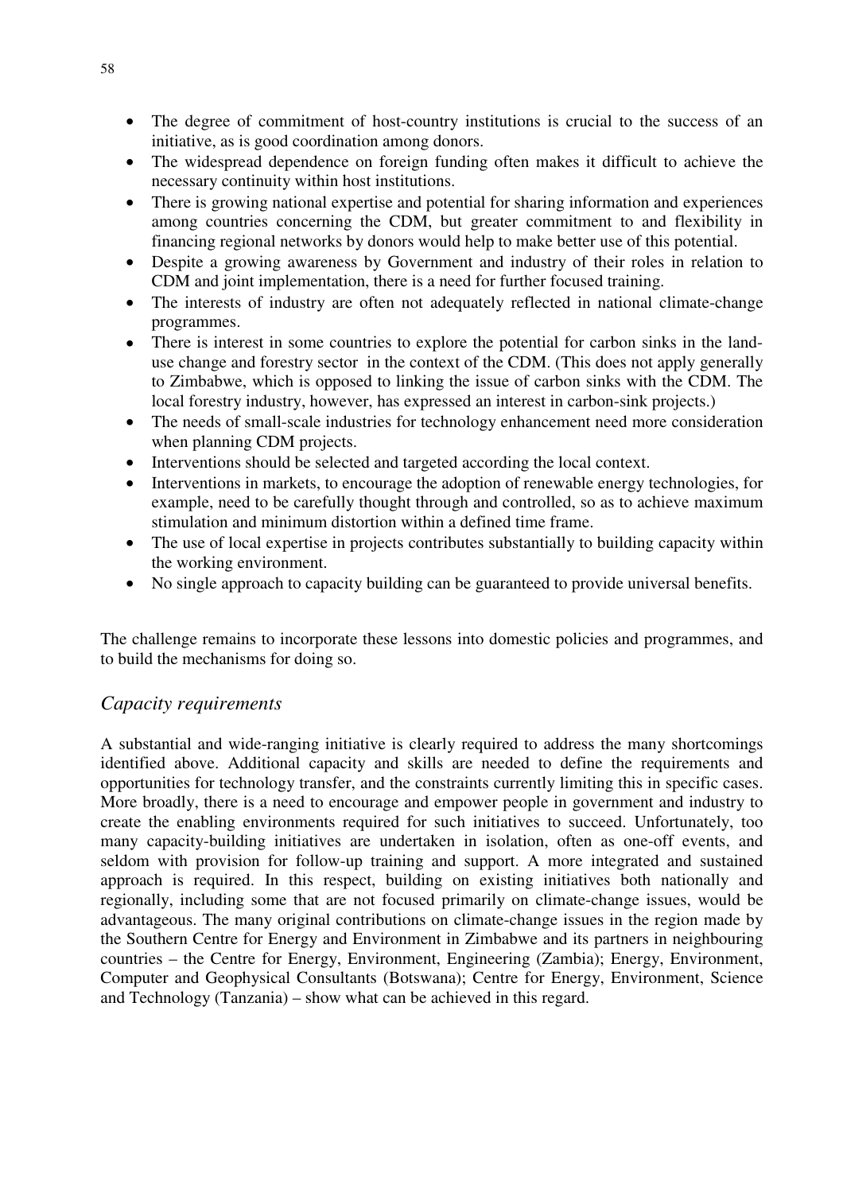- The degree of commitment of host-country institutions is crucial to the success of an initiative, as is good coordination among donors.
- The widespread dependence on foreign funding often makes it difficult to achieve the necessary continuity within host institutions.
- There is growing national expertise and potential for sharing information and experiences among countries concerning the CDM, but greater commitment to and flexibility in financing regional networks by donors would help to make better use of this potential.
- Despite a growing awareness by Government and industry of their roles in relation to CDM and joint implementation, there is a need for further focused training.
- The interests of industry are often not adequately reflected in national climate-change programmes.
- There is interest in some countries to explore the potential for carbon sinks in the land-use change and forestry sector in the context of the CDM. (This does not apply generally to Zimbabwe, which is opposed to linking the issue of carbon sinks with the CDM. The local forestry industry, however, has expressed an interest in carbon-sink projects.)
- The needs of small-scale industries for technology enhancement need more consideration when planning CDM projects.
- Interventions should be selected and targeted according the local context.
- Interventions in markets, to encourage the adoption of renewable energy technologies, for example, need to be carefully thought through and controlled, so as to achieve maximum stimulation and minimum distortion within a defined time frame.
- The use of local expertise in projects contributes substantially to building capacity within the working environment.
- No single approach to capacity building can be guaranteed to provide universal benefits.

The challenge remains to incorporate these lessons into domestic policies and programmes, and to build the mechanisms for doing so.

### *Capacity requirements*

A substantial and wide-ranging initiative is clearly required to address the many shortcomings identified above. Additional capacity and skills are needed to define the requirements and opportunities for technology transfer, and the constraints currently limiting this in specific cases. More broadly, there is a need to encourage and empower people in government and industry to create the enabling environments required for such initiatives to succeed. Unfortunately, too many capacity-building initiatives are undertaken in isolation, often as one-off events, and seldom with provision for follow-up training and support. A more integrated and sustained approach is required. In this respect, building on existing initiatives both nationally and regionally, including some that are not focused primarily on climate-change issues, would be advantageous. The many original contributions on climate-change issues in the region made by the Southern Centre for Energy and Environment in Zimbabwe and its partners in neighbouring countries – the Centre for Energy, Environment, Engineering (Zambia); Energy, Environment, Computer and Geophysical Consultants (Botswana); Centre for Energy, Environment, Science and Technology (Tanzania) – show what can be achieved in this regard.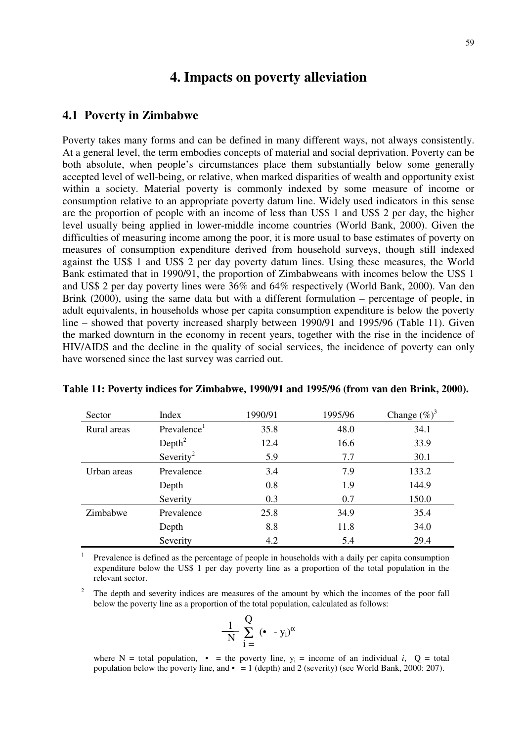// Page 59 transcription

# 4. Impacts on poverty alleviation

## 4.1 Poverty in Zimbabwe

Poverty takes many forms and can be defined in many different ways, not always consistently. At a general level, the term embodies concepts of material and social deprivation. Poverty can be both absolute, when people's circumstances place them substantially below some generally accepted level of well-being, or relative, when marked disparities of wealth and opportunity exist within a society. Material poverty is commonly indexed by some measure of income or consumption relative to an appropriate poverty datum line. Widely used indicators in this sense are the proportion of people with an income of less than US$ 1 and US$ 2 per day, the higher level usually being applied in lower-middle income countries (World Bank, 2000). Given the difficulties of measuring income among the poor, it is more usual to base estimates of poverty on measures of consumption expenditure derived from household surveys, though still indexed against the US$ 1 and US$ 2 per day poverty datum lines. Using these measures, the World Bank estimated that in 1990/91, the proportion of Zimbabweans with incomes below the US$ 1 and US$ 2 per day poverty lines were 36% and 64% respectively (World Bank, 2000). Van den Brink (2000), using the same data but with a different formulation – percentage of people, in adult equivalents, in households whose per capita consumption expenditure is below the poverty line – showed that poverty increased sharply between 1990/91 and 1995/96 (Table 11). Given the marked downturn in the economy in recent years, together with the rise in the incidence of HIV/AIDS and the decline in the quality of social services, the incidence of poverty can only have worsened since the last survey was carried out.

**Table 11: Poverty indices for Zimbabwe, 1990/91 and 1995/96 (from van den Brink, 2000).**

| Sector | Index | 1990/91 | 1995/96 | Change (%)[3] |
|---|---|---|---|---|
| Rural areas | Prevalence[1] | 35.8 | 48.0 | 34.1 |
| | Depth[2] | 12.4 | 16.6 | 33.9 |
| | Severity[2] | 5.9 | 7.7 | 30.1 |
| Urban areas | Prevalence | 3.4 | 7.9 | 133.2 |
| | Depth | 0.8 | 1.9 | 144.9 |
| | Severity | 0.3 | 0.7 | 150.0 |
| Zimbabwe | Prevalence | 25.8 | 34.9 | 35.4 |
| | Depth | 8.8 | 11.8 | 34.0 |
| | Severity | 4.2 | 5.4 | 29.4 |

[1] Prevalence is defined as the percentage of people in households with a daily per capita consumption expenditure below the US$ 1 per day poverty line as a proportion of the total population in the relevant sector.

[2] The depth and severity indices are measures of the amount by which the incomes of the poor fall below the poverty line as a proportion of the total population, calculated as follows:

$$\frac{1}{N} \sum_{i=}^{Q} (\bullet - y_i)^{\alpha}$$

where N = total population, • = the poverty line, $y_i$ = income of an individual *i*, Q = total population below the poverty line, and • = 1 (depth) and 2 (severity) (see World Bank, 2000: 207).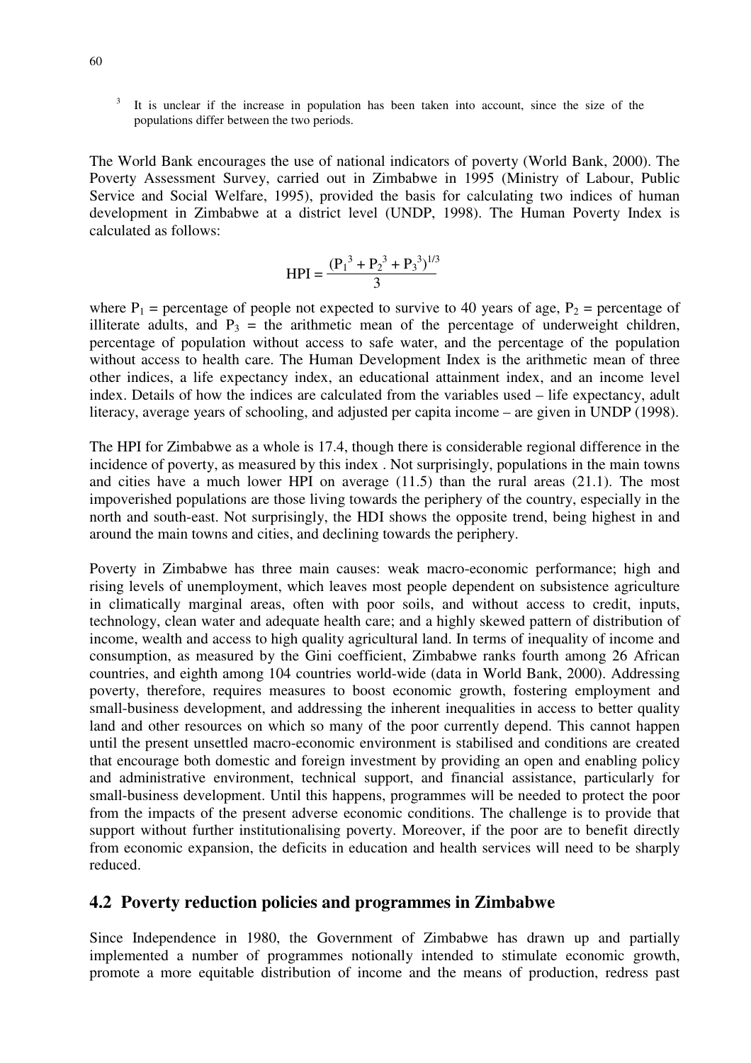[3] It is unclear if the increase in population has been taken into account, since the size of the populations differ between the two periods.

The World Bank encourages the use of national indicators of poverty (World Bank, 2000). The Poverty Assessment Survey, carried out in Zimbabwe in 1995 (Ministry of Labour, Public Service and Social Welfare, 1995), provided the basis for calculating two indices of human development in Zimbabwe at a district level (UNDP, 1998). The Human Poverty Index is calculated as follows:

$$\text{HPI} = \frac{(P_1^3 + P_2^3 + P_3^3)^{1/3}}{3}$$

where $P_1$ = percentage of people not expected to survive to 40 years of age, $P_2$ = percentage of illiterate adults, and $P_3$ = the arithmetic mean of the percentage of underweight children, percentage of population without access to safe water, and the percentage of the population without access to health care. The Human Development Index is the arithmetic mean of three other indices, a life expectancy index, an educational attainment index, and an income level index. Details of how the indices are calculated from the variables used – life expectancy, adult literacy, average years of schooling, and adjusted per capita income – are given in UNDP (1998).

The HPI for Zimbabwe as a whole is 17.4, though there is considerable regional difference in the incidence of poverty, as measured by this index . Not surprisingly, populations in the main towns and cities have a much lower HPI on average (11.5) than the rural areas (21.1). The most impoverished populations are those living towards the periphery of the country, especially in the north and south-east. Not surprisingly, the HDI shows the opposite trend, being highest in and around the main towns and cities, and declining towards the periphery.

Poverty in Zimbabwe has three main causes: weak macro-economic performance; high and rising levels of unemployment, which leaves most people dependent on subsistence agriculture in climatically marginal areas, often with poor soils, and without access to credit, inputs, technology, clean water and adequate health care; and a highly skewed pattern of distribution of income, wealth and access to high quality agricultural land. In terms of inequality of income and consumption, as measured by the Gini coefficient, Zimbabwe ranks fourth among 26 African countries, and eighth among 104 countries world-wide (data in World Bank, 2000). Addressing poverty, therefore, requires measures to boost economic growth, fostering employment and small-business development, and addressing the inherent inequalities in access to better quality land and other resources on which so many of the poor currently depend. This cannot happen until the present unsettled macro-economic environment is stabilised and conditions are created that encourage both domestic and foreign investment by providing an open and enabling policy and administrative environment, technical support, and financial assistance, particularly for small-business development. Until this happens, programmes will be needed to protect the poor from the impacts of the present adverse economic conditions. The challenge is to provide that support without further institutionalising poverty. Moreover, if the poor are to benefit directly from economic expansion, the deficits in education and health services will need to be sharply reduced.

## 4.2 Poverty reduction policies and programmes in Zimbabwe

Since Independence in 1980, the Government of Zimbabwe has drawn up and partially implemented a number of programmes notionally intended to stimulate economic growth, promote a more equitable distribution of income and the means of production, redress past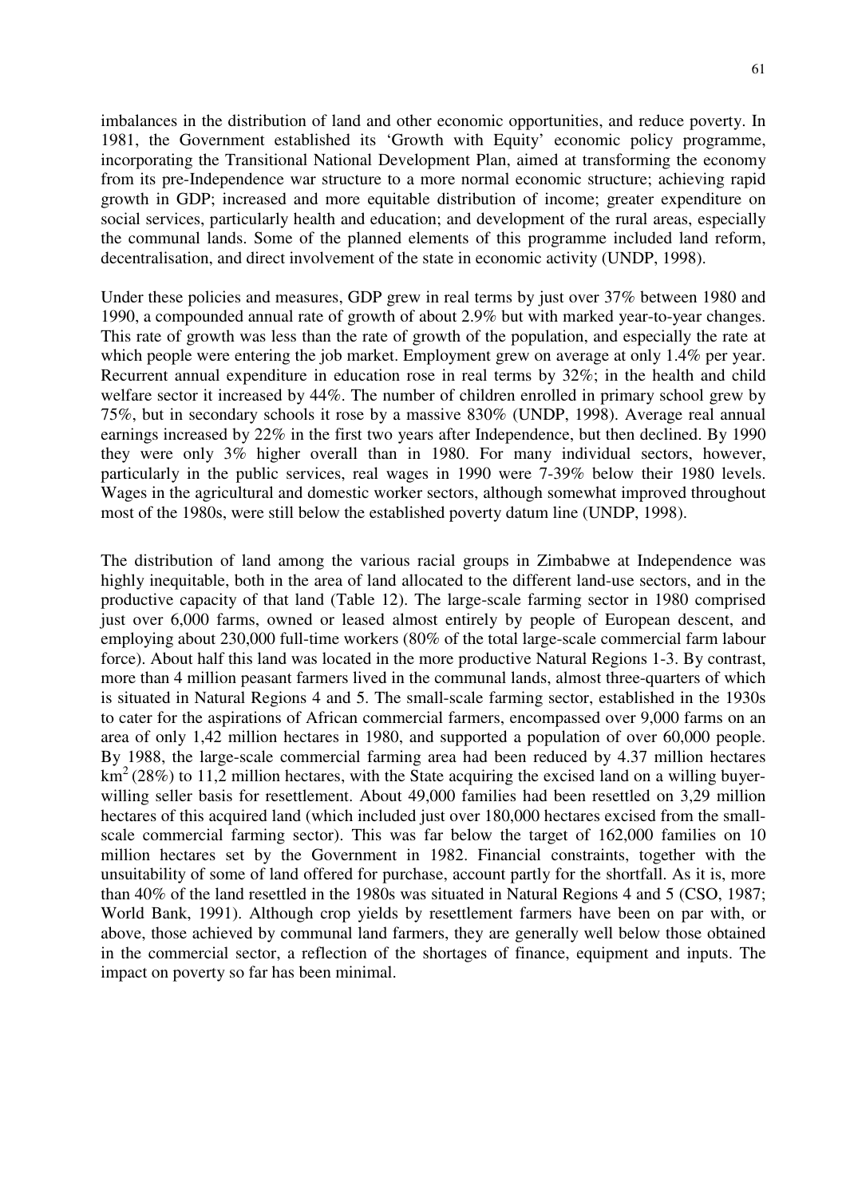imbalances in the distribution of land and other economic opportunities, and reduce poverty. In 1981, the Government established its 'Growth with Equity' economic policy programme, incorporating the Transitional National Development Plan, aimed at transforming the economy from its pre-Independence war structure to a more normal economic structure; achieving rapid growth in GDP; increased and more equitable distribution of income; greater expenditure on social services, particularly health and education; and development of the rural areas, especially the communal lands. Some of the planned elements of this programme included land reform, decentralisation, and direct involvement of the state in economic activity (UNDP, 1998).

Under these policies and measures, GDP grew in real terms by just over 37% between 1980 and 1990, a compounded annual rate of growth of about 2.9% but with marked year-to-year changes. This rate of growth was less than the rate of growth of the population, and especially the rate at which people were entering the job market. Employment grew on average at only 1.4% per year. Recurrent annual expenditure in education rose in real terms by 32%; in the health and child welfare sector it increased by 44%. The number of children enrolled in primary school grew by 75%, but in secondary schools it rose by a massive 830% (UNDP, 1998). Average real annual earnings increased by 22% in the first two years after Independence, but then declined. By 1990 they were only 3% higher overall than in 1980. For many individual sectors, however, particularly in the public services, real wages in 1990 were 7-39% below their 1980 levels. Wages in the agricultural and domestic worker sectors, although somewhat improved throughout most of the 1980s, were still below the established poverty datum line (UNDP, 1998).

The distribution of land among the various racial groups in Zimbabwe at Independence was highly inequitable, both in the area of land allocated to the different land-use sectors, and in the productive capacity of that land (Table 12). The large-scale farming sector in 1980 comprised just over 6,000 farms, owned or leased almost entirely by people of European descent, and employing about 230,000 full-time workers (80% of the total large-scale commercial farm labour force). About half this land was located in the more productive Natural Regions 1-3. By contrast, more than 4 million peasant farmers lived in the communal lands, almost three-quarters of which is situated in Natural Regions 4 and 5. The small-scale farming sector, established in the 1930s to cater for the aspirations of African commercial farmers, encompassed over 9,000 farms on an area of only 1,42 million hectares in 1980, and supported a population of over 60,000 people. By 1988, the large-scale commercial farming area had been reduced by 4.37 million hectares $km^2$ (28%) to 11,2 million hectares, with the State acquiring the excised land on a willing buyer-willing seller basis for resettlement. About 49,000 families had been resettled on 3,29 million hectares of this acquired land (which included just over 180,000 hectares excised from the small-scale commercial farming sector). This was far below the target of 162,000 families on 10 million hectares set by the Government in 1982. Financial constraints, together with the unsuitability of some of land offered for purchase, account partly for the shortfall. As it is, more than 40% of the land resettled in the 1980s was situated in Natural Regions 4 and 5 (CSO, 1987; World Bank, 1991). Although crop yields by resettlement farmers have been on par with, or above, those achieved by communal land farmers, they are generally well below those obtained in the commercial sector, a reflection of the shortages of finance, equipment and inputs. The impact on poverty so far has been minimal.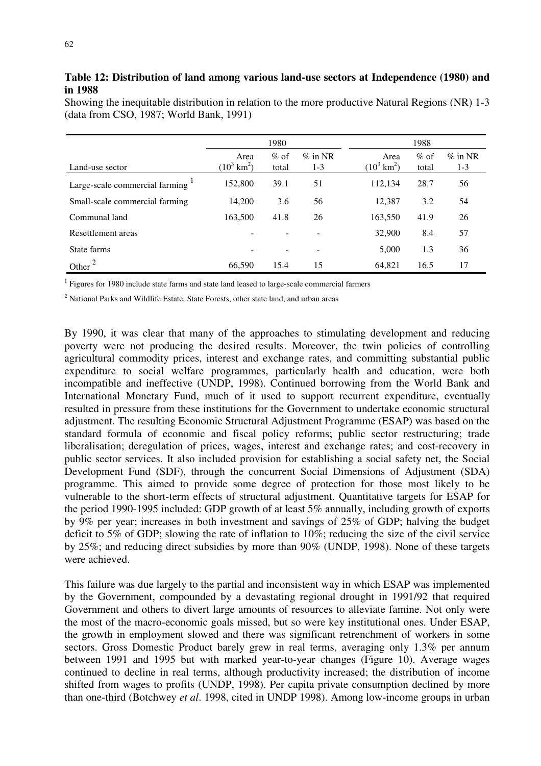**Table 12: Distribution of land among various land-use sectors at Independence (1980) and in 1988**

Showing the inequitable distribution in relation to the more productive Natural Regions (NR) 1-3 (data from CSO, 1987; World Bank, 1991)

| | 1980 | | | 1988 | | |
|---|---|---|---|---|---|---|
| Land-use sector | Area ($10^3$ km$^2$) | % of total | % in NR 1-3 | Area ($10^3$ km$^2$) | % of total | % in NR 1-3 |
| Large-scale commercial farming [1] | 152,800 | 39.1 | 51 | 112,134 | 28.7 | 56 |
| Small-scale commercial farming | 14,200 | 3.6 | 56 | 12,387 | 3.2 | 54 |
| Communal land | 163,500 | 41.8 | 26 | 163,550 | 41.9 | 26 |
| Resettlement areas | - | - | - | 32,900 | 8.4 | 57 |
| State farms | - | - | - | 5,000 | 1.3 | 36 |
| Other [2] | 66,590 | 15.4 | 15 | 64,821 | 16.5 | 17 |

[1] Figures for 1980 include state farms and state land leased to large-scale commercial farmers

[2] National Parks and Wildlife Estate, State Forests, other state land, and urban areas

By 1990, it was clear that many of the approaches to stimulating development and reducing poverty were not producing the desired results. Moreover, the twin policies of controlling agricultural commodity prices, interest and exchange rates, and committing substantial public expenditure to social welfare programmes, particularly health and education, were both incompatible and ineffective (UNDP, 1998). Continued borrowing from the World Bank and International Monetary Fund, much of it used to support recurrent expenditure, eventually resulted in pressure from these institutions for the Government to undertake economic structural adjustment. The resulting Economic Structural Adjustment Programme (ESAP) was based on the standard formula of economic and fiscal policy reforms; public sector restructuring; trade liberalisation; deregulation of prices, wages, interest and exchange rates; and cost-recovery in public sector services. It also included provision for establishing a social safety net, the Social Development Fund (SDF), through the concurrent Social Dimensions of Adjustment (SDA) programme. This aimed to provide some degree of protection for those most likely to be vulnerable to the short-term effects of structural adjustment. Quantitative targets for ESAP for the period 1990-1995 included: GDP growth of at least 5% annually, including growth of exports by 9% per year; increases in both investment and savings of 25% of GDP; halving the budget deficit to 5% of GDP; slowing the rate of inflation to 10%; reducing the size of the civil service by 25%; and reducing direct subsidies by more than 90% (UNDP, 1998). None of these targets were achieved.

This failure was due largely to the partial and inconsistent way in which ESAP was implemented by the Government, compounded by a devastating regional drought in 1991/92 that required Government and others to divert large amounts of resources to alleviate famine. Not only were the most of the macro-economic goals missed, but so were key institutional ones. Under ESAP, the growth in employment slowed and there was significant retrenchment of workers in some sectors. Gross Domestic Product barely grew in real terms, averaging only 1.3% per annum between 1991 and 1995 but with marked year-to-year changes (Figure 10). Average wages continued to decline in real terms, although productivity increased; the distribution of income shifted from wages to profits (UNDP, 1998). Per capita private consumption declined by more than one-third (Botchwey *et al*. 1998, cited in UNDP 1998). Among low-income groups in urban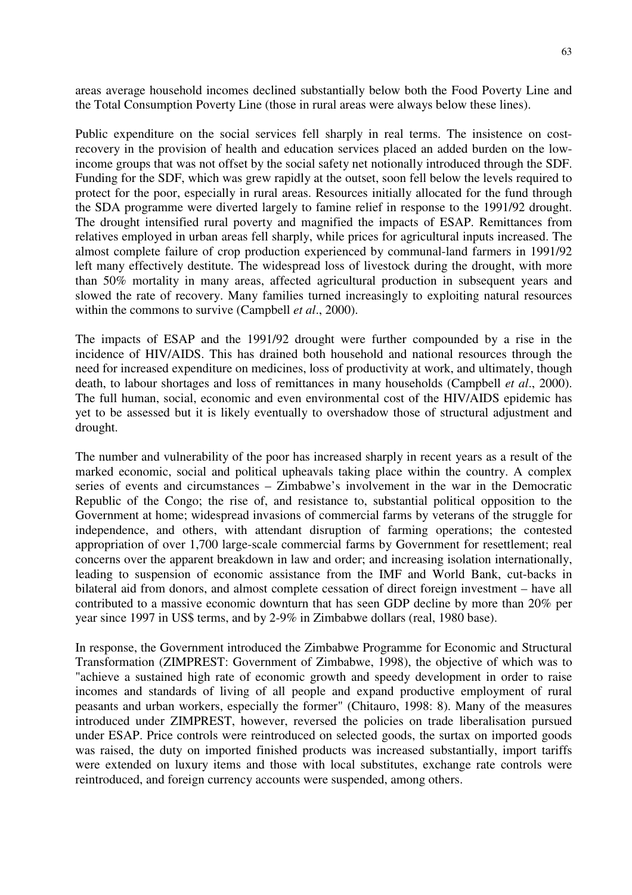areas average household incomes declined substantially below both the Food Poverty Line and the Total Consumption Poverty Line (those in rural areas were always below these lines).

Public expenditure on the social services fell sharply in real terms. The insistence on cost-recovery in the provision of health and education services placed an added burden on the low-income groups that was not offset by the social safety net notionally introduced through the SDF. Funding for the SDF, which was grew rapidly at the outset, soon fell below the levels required to protect for the poor, especially in rural areas. Resources initially allocated for the fund through the SDA programme were diverted largely to famine relief in response to the 1991/92 drought. The drought intensified rural poverty and magnified the impacts of ESAP. Remittances from relatives employed in urban areas fell sharply, while prices for agricultural inputs increased. The almost complete failure of crop production experienced by communal-land farmers in 1991/92 left many effectively destitute. The widespread loss of livestock during the drought, with more than 50% mortality in many areas, affected agricultural production in subsequent years and slowed the rate of recovery. Many families turned increasingly to exploiting natural resources within the commons to survive (Campbell *et al*., 2000).

The impacts of ESAP and the 1991/92 drought were further compounded by a rise in the incidence of HIV/AIDS. This has drained both household and national resources through the need for increased expenditure on medicines, loss of productivity at work, and ultimately, though death, to labour shortages and loss of remittances in many households (Campbell *et al*., 2000). The full human, social, economic and even environmental cost of the HIV/AIDS epidemic has yet to be assessed but it is likely eventually to overshadow those of structural adjustment and drought.

The number and vulnerability of the poor has increased sharply in recent years as a result of the marked economic, social and political upheavals taking place within the country. A complex series of events and circumstances – Zimbabwe's involvement in the war in the Democratic Republic of the Congo; the rise of, and resistance to, substantial political opposition to the Government at home; widespread invasions of commercial farms by veterans of the struggle for independence, and others, with attendant disruption of farming operations; the contested appropriation of over 1,700 large-scale commercial farms by Government for resettlement; real concerns over the apparent breakdown in law and order; and increasing isolation internationally, leading to suspension of economic assistance from the IMF and World Bank, cut-backs in bilateral aid from donors, and almost complete cessation of direct foreign investment – have all contributed to a massive economic downturn that has seen GDP decline by more than 20% per year since 1997 in US$ terms, and by 2-9% in Zimbabwe dollars (real, 1980 base).

In response, the Government introduced the Zimbabwe Programme for Economic and Structural Transformation (ZIMPREST: Government of Zimbabwe, 1998), the objective of which was to "achieve a sustained high rate of economic growth and speedy development in order to raise incomes and standards of living of all people and expand productive employment of rural peasants and urban workers, especially the former" (Chitauro, 1998: 8). Many of the measures introduced under ZIMPREST, however, reversed the policies on trade liberalisation pursued under ESAP. Price controls were reintroduced on selected goods, the surtax on imported goods was raised, the duty on imported finished products was increased substantially, import tariffs were extended on luxury items and those with local substitutes, exchange rate controls were reintroduced, and foreign currency accounts were suspended, among others.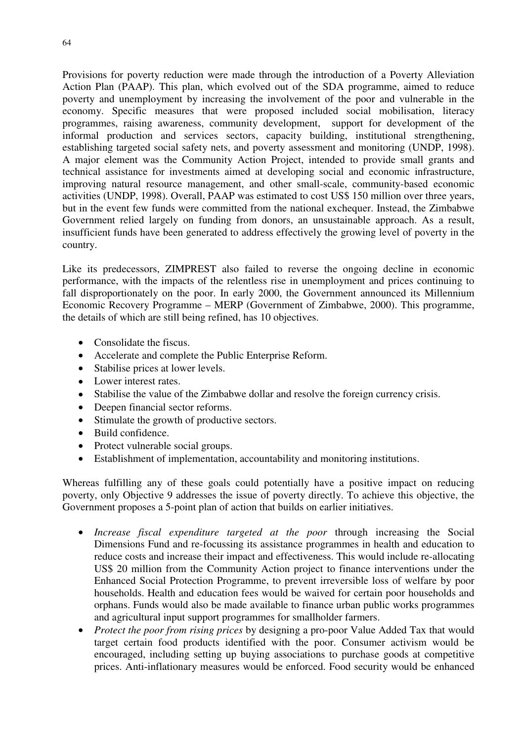Provisions for poverty reduction were made through the introduction of a Poverty Alleviation Action Plan (PAAP). This plan, which evolved out of the SDA programme, aimed to reduce poverty and unemployment by increasing the involvement of the poor and vulnerable in the economy. Specific measures that were proposed included social mobilisation, literacy programmes, raising awareness, community development, support for development of the informal production and services sectors, capacity building, institutional strengthening, establishing targeted social safety nets, and poverty assessment and monitoring (UNDP, 1998). A major element was the Community Action Project, intended to provide small grants and technical assistance for investments aimed at developing social and economic infrastructure, improving natural resource management, and other small-scale, community-based economic activities (UNDP, 1998). Overall, PAAP was estimated to cost US$ 150 million over three years, but in the event few funds were committed from the national exchequer. Instead, the Zimbabwe Government relied largely on funding from donors, an unsustainable approach. As a result, insufficient funds have been generated to address effectively the growing level of poverty in the country.

Like its predecessors, ZIMPREST also failed to reverse the ongoing decline in economic performance, with the impacts of the relentless rise in unemployment and prices continuing to fall disproportionately on the poor. In early 2000, the Government announced its Millennium Economic Recovery Programme – MERP (Government of Zimbabwe, 2000). This programme, the details of which are still being refined, has 10 objectives.

- Consolidate the fiscus.
- Accelerate and complete the Public Enterprise Reform.
- Stabilise prices at lower levels.
- Lower interest rates.
- Stabilise the value of the Zimbabwe dollar and resolve the foreign currency crisis.
- Deepen financial sector reforms.
- Stimulate the growth of productive sectors.
- Build confidence.
- Protect vulnerable social groups.
- Establishment of implementation, accountability and monitoring institutions.

Whereas fulfilling any of these goals could potentially have a positive impact on reducing poverty, only Objective 9 addresses the issue of poverty directly. To achieve this objective, the Government proposes a 5-point plan of action that builds on earlier initiatives.

- *Increase fiscal expenditure targeted at the poor* through increasing the Social Dimensions Fund and re-focussing its assistance programmes in health and education to reduce costs and increase their impact and effectiveness. This would include re-allocating US$ 20 million from the Community Action project to finance interventions under the Enhanced Social Protection Programme, to prevent irreversible loss of welfare by poor households. Health and education fees would be waived for certain poor households and orphans. Funds would also be made available to finance urban public works programmes and agricultural input support programmes for smallholder farmers.
- *Protect the poor from rising prices* by designing a pro-poor Value Added Tax that would target certain food products identified with the poor. Consumer activism would be encouraged, including setting up buying associations to purchase goods at competitive prices. Anti-inflationary measures would be enforced. Food security would be enhanced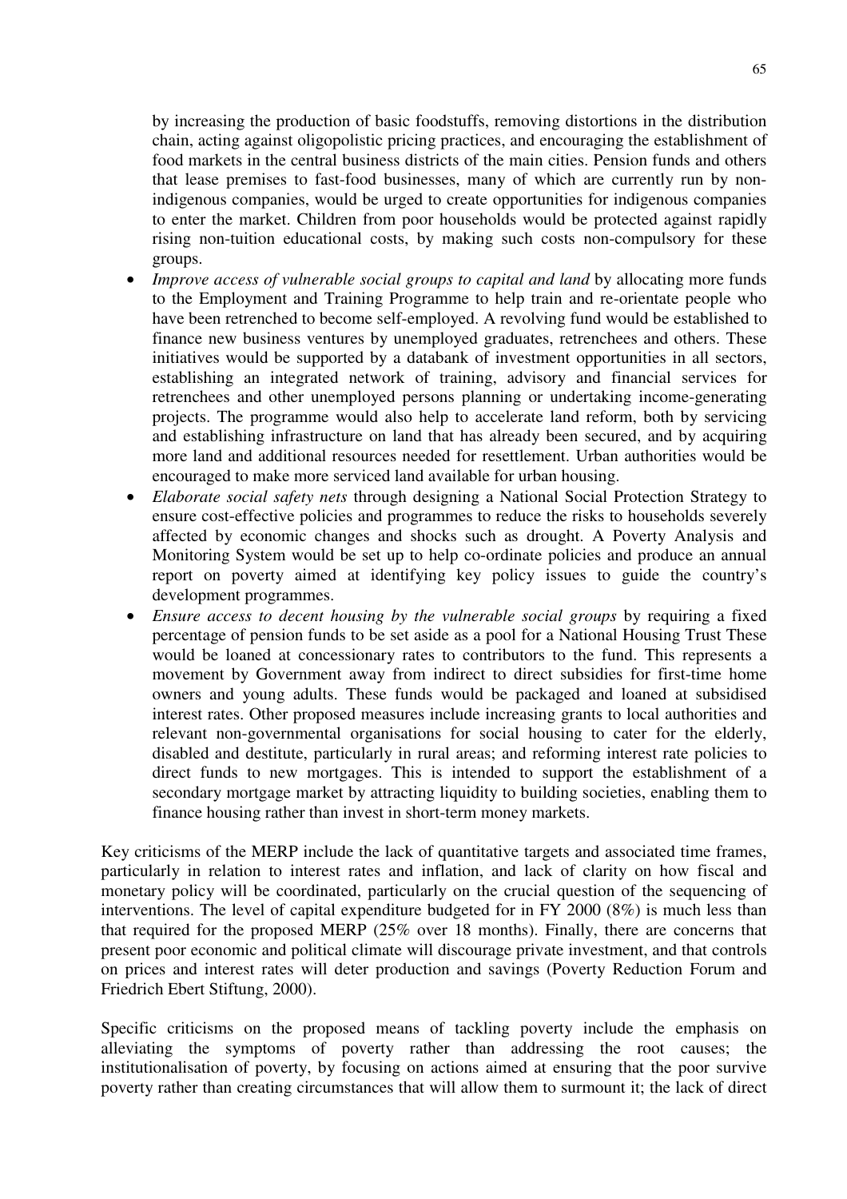by increasing the production of basic foodstuffs, removing distortions in the distribution chain, acting against oligopolistic pricing practices, and encouraging the establishment of food markets in the central business districts of the main cities. Pension funds and others that lease premises to fast-food businesses, many of which are currently run by non-indigenous companies, would be urged to create opportunities for indigenous companies to enter the market. Children from poor households would be protected against rapidly rising non-tuition educational costs, by making such costs non-compulsory for these groups.

- *Improve access of vulnerable social groups to capital and land* by allocating more funds to the Employment and Training Programme to help train and re-orientate people who have been retrenched to become self-employed. A revolving fund would be established to finance new business ventures by unemployed graduates, retrenchees and others. These initiatives would be supported by a databank of investment opportunities in all sectors, establishing an integrated network of training, advisory and financial services for retrenchees and other unemployed persons planning or undertaking income-generating projects. The programme would also help to accelerate land reform, both by servicing and establishing infrastructure on land that has already been secured, and by acquiring more land and additional resources needed for resettlement. Urban authorities would be encouraged to make more serviced land available for urban housing.
- *Elaborate social safety nets* through designing a National Social Protection Strategy to ensure cost-effective policies and programmes to reduce the risks to households severely affected by economic changes and shocks such as drought. A Poverty Analysis and Monitoring System would be set up to help co-ordinate policies and produce an annual report on poverty aimed at identifying key policy issues to guide the country's development programmes.
- *Ensure access to decent housing by the vulnerable social groups* by requiring a fixed percentage of pension funds to be set aside as a pool for a National Housing Trust These would be loaned at concessionary rates to contributors to the fund. This represents a movement by Government away from indirect to direct subsidies for first-time home owners and young adults. These funds would be packaged and loaned at subsidised interest rates. Other proposed measures include increasing grants to local authorities and relevant non-governmental organisations for social housing to cater for the elderly, disabled and destitute, particularly in rural areas; and reforming interest rate policies to direct funds to new mortgages. This is intended to support the establishment of a secondary mortgage market by attracting liquidity to building societies, enabling them to finance housing rather than invest in short-term money markets.

Key criticisms of the MERP include the lack of quantitative targets and associated time frames, particularly in relation to interest rates and inflation, and lack of clarity on how fiscal and monetary policy will be coordinated, particularly on the crucial question of the sequencing of interventions. The level of capital expenditure budgeted for in FY 2000 (8%) is much less than that required for the proposed MERP (25% over 18 months). Finally, there are concerns that present poor economic and political climate will discourage private investment, and that controls on prices and interest rates will deter production and savings (Poverty Reduction Forum and Friedrich Ebert Stiftung, 2000).

Specific criticisms on the proposed means of tackling poverty include the emphasis on alleviating the symptoms of poverty rather than addressing the root causes; the institutionalisation of poverty, by focusing on actions aimed at ensuring that the poor survive poverty rather than creating circumstances that will allow them to surmount it; the lack of direct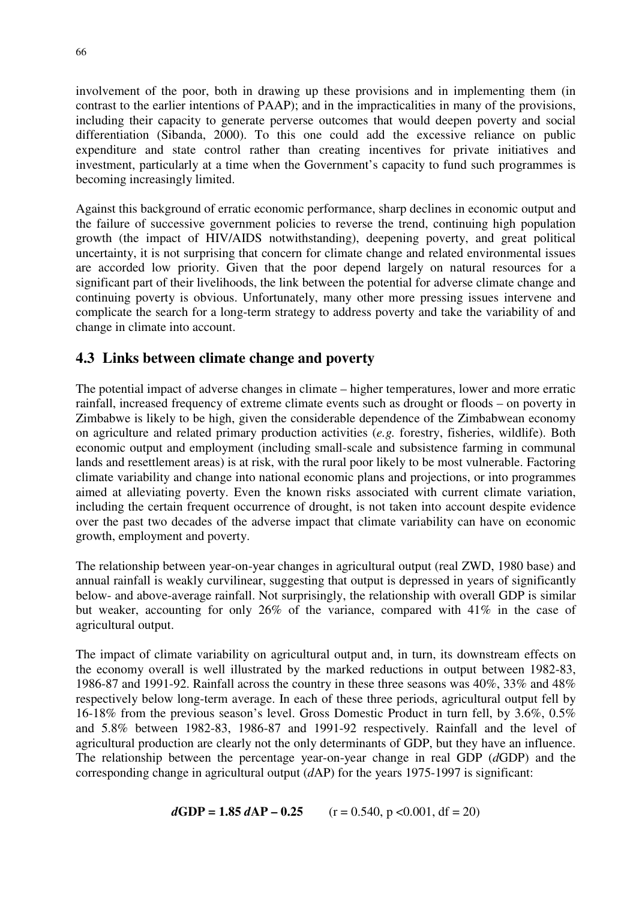involvement of the poor, both in drawing up these provisions and in implementing them (in contrast to the earlier intentions of PAAP); and in the impracticalities in many of the provisions, including their capacity to generate perverse outcomes that would deepen poverty and social differentiation (Sibanda, 2000). To this one could add the excessive reliance on public expenditure and state control rather than creating incentives for private initiatives and investment, particularly at a time when the Government's capacity to fund such programmes is becoming increasingly limited.

Against this background of erratic economic performance, sharp declines in economic output and the failure of successive government policies to reverse the trend, continuing high population growth (the impact of HIV/AIDS notwithstanding), deepening poverty, and great political uncertainty, it is not surprising that concern for climate change and related environmental issues are accorded low priority. Given that the poor depend largely on natural resources for a significant part of their livelihoods, the link between the potential for adverse climate change and continuing poverty is obvious. Unfortunately, many other more pressing issues intervene and complicate the search for a long-term strategy to address poverty and take the variability of and change in climate into account.

## 4.3 Links between climate change and poverty

The potential impact of adverse changes in climate – higher temperatures, lower and more erratic rainfall, increased frequency of extreme climate events such as drought or floods – on poverty in Zimbabwe is likely to be high, given the considerable dependence of the Zimbabwean economy on agriculture and related primary production activities (*e.g.* forestry, fisheries, wildlife). Both economic output and employment (including small-scale and subsistence farming in communal lands and resettlement areas) is at risk, with the rural poor likely to be most vulnerable. Factoring climate variability and change into national economic plans and projections, or into programmes aimed at alleviating poverty. Even the known risks associated with current climate variation, including the certain frequent occurrence of drought, is not taken into account despite evidence over the past two decades of the adverse impact that climate variability can have on economic growth, employment and poverty.

The relationship between year-on-year changes in agricultural output (real ZWD, 1980 base) and annual rainfall is weakly curvilinear, suggesting that output is depressed in years of significantly below- and above-average rainfall. Not surprisingly, the relationship with overall GDP is similar but weaker, accounting for only 26% of the variance, compared with 41% in the case of agricultural output.

The impact of climate variability on agricultural output and, in turn, its downstream effects on the economy overall is well illustrated by the marked reductions in output between 1982-83, 1986-87 and 1991-92. Rainfall across the country in these three seasons was 40%, 33% and 48% respectively below long-term average. In each of these three periods, agricultural output fell by 16-18% from the previous season's level. Gross Domestic Product in turn fell, by 3.6%, 0.5% and 5.8% between 1982-83, 1986-87 and 1991-92 respectively. Rainfall and the level of agricultural production are clearly not the only determinants of GDP, but they have an influence. The relationship between the percentage year-on-year change in real GDP (*d*GDP) and the corresponding change in agricultural output (*d*AP) for the years 1975-1997 is significant:

$$\boldsymbol{d}\mathbf{GDP} = \mathbf{1.85}\ \boldsymbol{d}\mathbf{AP} - \mathbf{0.25} \qquad (r = 0.540,\ p < 0.001,\ df = 20)$$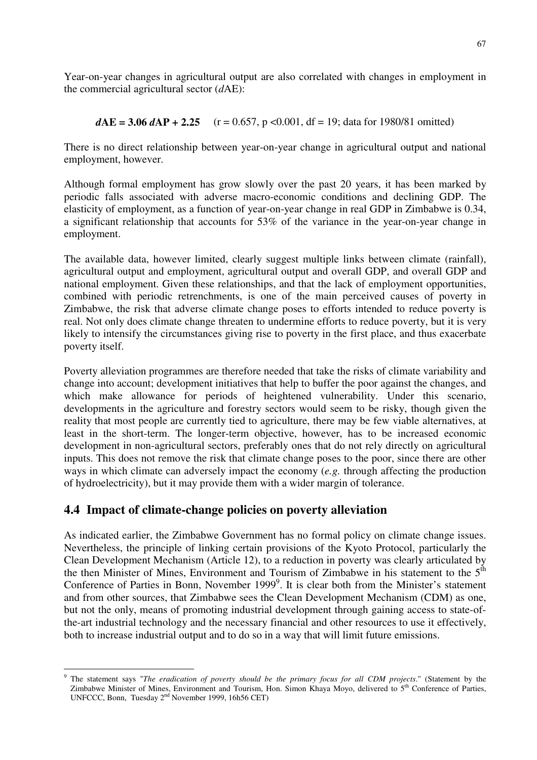Year-on-year changes in agricultural output are also correlated with changes in employment in the commercial agricultural sector ($d$AE):

$$\boldsymbol{d\mathrm{AE} = 3.06\, d\mathrm{AP} + 2.25} \quad (r = 0.657,\ p < 0.001,\ df = 19;\ \text{data for 1980/81 omitted})$$

There is no direct relationship between year-on-year change in agricultural output and national employment, however.

Although formal employment has grow slowly over the past 20 years, it has been marked by periodic falls associated with adverse macro-economic conditions and declining GDP. The elasticity of employment, as a function of year-on-year change in real GDP in Zimbabwe is 0.34, a significant relationship that accounts for 53% of the variance in the year-on-year change in employment.

The available data, however limited, clearly suggest multiple links between climate (rainfall), agricultural output and employment, agricultural output and overall GDP, and overall GDP and national employment. Given these relationships, and that the lack of employment opportunities, combined with periodic retrenchments, is one of the main perceived causes of poverty in Zimbabwe, the risk that adverse climate change poses to efforts intended to reduce poverty is real. Not only does climate change threaten to undermine efforts to reduce poverty, but it is very likely to intensify the circumstances giving rise to poverty in the first place, and thus exacerbate poverty itself.

Poverty alleviation programmes are therefore needed that take the risks of climate variability and change into account; development initiatives that help to buffer the poor against the changes, and which make allowance for periods of heightened vulnerability. Under this scenario, developments in the agriculture and forestry sectors would seem to be risky, though given the reality that most people are currently tied to agriculture, there may be few viable alternatives, at least in the short-term. The longer-term objective, however, has to be increased economic development in non-agricultural sectors, preferably ones that do not rely directly on agricultural inputs. This does not remove the risk that climate change poses to the poor, since there are other ways in which climate can adversely impact the economy (*e.g.* through affecting the production of hydroelectricity), but it may provide them with a wider margin of tolerance.

## 4.4 Impact of climate-change policies on poverty alleviation

As indicated earlier, the Zimbabwe Government has no formal policy on climate change issues. Nevertheless, the principle of linking certain provisions of the Kyoto Protocol, particularly the Clean Development Mechanism (Article 12), to a reduction in poverty was clearly articulated by the then Minister of Mines, Environment and Tourism of Zimbabwe in his statement to the 5th Conference of Parties in Bonn, November 1999[9]. It is clear both from the Minister's statement and from other sources, that Zimbabwe sees the Clean Development Mechanism (CDM) as one, but not the only, means of promoting industrial development through gaining access to state-of-the-art industrial technology and the necessary financial and other resources to use it effectively, both to increase industrial output and to do so in a way that will limit future emissions.

[9] The statement says "*The eradication of poverty should be the primary focus for all CDM projects*." (Statement by the Zimbabwe Minister of Mines, Environment and Tourism, Hon. Simon Khaya Moyo, delivered to 5th Conference of Parties, UNFCCC, Bonn, Tuesday 2nd November 1999, 16h56 CET)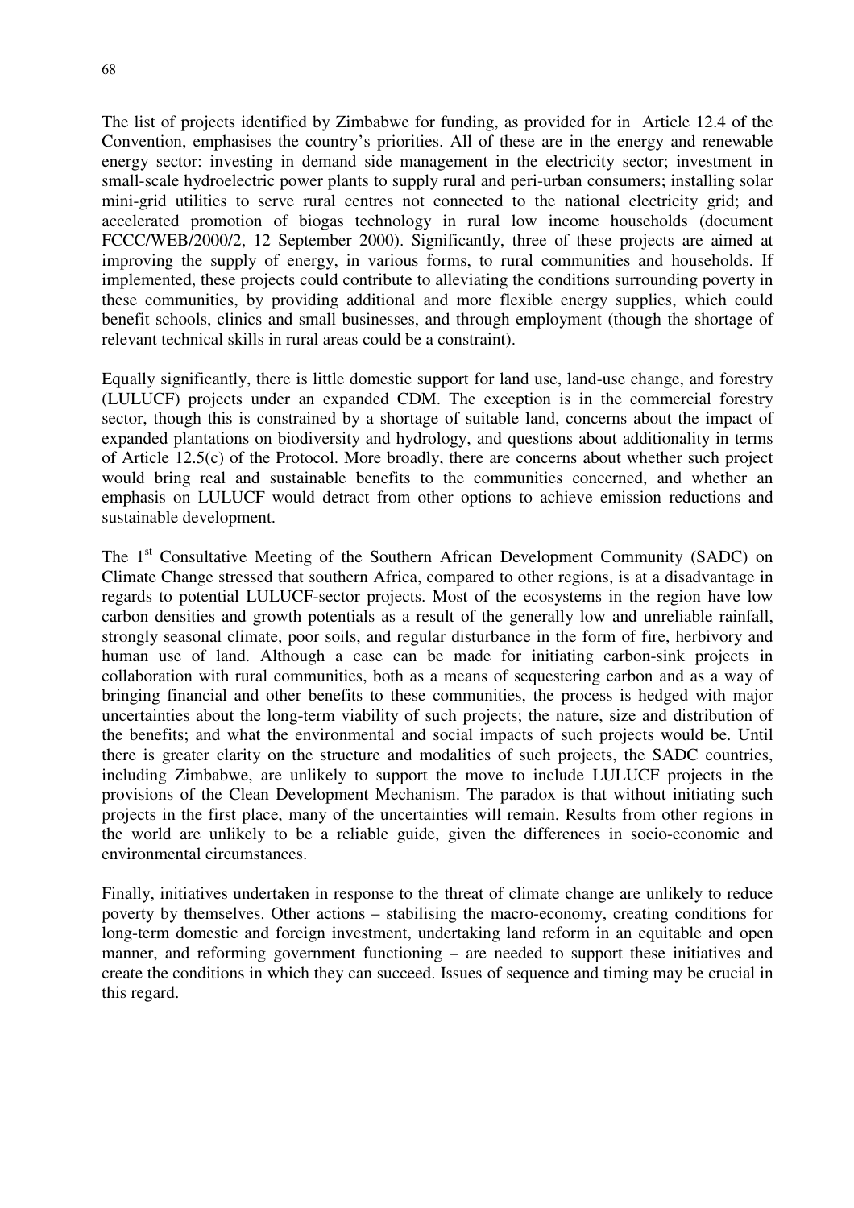The list of projects identified by Zimbabwe for funding, as provided for in Article 12.4 of the Convention, emphasises the country's priorities. All of these are in the energy and renewable energy sector: investing in demand side management in the electricity sector; investment in small-scale hydroelectric power plants to supply rural and peri-urban consumers; installing solar mini-grid utilities to serve rural centres not connected to the national electricity grid; and accelerated promotion of biogas technology in rural low income households (document FCCC/WEB/2000/2, 12 September 2000). Significantly, three of these projects are aimed at improving the supply of energy, in various forms, to rural communities and households. If implemented, these projects could contribute to alleviating the conditions surrounding poverty in these communities, by providing additional and more flexible energy supplies, which could benefit schools, clinics and small businesses, and through employment (though the shortage of relevant technical skills in rural areas could be a constraint).

Equally significantly, there is little domestic support for land use, land-use change, and forestry (LULUCF) projects under an expanded CDM. The exception is in the commercial forestry sector, though this is constrained by a shortage of suitable land, concerns about the impact of expanded plantations on biodiversity and hydrology, and questions about additionality in terms of Article 12.5(c) of the Protocol. More broadly, there are concerns about whether such project would bring real and sustainable benefits to the communities concerned, and whether an emphasis on LULUCF would detract from other options to achieve emission reductions and sustainable development.

The 1st Consultative Meeting of the Southern African Development Community (SADC) on Climate Change stressed that southern Africa, compared to other regions, is at a disadvantage in regards to potential LULUCF-sector projects. Most of the ecosystems in the region have low carbon densities and growth potentials as a result of the generally low and unreliable rainfall, strongly seasonal climate, poor soils, and regular disturbance in the form of fire, herbivory and human use of land. Although a case can be made for initiating carbon-sink projects in collaboration with rural communities, both as a means of sequestering carbon and as a way of bringing financial and other benefits to these communities, the process is hedged with major uncertainties about the long-term viability of such projects; the nature, size and distribution of the benefits; and what the environmental and social impacts of such projects would be. Until there is greater clarity on the structure and modalities of such projects, the SADC countries, including Zimbabwe, are unlikely to support the move to include LULUCF projects in the provisions of the Clean Development Mechanism. The paradox is that without initiating such projects in the first place, many of the uncertainties will remain. Results from other regions in the world are unlikely to be a reliable guide, given the differences in socio-economic and environmental circumstances.

Finally, initiatives undertaken in response to the threat of climate change are unlikely to reduce poverty by themselves. Other actions – stabilising the macro-economy, creating conditions for long-term domestic and foreign investment, undertaking land reform in an equitable and open manner, and reforming government functioning – are needed to support these initiatives and create the conditions in which they can succeed. Issues of sequence and timing may be crucial in this regard.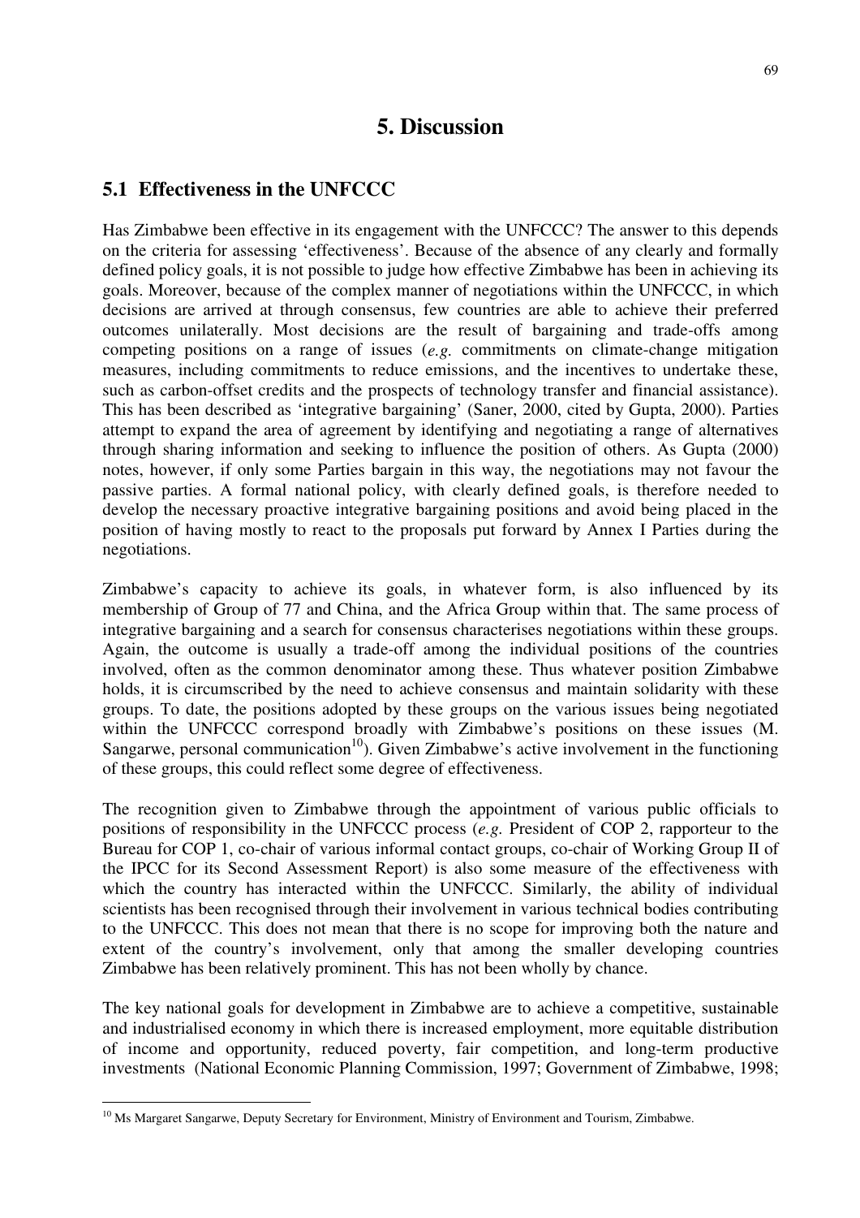# 5. Discussion

## 5.1 Effectiveness in the UNFCCC

Has Zimbabwe been effective in its engagement with the UNFCCC? The answer to this depends on the criteria for assessing 'effectiveness'. Because of the absence of any clearly and formally defined policy goals, it is not possible to judge how effective Zimbabwe has been in achieving its goals. Moreover, because of the complex manner of negotiations within the UNFCCC, in which decisions are arrived at through consensus, few countries are able to achieve their preferred outcomes unilaterally. Most decisions are the result of bargaining and trade-offs among competing positions on a range of issues (*e.g.* commitments on climate-change mitigation measures, including commitments to reduce emissions, and the incentives to undertake these, such as carbon-offset credits and the prospects of technology transfer and financial assistance). This has been described as 'integrative bargaining' (Saner, 2000, cited by Gupta, 2000). Parties attempt to expand the area of agreement by identifying and negotiating a range of alternatives through sharing information and seeking to influence the position of others. As Gupta (2000) notes, however, if only some Parties bargain in this way, the negotiations may not favour the passive parties. A formal national policy, with clearly defined goals, is therefore needed to develop the necessary proactive integrative bargaining positions and avoid being placed in the position of having mostly to react to the proposals put forward by Annex I Parties during the negotiations.

Zimbabwe's capacity to achieve its goals, in whatever form, is also influenced by its membership of Group of 77 and China, and the Africa Group within that. The same process of integrative bargaining and a search for consensus characterises negotiations within these groups. Again, the outcome is usually a trade-off among the individual positions of the countries involved, often as the common denominator among these. Thus whatever position Zimbabwe holds, it is circumscribed by the need to achieve consensus and maintain solidarity with these groups. To date, the positions adopted by these groups on the various issues being negotiated within the UNFCCC correspond broadly with Zimbabwe's positions on these issues (M. Sangarwe, personal communication[10]). Given Zimbabwe's active involvement in the functioning of these groups, this could reflect some degree of effectiveness.

The recognition given to Zimbabwe through the appointment of various public officials to positions of responsibility in the UNFCCC process (*e.g.* President of COP 2, rapporteur to the Bureau for COP 1, co-chair of various informal contact groups, co-chair of Working Group II of the IPCC for its Second Assessment Report) is also some measure of the effectiveness with which the country has interacted within the UNFCCC. Similarly, the ability of individual scientists has been recognised through their involvement in various technical bodies contributing to the UNFCCC. This does not mean that there is no scope for improving both the nature and extent of the country's involvement, only that among the smaller developing countries Zimbabwe has been relatively prominent. This has not been wholly by chance.

The key national goals for development in Zimbabwe are to achieve a competitive, sustainable and industrialised economy in which there is increased employment, more equitable distribution of income and opportunity, reduced poverty, fair competition, and long-term productive investments (National Economic Planning Commission, 1997; Government of Zimbabwe, 1998;

---

[10] Ms Margaret Sangarwe, Deputy Secretary for Environment, Ministry of Environment and Tourism, Zimbabwe.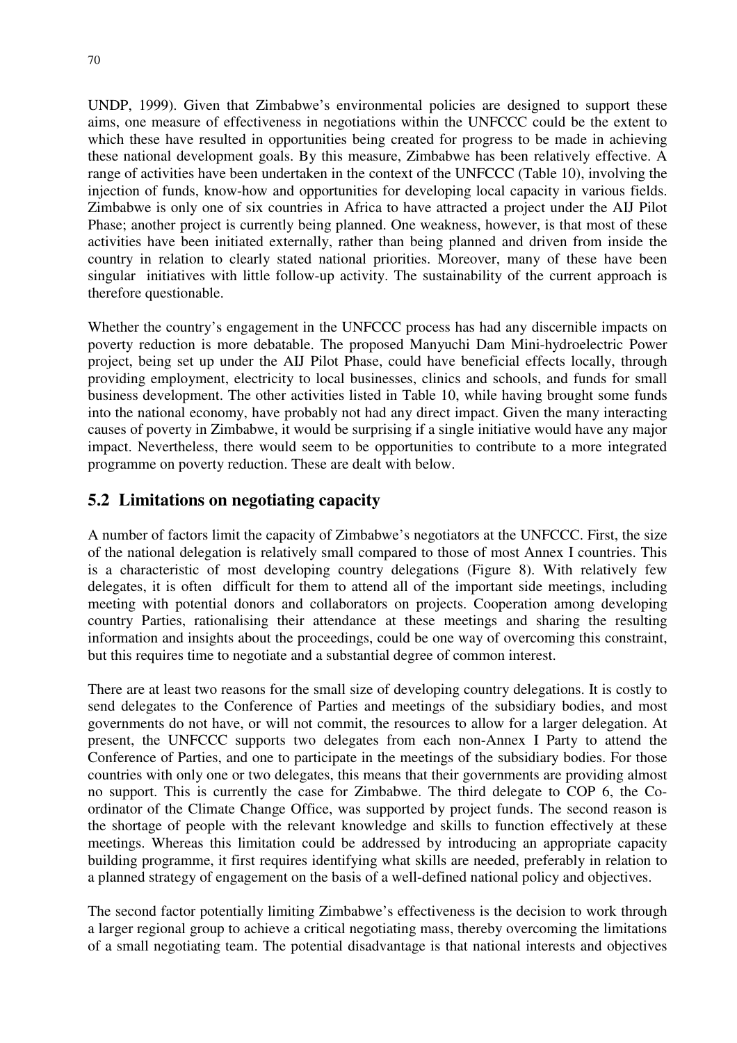UNDP, 1999). Given that Zimbabwe's environmental policies are designed to support these aims, one measure of effectiveness in negotiations within the UNFCCC could be the extent to which these have resulted in opportunities being created for progress to be made in achieving these national development goals. By this measure, Zimbabwe has been relatively effective. A range of activities have been undertaken in the context of the UNFCCC (Table 10), involving the injection of funds, know-how and opportunities for developing local capacity in various fields. Zimbabwe is only one of six countries in Africa to have attracted a project under the AIJ Pilot Phase; another project is currently being planned. One weakness, however, is that most of these activities have been initiated externally, rather than being planned and driven from inside the country in relation to clearly stated national priorities. Moreover, many of these have been singular initiatives with little follow-up activity. The sustainability of the current approach is therefore questionable.

Whether the country's engagement in the UNFCCC process has had any discernible impacts on poverty reduction is more debatable. The proposed Manyuchi Dam Mini-hydroelectric Power project, being set up under the AIJ Pilot Phase, could have beneficial effects locally, through providing employment, electricity to local businesses, clinics and schools, and funds for small business development. The other activities listed in Table 10, while having brought some funds into the national economy, have probably not had any direct impact. Given the many interacting causes of poverty in Zimbabwe, it would be surprising if a single initiative would have any major impact. Nevertheless, there would seem to be opportunities to contribute to a more integrated programme on poverty reduction. These are dealt with below.

## 5.2 Limitations on negotiating capacity

A number of factors limit the capacity of Zimbabwe's negotiators at the UNFCCC. First, the size of the national delegation is relatively small compared to those of most Annex I countries. This is a characteristic of most developing country delegations (Figure 8). With relatively few delegates, it is often difficult for them to attend all of the important side meetings, including meeting with potential donors and collaborators on projects. Cooperation among developing country Parties, rationalising their attendance at these meetings and sharing the resulting information and insights about the proceedings, could be one way of overcoming this constraint, but this requires time to negotiate and a substantial degree of common interest.

There are at least two reasons for the small size of developing country delegations. It is costly to send delegates to the Conference of Parties and meetings of the subsidiary bodies, and most governments do not have, or will not commit, the resources to allow for a larger delegation. At present, the UNFCCC supports two delegates from each non-Annex I Party to attend the Conference of Parties, and one to participate in the meetings of the subsidiary bodies. For those countries with only one or two delegates, this means that their governments are providing almost no support. This is currently the case for Zimbabwe. The third delegate to COP 6, the Co-ordinator of the Climate Change Office, was supported by project funds. The second reason is the shortage of people with the relevant knowledge and skills to function effectively at these meetings. Whereas this limitation could be addressed by introducing an appropriate capacity building programme, it first requires identifying what skills are needed, preferably in relation to a planned strategy of engagement on the basis of a well-defined national policy and objectives.

The second factor potentially limiting Zimbabwe's effectiveness is the decision to work through a larger regional group to achieve a critical negotiating mass, thereby overcoming the limitations of a small negotiating team. The potential disadvantage is that national interests and objectives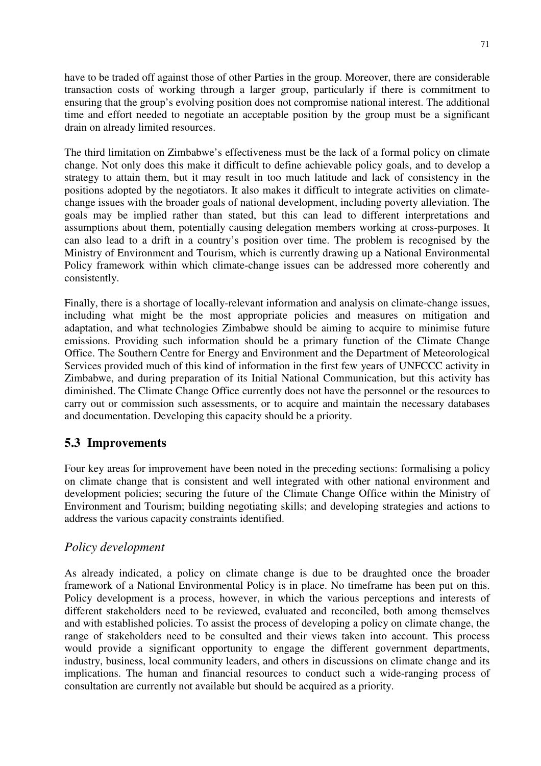have to be traded off against those of other Parties in the group. Moreover, there are considerable transaction costs of working through a larger group, particularly if there is commitment to ensuring that the group's evolving position does not compromise national interest. The additional time and effort needed to negotiate an acceptable position by the group must be a significant drain on already limited resources.

The third limitation on Zimbabwe's effectiveness must be the lack of a formal policy on climate change. Not only does this make it difficult to define achievable policy goals, and to develop a strategy to attain them, but it may result in too much latitude and lack of consistency in the positions adopted by the negotiators. It also makes it difficult to integrate activities on climate-change issues with the broader goals of national development, including poverty alleviation. The goals may be implied rather than stated, but this can lead to different interpretations and assumptions about them, potentially causing delegation members working at cross-purposes. It can also lead to a drift in a country's position over time. The problem is recognised by the Ministry of Environment and Tourism, which is currently drawing up a National Environmental Policy framework within which climate-change issues can be addressed more coherently and consistently.

Finally, there is a shortage of locally-relevant information and analysis on climate-change issues, including what might be the most appropriate policies and measures on mitigation and adaptation, and what technologies Zimbabwe should be aiming to acquire to minimise future emissions. Providing such information should be a primary function of the Climate Change Office. The Southern Centre for Energy and Environment and the Department of Meteorological Services provided much of this kind of information in the first few years of UNFCCC activity in Zimbabwe, and during preparation of its Initial National Communication, but this activity has diminished. The Climate Change Office currently does not have the personnel or the resources to carry out or commission such assessments, or to acquire and maintain the necessary databases and documentation. Developing this capacity should be a priority.

## 5.3 Improvements

Four key areas for improvement have been noted in the preceding sections: formalising a policy on climate change that is consistent and well integrated with other national environment and development policies; securing the future of the Climate Change Office within the Ministry of Environment and Tourism; building negotiating skills; and developing strategies and actions to address the various capacity constraints identified.

### *Policy development*

As already indicated, a policy on climate change is due to be draughted once the broader framework of a National Environmental Policy is in place. No timeframe has been put on this. Policy development is a process, however, in which the various perceptions and interests of different stakeholders need to be reviewed, evaluated and reconciled, both among themselves and with established policies. To assist the process of developing a policy on climate change, the range of stakeholders need to be consulted and their views taken into account. This process would provide a significant opportunity to engage the different government departments, industry, business, local community leaders, and others in discussions on climate change and its implications. The human and financial resources to conduct such a wide-ranging process of consultation are currently not available but should be acquired as a priority.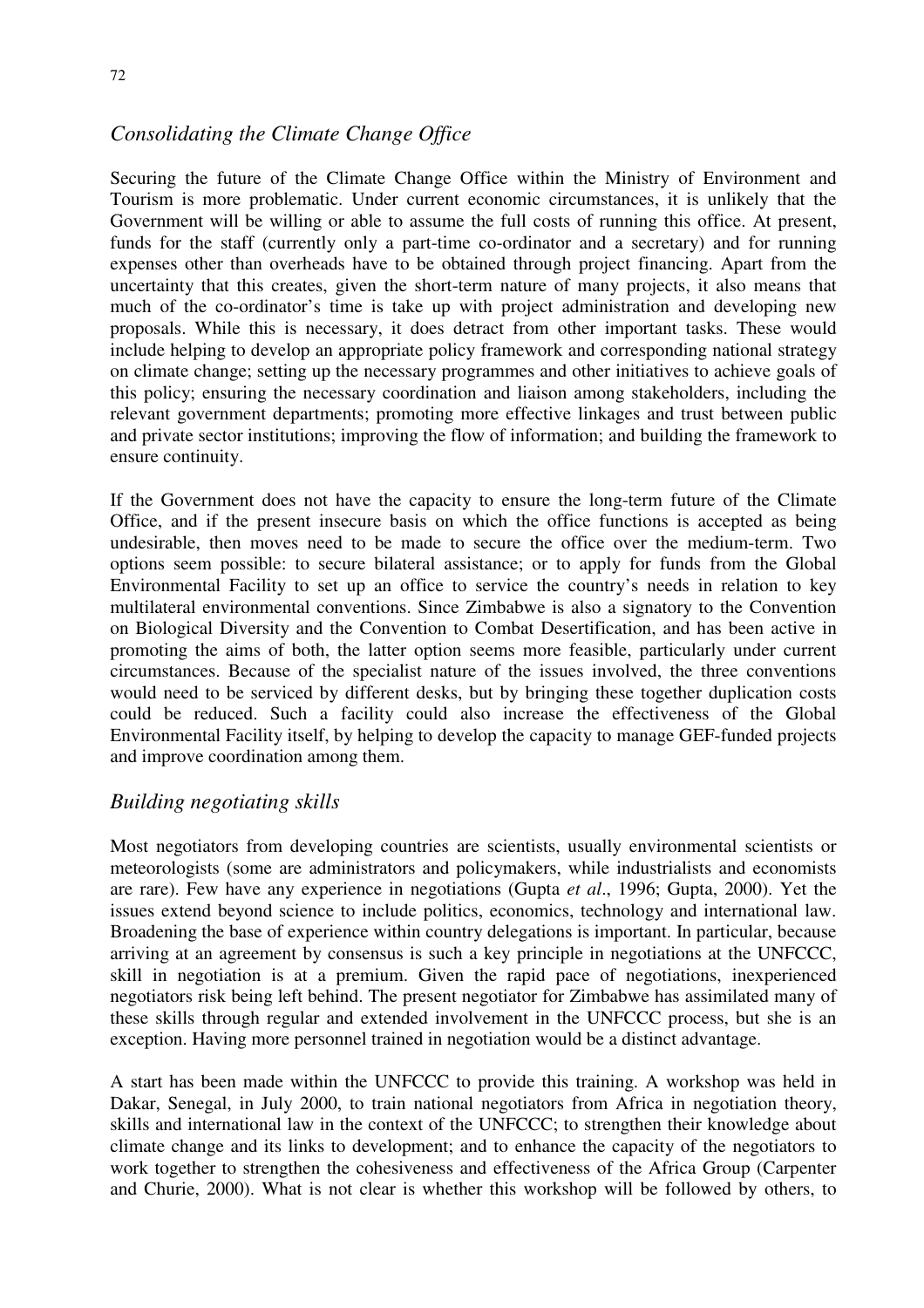## *Consolidating the Climate Change Office*

Securing the future of the Climate Change Office within the Ministry of Environment and Tourism is more problematic. Under current economic circumstances, it is unlikely that the Government will be willing or able to assume the full costs of running this office. At present, funds for the staff (currently only a part-time co-ordinator and a secretary) and for running expenses other than overheads have to be obtained through project financing. Apart from the uncertainty that this creates, given the short-term nature of many projects, it also means that much of the co-ordinator's time is take up with project administration and developing new proposals. While this is necessary, it does detract from other important tasks. These would include helping to develop an appropriate policy framework and corresponding national strategy on climate change; setting up the necessary programmes and other initiatives to achieve goals of this policy; ensuring the necessary coordination and liaison among stakeholders, including the relevant government departments; promoting more effective linkages and trust between public and private sector institutions; improving the flow of information; and building the framework to ensure continuity.

If the Government does not have the capacity to ensure the long-term future of the Climate Office, and if the present insecure basis on which the office functions is accepted as being undesirable, then moves need to be made to secure the office over the medium-term. Two options seem possible: to secure bilateral assistance; or to apply for funds from the Global Environmental Facility to set up an office to service the country's needs in relation to key multilateral environmental conventions. Since Zimbabwe is also a signatory to the Convention on Biological Diversity and the Convention to Combat Desertification, and has been active in promoting the aims of both, the latter option seems more feasible, particularly under current circumstances. Because of the specialist nature of the issues involved, the three conventions would need to be serviced by different desks, but by bringing these together duplication costs could be reduced. Such a facility could also increase the effectiveness of the Global Environmental Facility itself, by helping to develop the capacity to manage GEF-funded projects and improve coordination among them.

## *Building negotiating skills*

Most negotiators from developing countries are scientists, usually environmental scientists or meteorologists (some are administrators and policymakers, while industrialists and economists are rare). Few have any experience in negotiations (Gupta *et al*., 1996; Gupta, 2000). Yet the issues extend beyond science to include politics, economics, technology and international law. Broadening the base of experience within country delegations is important. In particular, because arriving at an agreement by consensus is such a key principle in negotiations at the UNFCCC, skill in negotiation is at a premium. Given the rapid pace of negotiations, inexperienced negotiators risk being left behind. The present negotiator for Zimbabwe has assimilated many of these skills through regular and extended involvement in the UNFCCC process, but she is an exception. Having more personnel trained in negotiation would be a distinct advantage.

A start has been made within the UNFCCC to provide this training. A workshop was held in Dakar, Senegal, in July 2000, to train national negotiators from Africa in negotiation theory, skills and international law in the context of the UNFCCC; to strengthen their knowledge about climate change and its links to development; and to enhance the capacity of the negotiators to work together to strengthen the cohesiveness and effectiveness of the Africa Group (Carpenter and Churie, 2000). What is not clear is whether this workshop will be followed by others, to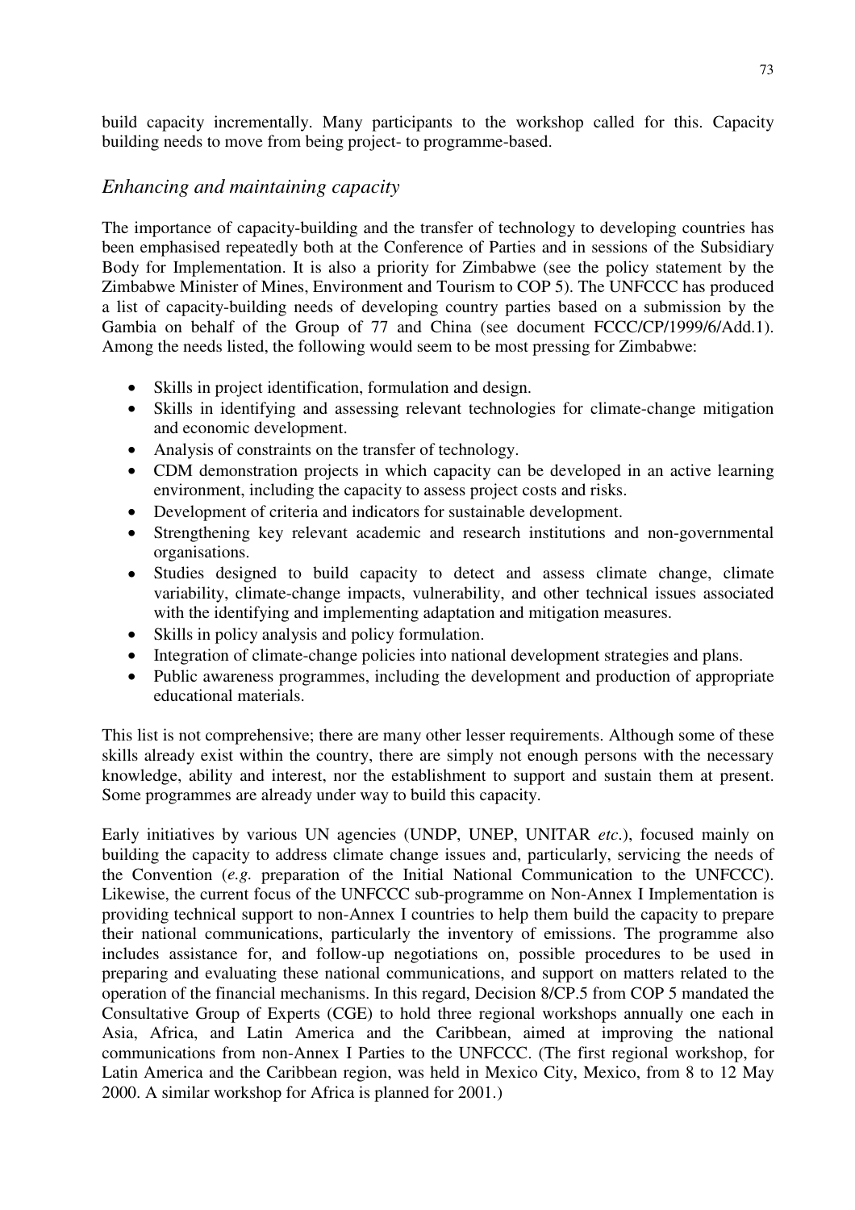build capacity incrementally. Many participants to the workshop called for this. Capacity building needs to move from being project- to programme-based.

### *Enhancing and maintaining capacity*

The importance of capacity-building and the transfer of technology to developing countries has been emphasised repeatedly both at the Conference of Parties and in sessions of the Subsidiary Body for Implementation. It is also a priority for Zimbabwe (see the policy statement by the Zimbabwe Minister of Mines, Environment and Tourism to COP 5). The UNFCCC has produced a list of capacity-building needs of developing country parties based on a submission by the Gambia on behalf of the Group of 77 and China (see document FCCC/CP/1999/6/Add.1). Among the needs listed, the following would seem to be most pressing for Zimbabwe:

- Skills in project identification, formulation and design.
- Skills in identifying and assessing relevant technologies for climate-change mitigation and economic development.
- Analysis of constraints on the transfer of technology.
- CDM demonstration projects in which capacity can be developed in an active learning environment, including the capacity to assess project costs and risks.
- Development of criteria and indicators for sustainable development.
- Strengthening key relevant academic and research institutions and non-governmental organisations.
- Studies designed to build capacity to detect and assess climate change, climate variability, climate-change impacts, vulnerability, and other technical issues associated with the identifying and implementing adaptation and mitigation measures.
- Skills in policy analysis and policy formulation.
- Integration of climate-change policies into national development strategies and plans.
- Public awareness programmes, including the development and production of appropriate educational materials.

This list is not comprehensive; there are many other lesser requirements. Although some of these skills already exist within the country, there are simply not enough persons with the necessary knowledge, ability and interest, nor the establishment to support and sustain them at present. Some programmes are already under way to build this capacity.

Early initiatives by various UN agencies (UNDP, UNEP, UNITAR *etc*.), focused mainly on building the capacity to address climate change issues and, particularly, servicing the needs of the Convention (*e.g.* preparation of the Initial National Communication to the UNFCCC). Likewise, the current focus of the UNFCCC sub-programme on Non-Annex I Implementation is providing technical support to non-Annex I countries to help them build the capacity to prepare their national communications, particularly the inventory of emissions. The programme also includes assistance for, and follow-up negotiations on, possible procedures to be used in preparing and evaluating these national communications, and support on matters related to the operation of the financial mechanisms. In this regard, Decision 8/CP.5 from COP 5 mandated the Consultative Group of Experts (CGE) to hold three regional workshops annually one each in Asia, Africa, and Latin America and the Caribbean, aimed at improving the national communications from non-Annex I Parties to the UNFCCC. (The first regional workshop, for Latin America and the Caribbean region, was held in Mexico City, Mexico, from 8 to 12 May 2000. A similar workshop for Africa is planned for 2001.)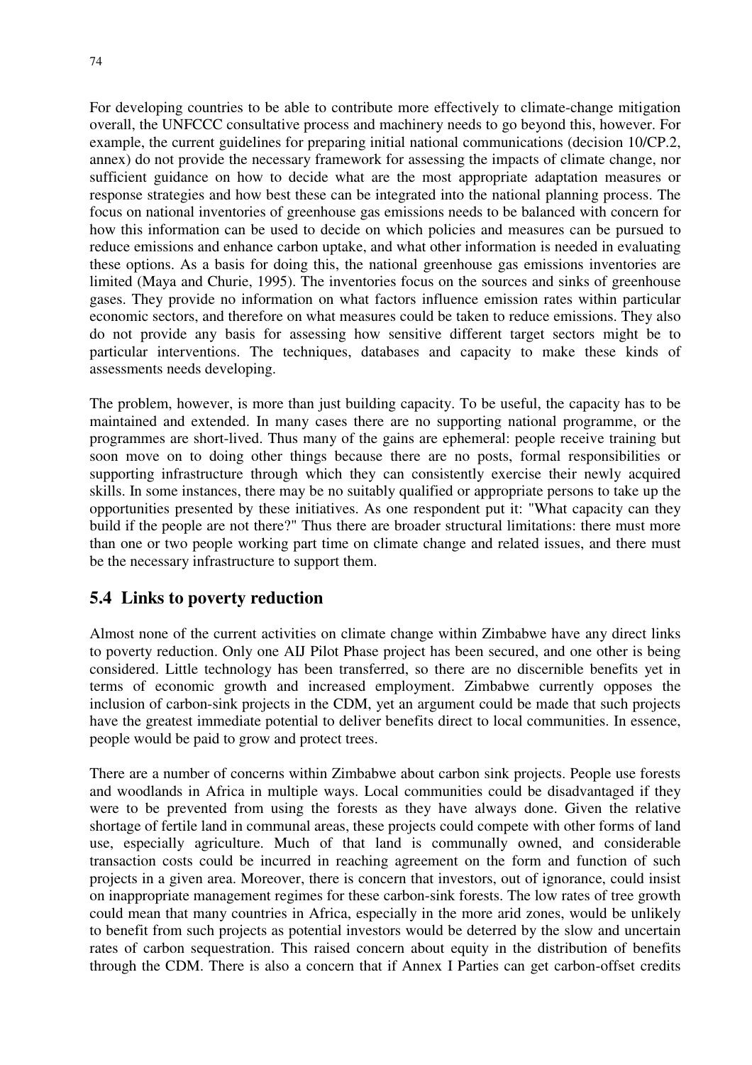For developing countries to be able to contribute more effectively to climate-change mitigation overall, the UNFCCC consultative process and machinery needs to go beyond this, however. For example, the current guidelines for preparing initial national communications (decision 10/CP.2, annex) do not provide the necessary framework for assessing the impacts of climate change, nor sufficient guidance on how to decide what are the most appropriate adaptation measures or response strategies and how best these can be integrated into the national planning process. The focus on national inventories of greenhouse gas emissions needs to be balanced with concern for how this information can be used to decide on which policies and measures can be pursued to reduce emissions and enhance carbon uptake, and what other information is needed in evaluating these options. As a basis for doing this, the national greenhouse gas emissions inventories are limited (Maya and Churie, 1995). The inventories focus on the sources and sinks of greenhouse gases. They provide no information on what factors influence emission rates within particular economic sectors, and therefore on what measures could be taken to reduce emissions. They also do not provide any basis for assessing how sensitive different target sectors might be to particular interventions. The techniques, databases and capacity to make these kinds of assessments needs developing.

The problem, however, is more than just building capacity. To be useful, the capacity has to be maintained and extended. In many cases there are no supporting national programme, or the programmes are short-lived. Thus many of the gains are ephemeral: people receive training but soon move on to doing other things because there are no posts, formal responsibilities or supporting infrastructure through which they can consistently exercise their newly acquired skills. In some instances, there may be no suitably qualified or appropriate persons to take up the opportunities presented by these initiatives. As one respondent put it: "What capacity can they build if the people are not there?" Thus there are broader structural limitations: there must more than one or two people working part time on climate change and related issues, and there must be the necessary infrastructure to support them.

## 5.4 Links to poverty reduction

Almost none of the current activities on climate change within Zimbabwe have any direct links to poverty reduction. Only one AIJ Pilot Phase project has been secured, and one other is being considered. Little technology has been transferred, so there are no discernible benefits yet in terms of economic growth and increased employment. Zimbabwe currently opposes the inclusion of carbon-sink projects in the CDM, yet an argument could be made that such projects have the greatest immediate potential to deliver benefits direct to local communities. In essence, people would be paid to grow and protect trees.

There are a number of concerns within Zimbabwe about carbon sink projects. People use forests and woodlands in Africa in multiple ways. Local communities could be disadvantaged if they were to be prevented from using the forests as they have always done. Given the relative shortage of fertile land in communal areas, these projects could compete with other forms of land use, especially agriculture. Much of that land is communally owned, and considerable transaction costs could be incurred in reaching agreement on the form and function of such projects in a given area. Moreover, there is concern that investors, out of ignorance, could insist on inappropriate management regimes for these carbon-sink forests. The low rates of tree growth could mean that many countries in Africa, especially in the more arid zones, would be unlikely to benefit from such projects as potential investors would be deterred by the slow and uncertain rates of carbon sequestration. This raised concern about equity in the distribution of benefits through the CDM. There is also a concern that if Annex I Parties can get carbon-offset credits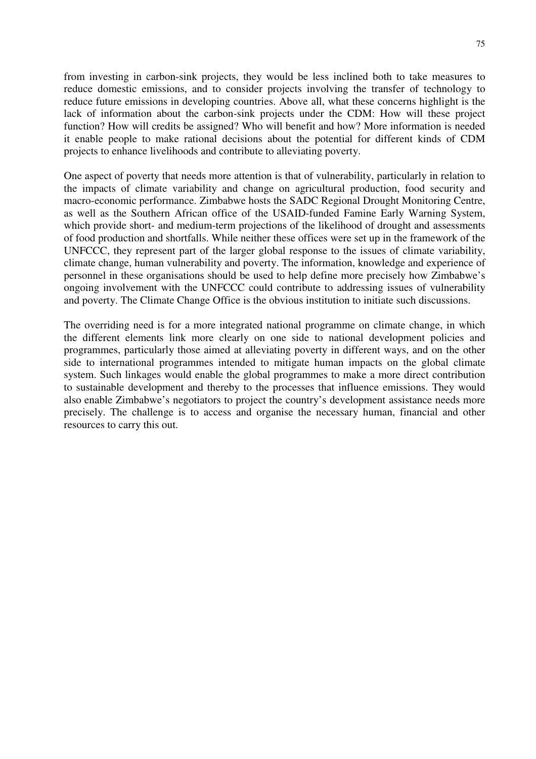from investing in carbon-sink projects, they would be less inclined both to take measures to reduce domestic emissions, and to consider projects involving the transfer of technology to reduce future emissions in developing countries. Above all, what these concerns highlight is the lack of information about the carbon-sink projects under the CDM: How will these project function? How will credits be assigned? Who will benefit and how? More information is needed it enable people to make rational decisions about the potential for different kinds of CDM projects to enhance livelihoods and contribute to alleviating poverty.

One aspect of poverty that needs more attention is that of vulnerability, particularly in relation to the impacts of climate variability and change on agricultural production, food security and macro-economic performance. Zimbabwe hosts the SADC Regional Drought Monitoring Centre, as well as the Southern African office of the USAID-funded Famine Early Warning System, which provide short- and medium-term projections of the likelihood of drought and assessments of food production and shortfalls. While neither these offices were set up in the framework of the UNFCCC, they represent part of the larger global response to the issues of climate variability, climate change, human vulnerability and poverty. The information, knowledge and experience of personnel in these organisations should be used to help define more precisely how Zimbabwe's ongoing involvement with the UNFCCC could contribute to addressing issues of vulnerability and poverty. The Climate Change Office is the obvious institution to initiate such discussions.

The overriding need is for a more integrated national programme on climate change, in which the different elements link more clearly on one side to national development policies and programmes, particularly those aimed at alleviating poverty in different ways, and on the other side to international programmes intended to mitigate human impacts on the global climate system. Such linkages would enable the global programmes to make a more direct contribution to sustainable development and thereby to the processes that influence emissions. They would also enable Zimbabwe's negotiators to project the country's development assistance needs more precisely. The challenge is to access and organise the necessary human, financial and other resources to carry this out.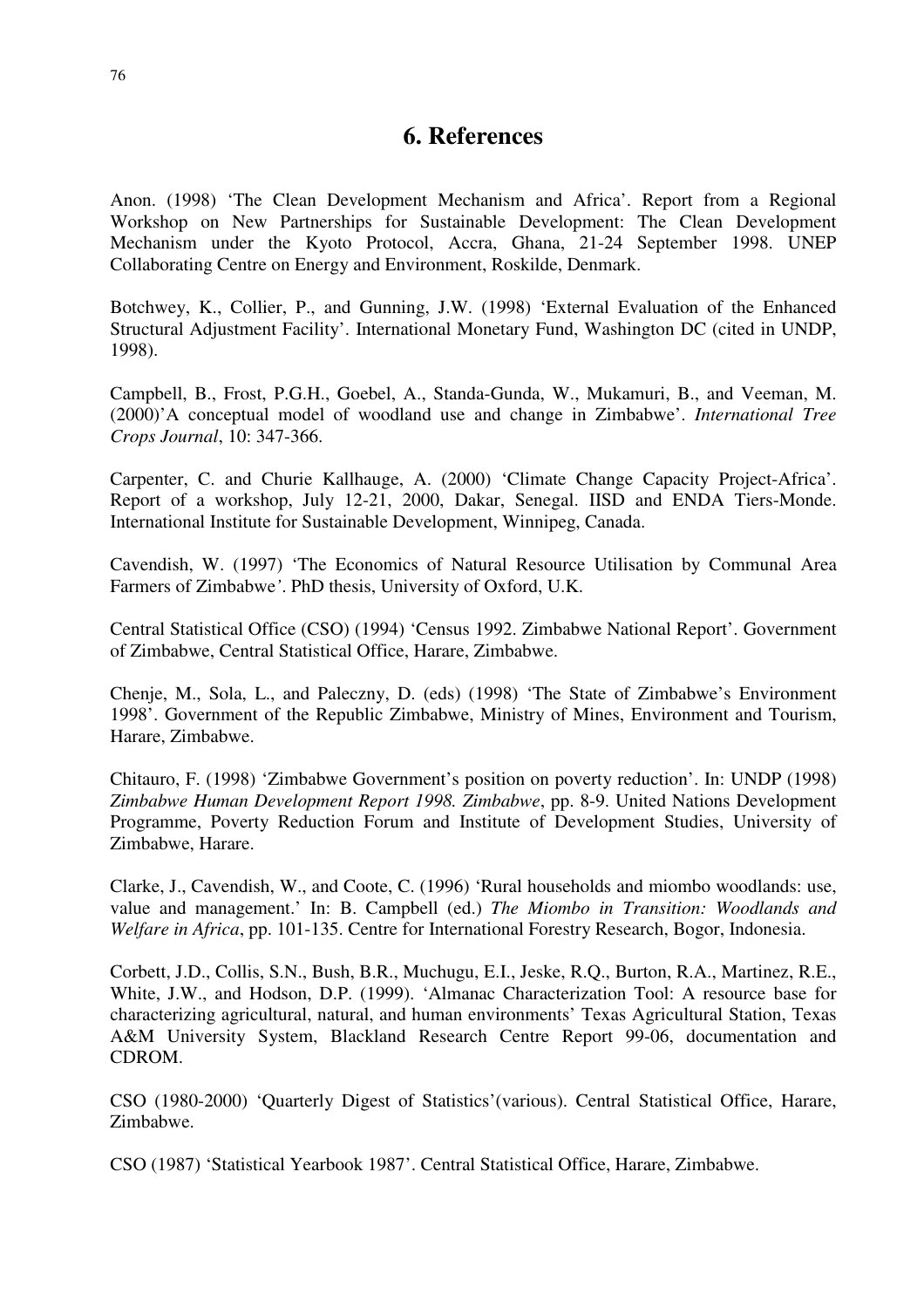# 6. References

Anon. (1998) 'The Clean Development Mechanism and Africa'. Report from a Regional Workshop on New Partnerships for Sustainable Development: The Clean Development Mechanism under the Kyoto Protocol, Accra, Ghana, 21-24 September 1998. UNEP Collaborating Centre on Energy and Environment, Roskilde, Denmark.

Botchwey, K., Collier, P., and Gunning, J.W. (1998) 'External Evaluation of the Enhanced Structural Adjustment Facility'. International Monetary Fund, Washington DC (cited in UNDP, 1998).

Campbell, B., Frost, P.G.H., Goebel, A., Standa-Gunda, W., Mukamuri, B., and Veeman, M. (2000)'A conceptual model of woodland use and change in Zimbabwe'. *International Tree Crops Journal*, 10: 347-366.

Carpenter, C. and Churie Kallhauge, A. (2000) 'Climate Change Capacity Project-Africa'. Report of a workshop, July 12-21, 2000, Dakar, Senegal. IISD and ENDA Tiers-Monde. International Institute for Sustainable Development, Winnipeg, Canada.

Cavendish, W. (1997) 'The Economics of Natural Resource Utilisation by Communal Area Farmers of Zimbabwe'. PhD thesis, University of Oxford, U.K.

Central Statistical Office (CSO) (1994) 'Census 1992. Zimbabwe National Report'. Government of Zimbabwe, Central Statistical Office, Harare, Zimbabwe.

Chenje, M., Sola, L., and Paleczny, D. (eds) (1998) 'The State of Zimbabwe's Environment 1998'. Government of the Republic Zimbabwe, Ministry of Mines, Environment and Tourism, Harare, Zimbabwe.

Chitauro, F. (1998) 'Zimbabwe Government's position on poverty reduction'. In: UNDP (1998) *Zimbabwe Human Development Report 1998. Zimbabwe*, pp. 8-9. United Nations Development Programme, Poverty Reduction Forum and Institute of Development Studies, University of Zimbabwe, Harare.

Clarke, J., Cavendish, W., and Coote, C. (1996) 'Rural households and miombo woodlands: use, value and management.' In: B. Campbell (ed.) *The Miombo in Transition: Woodlands and Welfare in Africa*, pp. 101-135. Centre for International Forestry Research, Bogor, Indonesia.

Corbett, J.D., Collis, S.N., Bush, B.R., Muchugu, E.I., Jeske, R.Q., Burton, R.A., Martinez, R.E., White, J.W., and Hodson, D.P. (1999). 'Almanac Characterization Tool: A resource base for characterizing agricultural, natural, and human environments' Texas Agricultural Station, Texas A&M University System, Blackland Research Centre Report 99-06, documentation and CDROM.

CSO (1980-2000) 'Quarterly Digest of Statistics'(various). Central Statistical Office, Harare, Zimbabwe.

CSO (1987) 'Statistical Yearbook 1987'. Central Statistical Office, Harare, Zimbabwe.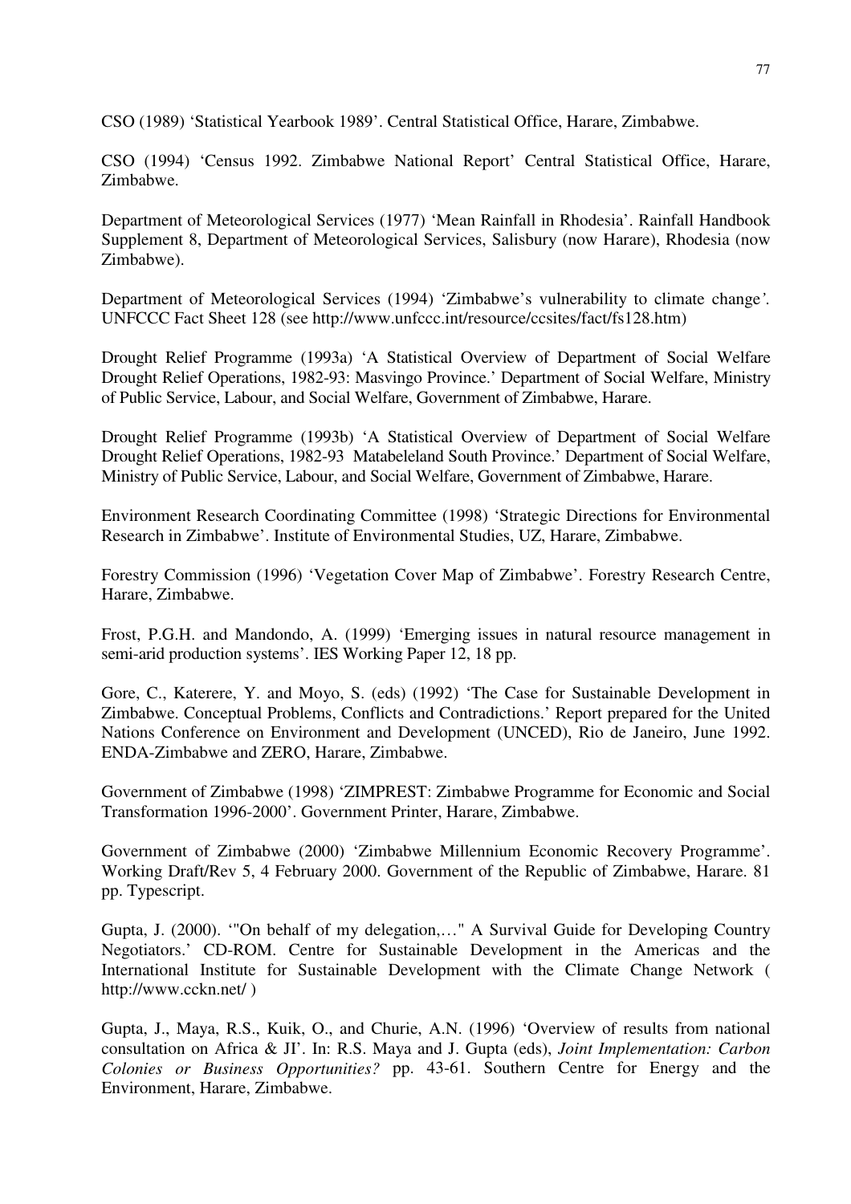CSO (1989) 'Statistical Yearbook 1989'. Central Statistical Office, Harare, Zimbabwe.

CSO (1994) 'Census 1992. Zimbabwe National Report' Central Statistical Office, Harare, Zimbabwe.

Department of Meteorological Services (1977) 'Mean Rainfall in Rhodesia'. Rainfall Handbook Supplement 8, Department of Meteorological Services, Salisbury (now Harare), Rhodesia (now Zimbabwe).

Department of Meteorological Services (1994) 'Zimbabwe's vulnerability to climate change'. UNFCCC Fact Sheet 128 (see http://www.unfccc.int/resource/ccsites/fact/fs128.htm)

Drought Relief Programme (1993a) 'A Statistical Overview of Department of Social Welfare Drought Relief Operations, 1982-93: Masvingo Province.' Department of Social Welfare, Ministry of Public Service, Labour, and Social Welfare, Government of Zimbabwe, Harare.

Drought Relief Programme (1993b) 'A Statistical Overview of Department of Social Welfare Drought Relief Operations, 1982-93 Matabeleland South Province.' Department of Social Welfare, Ministry of Public Service, Labour, and Social Welfare, Government of Zimbabwe, Harare.

Environment Research Coordinating Committee (1998) 'Strategic Directions for Environmental Research in Zimbabwe'. Institute of Environmental Studies, UZ, Harare, Zimbabwe.

Forestry Commission (1996) 'Vegetation Cover Map of Zimbabwe'. Forestry Research Centre, Harare, Zimbabwe.

Frost, P.G.H. and Mandondo, A. (1999) 'Emerging issues in natural resource management in semi-arid production systems'. IES Working Paper 12, 18 pp.

Gore, C., Katerere, Y. and Moyo, S. (eds) (1992) 'The Case for Sustainable Development in Zimbabwe. Conceptual Problems, Conflicts and Contradictions.' Report prepared for the United Nations Conference on Environment and Development (UNCED), Rio de Janeiro, June 1992. ENDA-Zimbabwe and ZERO, Harare, Zimbabwe.

Government of Zimbabwe (1998) 'ZIMPREST: Zimbabwe Programme for Economic and Social Transformation 1996-2000'. Government Printer, Harare, Zimbabwe.

Government of Zimbabwe (2000) 'Zimbabwe Millennium Economic Recovery Programme'. Working Draft/Rev 5, 4 February 2000. Government of the Republic of Zimbabwe, Harare. 81 pp. Typescript.

Gupta, J. (2000). '"On behalf of my delegation,…" A Survival Guide for Developing Country Negotiators.' CD-ROM. Centre for Sustainable Development in the Americas and the International Institute for Sustainable Development with the Climate Change Network ( http://www.cckn.net/ )

Gupta, J., Maya, R.S., Kuik, O., and Churie, A.N. (1996) 'Overview of results from national consultation on Africa & JI'. In: R.S. Maya and J. Gupta (eds), *Joint Implementation: Carbon Colonies or Business Opportunities?* pp. 43-61. Southern Centre for Energy and the Environment, Harare, Zimbabwe.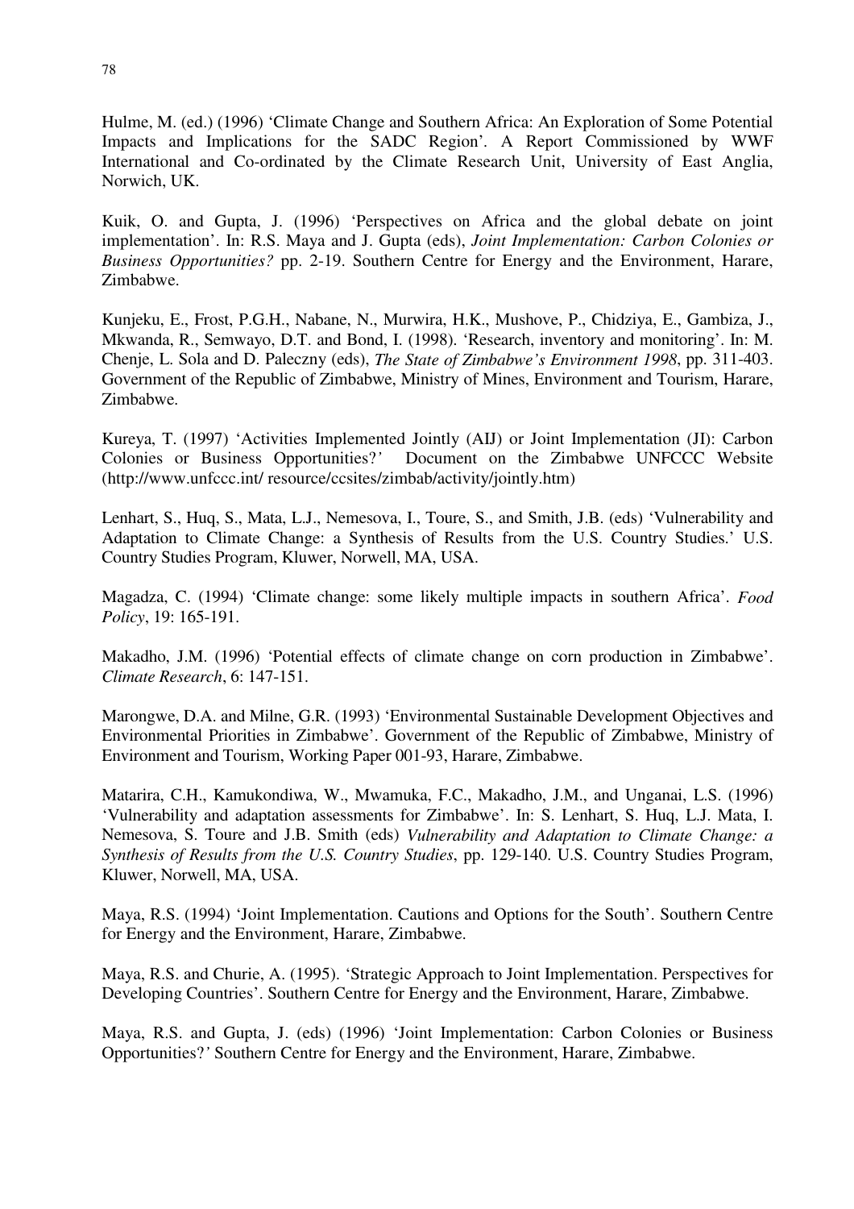Hulme, M. (ed.) (1996) ‘Climate Change and Southern Africa: An Exploration of Some Potential Impacts and Implications for the SADC Region’. A Report Commissioned by WWF International and Co-ordinated by the Climate Research Unit, University of East Anglia, Norwich, UK.

Kuik, O. and Gupta, J. (1996) ‘Perspectives on Africa and the global debate on joint implementation’. In: R.S. Maya and J. Gupta (eds), *Joint Implementation: Carbon Colonies or Business Opportunities?* pp. 2-19. Southern Centre for Energy and the Environment, Harare, Zimbabwe.

Kunjeku, E., Frost, P.G.H., Nabane, N., Murwira, H.K., Mushove, P., Chidziya, E., Gambiza, J., Mkwanda, R., Semwayo, D.T. and Bond, I. (1998). ‘Research, inventory and monitoring’. In: M. Chenje, L. Sola and D. Paleczny (eds), *The State of Zimbabwe's Environment 1998*, pp. 311-403. Government of the Republic of Zimbabwe, Ministry of Mines, Environment and Tourism, Harare, Zimbabwe.

Kureya, T. (1997) ‘Activities Implemented Jointly (AIJ) or Joint Implementation (JI): Carbon Colonies or Business Opportunities?’ Document on the Zimbabwe UNFCCC Website (http://www.unfccc.int/ resource/ccsites/zimbab/activity/jointly.htm)

Lenhart, S., Huq, S., Mata, L.J., Nemesova, I., Toure, S., and Smith, J.B. (eds) ‘Vulnerability and Adaptation to Climate Change: a Synthesis of Results from the U.S. Country Studies.’ U.S. Country Studies Program, Kluwer, Norwell, MA, USA.

Magadza, C. (1994) ‘Climate change: some likely multiple impacts in southern Africa’. *Food Policy*, 19: 165-191.

Makadho, J.M. (1996) ‘Potential effects of climate change on corn production in Zimbabwe’. *Climate Research*, 6: 147-151.

Marongwe, D.A. and Milne, G.R. (1993) ‘Environmental Sustainable Development Objectives and Environmental Priorities in Zimbabwe’. Government of the Republic of Zimbabwe, Ministry of Environment and Tourism, Working Paper 001-93, Harare, Zimbabwe.

Matarira, C.H., Kamukondiwa, W., Mwamuka, F.C., Makadho, J.M., and Unganai, L.S. (1996) ‘Vulnerability and adaptation assessments for Zimbabwe’. In: S. Lenhart, S. Huq, L.J. Mata, I. Nemesova, S. Toure and J.B. Smith (eds) *Vulnerability and Adaptation to Climate Change: a Synthesis of Results from the U.S. Country Studies*, pp. 129-140. U.S. Country Studies Program, Kluwer, Norwell, MA, USA.

Maya, R.S. (1994) ‘Joint Implementation. Cautions and Options for the South’. Southern Centre for Energy and the Environment, Harare, Zimbabwe.

Maya, R.S. and Churie, A. (1995). ‘Strategic Approach to Joint Implementation. Perspectives for Developing Countries’. Southern Centre for Energy and the Environment, Harare, Zimbabwe.

Maya, R.S. and Gupta, J. (eds) (1996) ‘Joint Implementation: Carbon Colonies or Business Opportunities?’ Southern Centre for Energy and the Environment, Harare, Zimbabwe.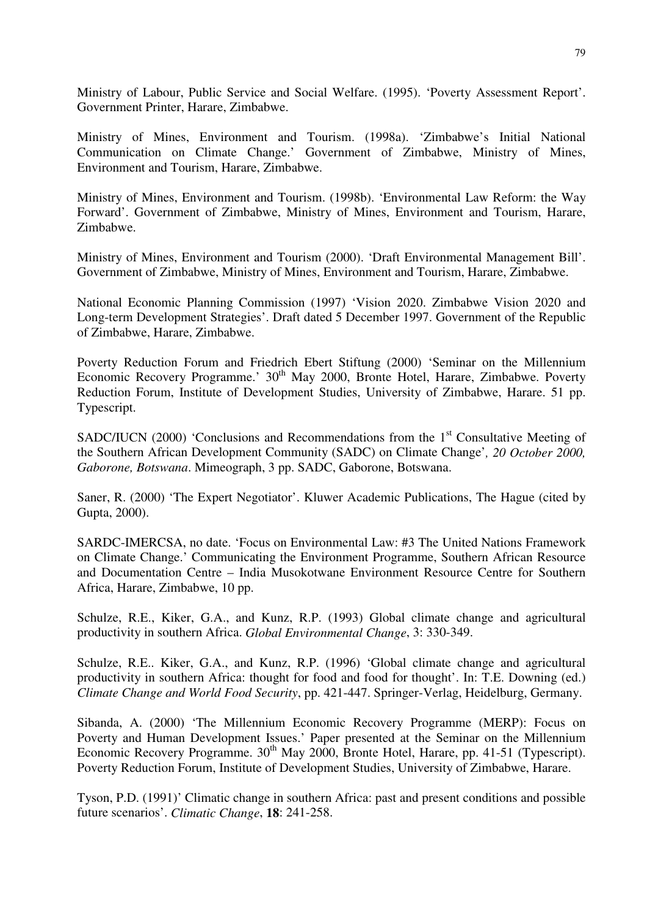Ministry of Labour, Public Service and Social Welfare. (1995). 'Poverty Assessment Report'. Government Printer, Harare, Zimbabwe.

Ministry of Mines, Environment and Tourism. (1998a). 'Zimbabwe's Initial National Communication on Climate Change.' Government of Zimbabwe, Ministry of Mines, Environment and Tourism, Harare, Zimbabwe.

Ministry of Mines, Environment and Tourism. (1998b). 'Environmental Law Reform: the Way Forward'. Government of Zimbabwe, Ministry of Mines, Environment and Tourism, Harare, Zimbabwe.

Ministry of Mines, Environment and Tourism (2000). 'Draft Environmental Management Bill'. Government of Zimbabwe, Ministry of Mines, Environment and Tourism, Harare, Zimbabwe.

National Economic Planning Commission (1997) 'Vision 2020. Zimbabwe Vision 2020 and Long-term Development Strategies'. Draft dated 5 December 1997. Government of the Republic of Zimbabwe, Harare, Zimbabwe.

Poverty Reduction Forum and Friedrich Ebert Stiftung (2000) 'Seminar on the Millennium Economic Recovery Programme.' 30th May 2000, Bronte Hotel, Harare, Zimbabwe. Poverty Reduction Forum, Institute of Development Studies, University of Zimbabwe, Harare. 51 pp. Typescript.

SADC/IUCN (2000) 'Conclusions and Recommendations from the 1st Consultative Meeting of the Southern African Development Community (SADC) on Climate Change'*, 20 October 2000, Gaborone, Botswana*. Mimeograph, 3 pp. SADC, Gaborone, Botswana.

Saner, R. (2000) 'The Expert Negotiator'. Kluwer Academic Publications, The Hague (cited by Gupta, 2000).

SARDC-IMERCSA, no date. 'Focus on Environmental Law: #3 The United Nations Framework on Climate Change.' Communicating the Environment Programme, Southern African Resource and Documentation Centre – India Musokotwane Environment Resource Centre for Southern Africa, Harare, Zimbabwe, 10 pp.

Schulze, R.E., Kiker, G.A., and Kunz, R.P. (1993) Global climate change and agricultural productivity in southern Africa. *Global Environmental Change*, 3: 330-349.

Schulze, R.E.. Kiker, G.A., and Kunz, R.P. (1996) 'Global climate change and agricultural productivity in southern Africa: thought for food and food for thought'. In: T.E. Downing (ed.) *Climate Change and World Food Security*, pp. 421-447. Springer-Verlag, Heidelburg, Germany.

Sibanda, A. (2000) 'The Millennium Economic Recovery Programme (MERP): Focus on Poverty and Human Development Issues.' Paper presented at the Seminar on the Millennium Economic Recovery Programme. 30th May 2000, Bronte Hotel, Harare, pp. 41-51 (Typescript). Poverty Reduction Forum, Institute of Development Studies, University of Zimbabwe, Harare.

Tyson, P.D. (1991)' Climatic change in southern Africa: past and present conditions and possible future scenarios'. *Climatic Change*, **18**: 241-258.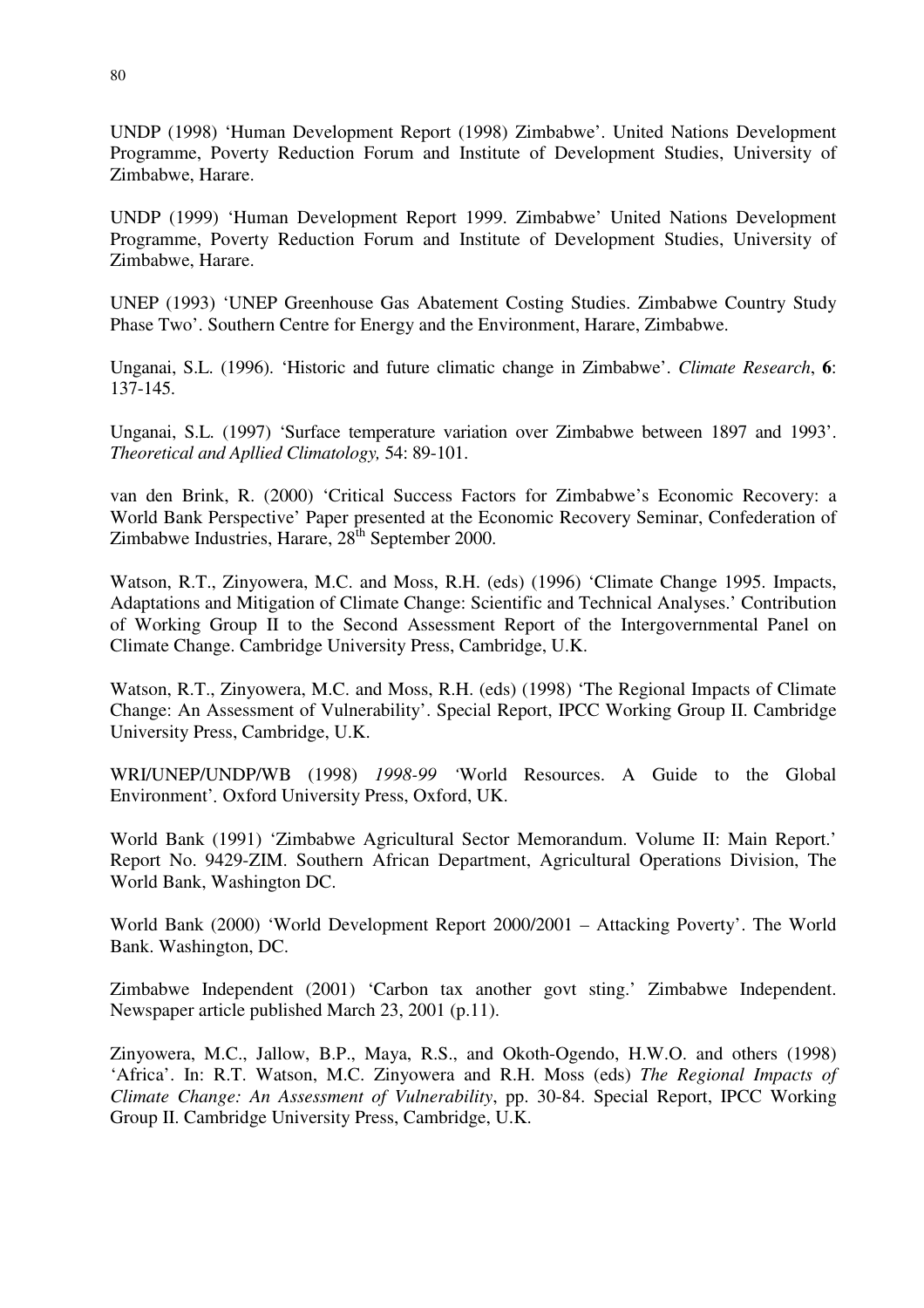UNDP (1998) 'Human Development Report (1998) Zimbabwe'. United Nations Development Programme, Poverty Reduction Forum and Institute of Development Studies, University of Zimbabwe, Harare.

UNDP (1999) 'Human Development Report 1999. Zimbabwe' United Nations Development Programme, Poverty Reduction Forum and Institute of Development Studies, University of Zimbabwe, Harare.

UNEP (1993) 'UNEP Greenhouse Gas Abatement Costing Studies. Zimbabwe Country Study Phase Two'. Southern Centre for Energy and the Environment, Harare, Zimbabwe.

Unganai, S.L. (1996). 'Historic and future climatic change in Zimbabwe'. *Climate Research*, **6**: 137-145.

Unganai, S.L. (1997) 'Surface temperature variation over Zimbabwe between 1897 and 1993'. *Theoretical and Apllied Climatology,* 54: 89-101.

van den Brink, R. (2000) 'Critical Success Factors for Zimbabwe's Economic Recovery: a World Bank Perspective' Paper presented at the Economic Recovery Seminar, Confederation of Zimbabwe Industries, Harare, 28th September 2000.

Watson, R.T., Zinyowera, M.C. and Moss, R.H. (eds) (1996) 'Climate Change 1995. Impacts, Adaptations and Mitigation of Climate Change: Scientific and Technical Analyses.' Contribution of Working Group II to the Second Assessment Report of the Intergovernmental Panel on Climate Change. Cambridge University Press, Cambridge, U.K.

Watson, R.T., Zinyowera, M.C. and Moss, R.H. (eds) (1998) 'The Regional Impacts of Climate Change: An Assessment of Vulnerability'. Special Report, IPCC Working Group II. Cambridge University Press, Cambridge, U.K.

WRI/UNEP/UNDP/WB (1998) *1998-99* 'World Resources. A Guide to the Global Environment'. Oxford University Press, Oxford, UK.

World Bank (1991) 'Zimbabwe Agricultural Sector Memorandum. Volume II: Main Report.' Report No. 9429-ZIM. Southern African Department, Agricultural Operations Division, The World Bank, Washington DC.

World Bank (2000) 'World Development Report 2000/2001 – Attacking Poverty'. The World Bank. Washington, DC.

Zimbabwe Independent (2001) 'Carbon tax another govt sting.' Zimbabwe Independent. Newspaper article published March 23, 2001 (p.11).

Zinyowera, M.C., Jallow, B.P., Maya, R.S., and Okoth-Ogendo, H.W.O. and others (1998) 'Africa'. In: R.T. Watson, M.C. Zinyowera and R.H. Moss (eds) *The Regional Impacts of Climate Change: An Assessment of Vulnerability*, pp. 30-84. Special Report, IPCC Working Group II. Cambridge University Press, Cambridge, U.K.